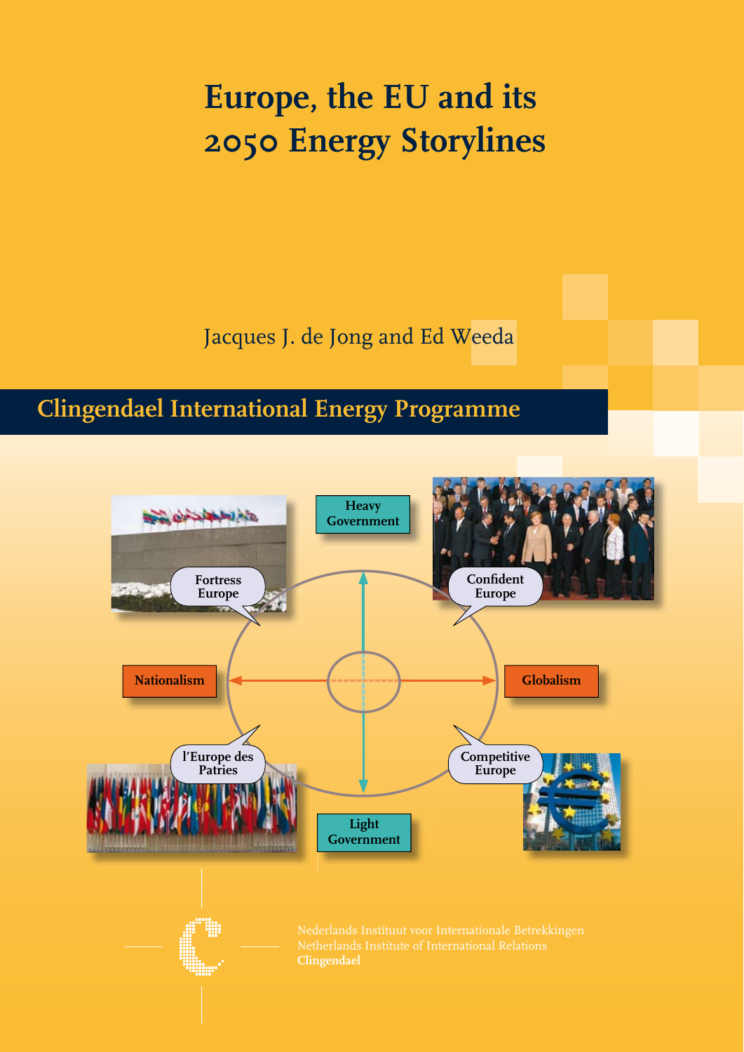# Europe, the EU and its 2050 Energy Storylines

Jacques J. de Jong and Ed Weeda

## Clingendael International Energy Programme

Heavy Government

Fortress Europe

Confident Europe

Nationalism

Globalism

l'Europe des Patries

Competitive Europe

Light Government

Nederlands Instituut voor Internationale Betrekkingen
Netherlands Institute of International Relations
**Clingendael**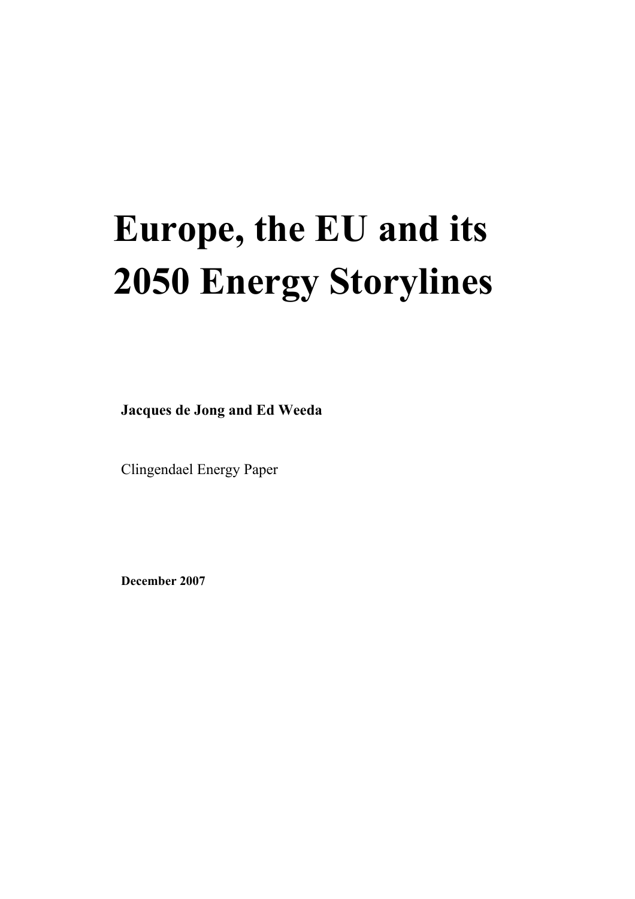# Europe, the EU and its 2050 Energy Storylines

**Jacques de Jong and Ed Weeda**

Clingendael Energy Paper

**December 2007**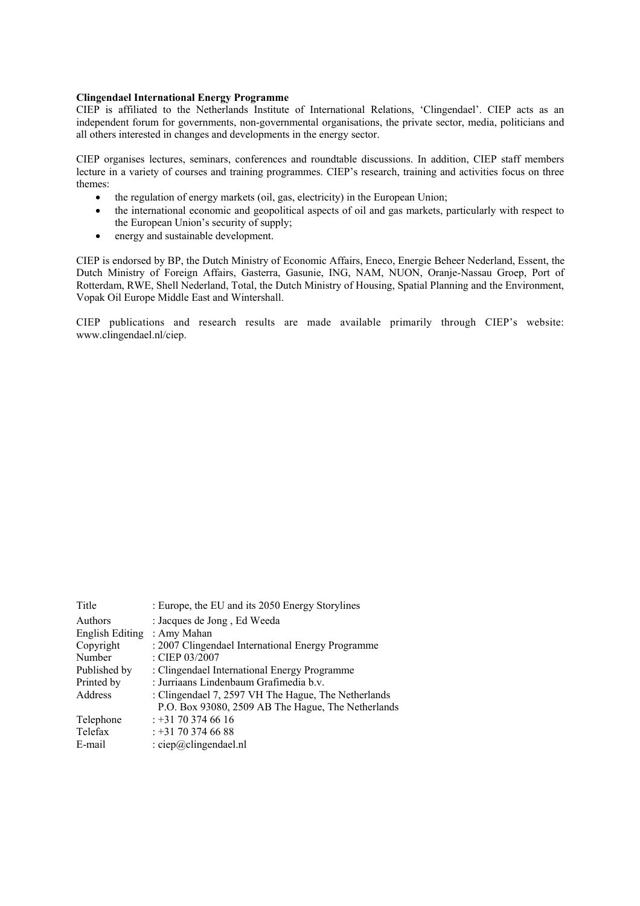**Clingendael International Energy Programme**

CIEP is affiliated to the Netherlands Institute of International Relations, 'Clingendael'. CIEP acts as an independent forum for governments, non-governmental organisations, the private sector, media, politicians and all others interested in changes and developments in the energy sector.

CIEP organises lectures, seminars, conferences and roundtable discussions. In addition, CIEP staff members lecture in a variety of courses and training programmes. CIEP's research, training and activities focus on three themes:

- the regulation of energy markets (oil, gas, electricity) in the European Union;
- the international economic and geopolitical aspects of oil and gas markets, particularly with respect to the European Union's security of supply;
- energy and sustainable development.

CIEP is endorsed by BP, the Dutch Ministry of Economic Affairs, Eneco, Energie Beheer Nederland, Essent, the Dutch Ministry of Foreign Affairs, Gasterra, Gasunie, ING, NAM, NUON, Oranje-Nassau Groep, Port of Rotterdam, RWE, Shell Nederland, Total, the Dutch Ministry of Housing, Spatial Planning and the Environment, Vopak Oil Europe Middle East and Wintershall.

CIEP publications and research results are made available primarily through CIEP's website: www.clingendael.nl/ciep.

| | |
|---|---|
| Title | : Europe, the EU and its 2050 Energy Storylines |
| Authors | : Jacques de Jong , Ed Weeda |
| English Editing | : Amy Mahan |
| Copyright | : 2007 Clingendael International Energy Programme |
| Number | : CIEP 03/2007 |
| Published by | : Clingendael International Energy Programme |
| Printed by | : Jurriaans Lindenbaum Grafimedia b.v. |
| Address | : Clingendael 7, 2597 VH The Hague, The Netherlands<br>P.O. Box 93080, 2509 AB The Hague, The Netherlands |
| Telephone | : +31 70 374 66 16 |
| Telefax | : +31 70 374 66 88 |
| E-mail | : ciep@clingendael.nl |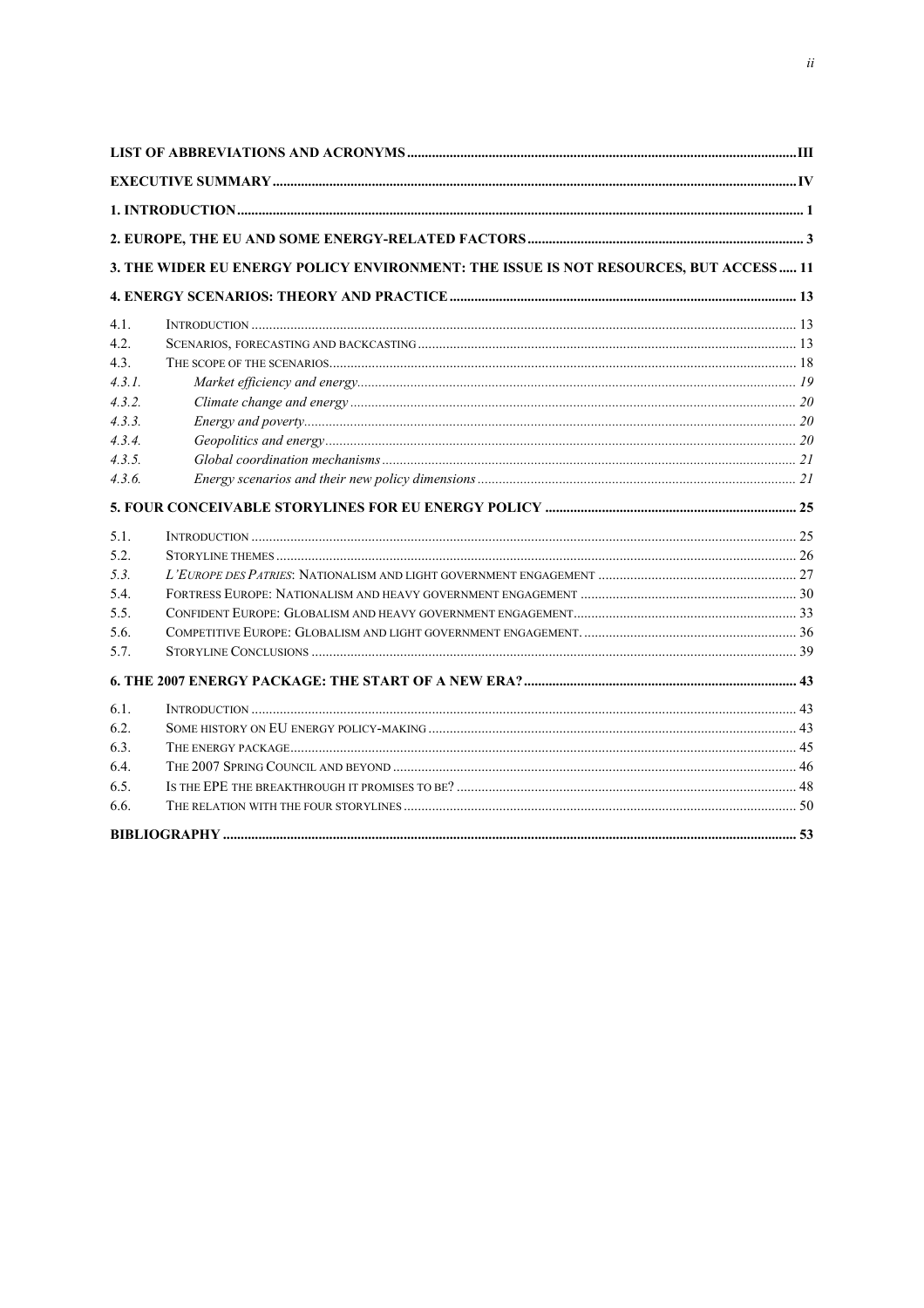| | |
|---|---|
| **LIST OF ABBREVIATIONS AND ACRONYMS** | **III** |
| **EXECUTIVE SUMMARY** | **IV** |
| **1. INTRODUCTION** | **1** |
| **2. EUROPE, THE EU AND SOME ENERGY-RELATED FACTORS** | **3** |
| **3. THE WIDER EU ENERGY POLICY ENVIRONMENT: THE ISSUE IS NOT RESOURCES, BUT ACCESS** | **11** |
| **4. ENERGY SCENARIOS: THEORY AND PRACTICE** | **13** |
| 4.1. INTRODUCTION | 13 |
| 4.2. SCENARIOS, FORECASTING AND BACKCASTING | 13 |
| 4.3. THE SCOPE OF THE SCENARIOS | 18 |
| *4.3.1. Market efficiency and energy* | *19* |
| *4.3.2. Climate change and energy* | *20* |
| *4.3.3. Energy and poverty* | *20* |
| *4.3.4. Geopolitics and energy* | *20* |
| *4.3.5. Global coordination mechanisms* | *21* |
| *4.3.6. Energy scenarios and their new policy dimensions* | *21* |
| **5. FOUR CONCEIVABLE STORYLINES FOR EU ENERGY POLICY** | **25** |
| 5.1. INTRODUCTION | 25 |
| 5.2. STORYLINE THEMES | 26 |
| *5.3.* *L'EUROPE DES PATRIES*: NATIONALISM AND LIGHT GOVERNMENT ENGAGEMENT | 27 |
| 5.4. FORTRESS EUROPE: NATIONALISM AND HEAVY GOVERNMENT ENGAGEMENT | 30 |
| 5.5. CONFIDENT EUROPE: GLOBALISM AND HEAVY GOVERNMENT ENGAGEMENT | 33 |
| 5.6. COMPETITIVE EUROPE: GLOBALISM AND LIGHT GOVERNMENT ENGAGEMENT. | 36 |
| 5.7. STORYLINE CONCLUSIONS | 39 |
| **6. THE 2007 ENERGY PACKAGE: THE START OF A NEW ERA?** | **43** |
| 6.1. INTRODUCTION | 43 |
| 6.2. SOME HISTORY ON EU ENERGY POLICY-MAKING | 43 |
| 6.3. THE ENERGY PACKAGE | 45 |
| 6.4. THE 2007 SPRING COUNCIL AND BEYOND | 46 |
| 6.5. IS THE EPE THE BREAKTHROUGH IT PROMISES TO BE? | 48 |
| 6.6. THE RELATION WITH THE FOUR STORYLINES | 50 |
| **BIBLIOGRAPHY** | **53** |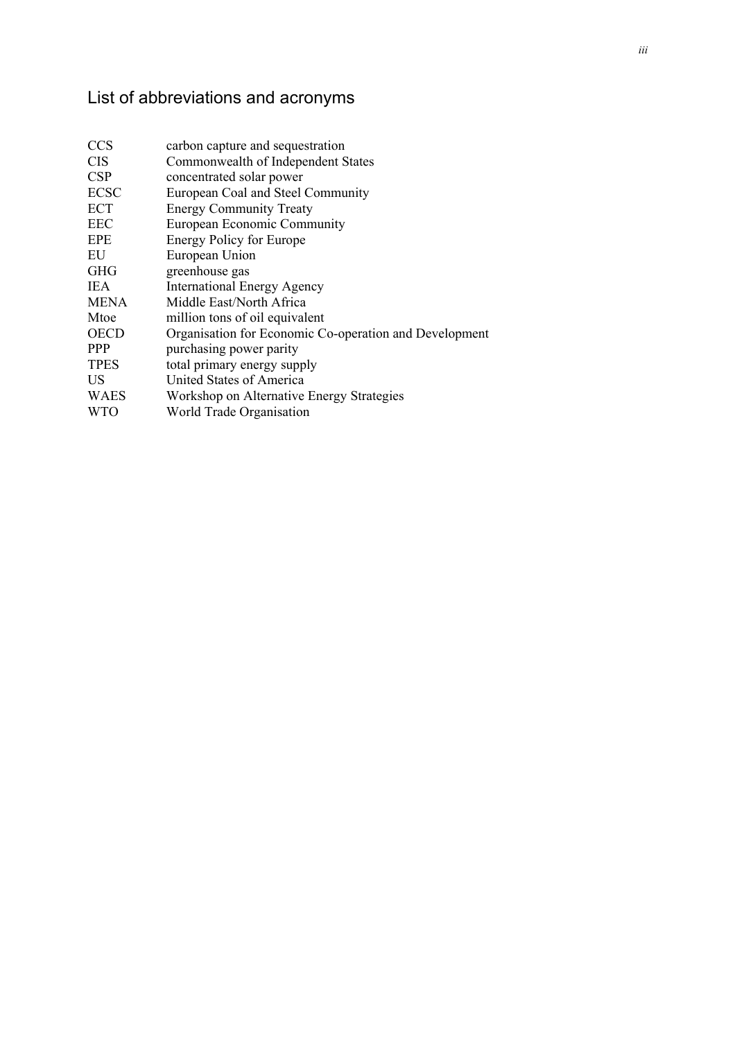## List of abbreviations and acronyms

| | |
|---|---|
| CCS | carbon capture and sequestration |
| CIS | Commonwealth of Independent States |
| CSP | concentrated solar power |
| ECSC | European Coal and Steel Community |
| ECT | Energy Community Treaty |
| EEC | European Economic Community |
| EPE | Energy Policy for Europe |
| EU | European Union |
| GHG | greenhouse gas |
| IEA | International Energy Agency |
| MENA | Middle East/North Africa |
| Mtoe | million tons of oil equivalent |
| OECD | Organisation for Economic Co-operation and Development |
| PPP | purchasing power parity |
| TPES | total primary energy supply |
| US | United States of America |
| WAES | Workshop on Alternative Energy Strategies |
| WTO | World Trade Organisation |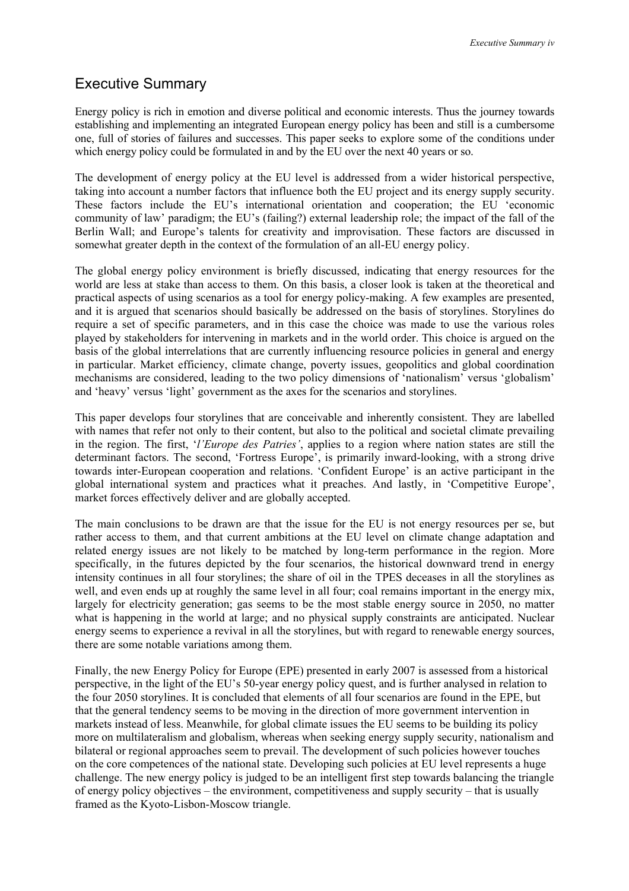# Executive Summary

Energy policy is rich in emotion and diverse political and economic interests. Thus the journey towards establishing and implementing an integrated European energy policy has been and still is a cumbersome one, full of stories of failures and successes. This paper seeks to explore some of the conditions under which energy policy could be formulated in and by the EU over the next 40 years or so.

The development of energy policy at the EU level is addressed from a wider historical perspective, taking into account a number factors that influence both the EU project and its energy supply security. These factors include the EU's international orientation and cooperation; the EU 'economic community of law' paradigm; the EU's (failing?) external leadership role; the impact of the fall of the Berlin Wall; and Europe's talents for creativity and improvisation. These factors are discussed in somewhat greater depth in the context of the formulation of an all-EU energy policy.

The global energy policy environment is briefly discussed, indicating that energy resources for the world are less at stake than access to them. On this basis, a closer look is taken at the theoretical and practical aspects of using scenarios as a tool for energy policy-making. A few examples are presented, and it is argued that scenarios should basically be addressed on the basis of storylines. Storylines do require a set of specific parameters, and in this case the choice was made to use the various roles played by stakeholders for intervening in markets and in the world order. This choice is argued on the basis of the global interrelations that are currently influencing resource policies in general and energy in particular. Market efficiency, climate change, poverty issues, geopolitics and global coordination mechanisms are considered, leading to the two policy dimensions of 'nationalism' versus 'globalism' and 'heavy' versus 'light' government as the axes for the scenarios and storylines.

This paper develops four storylines that are conceivable and inherently consistent. They are labelled with names that refer not only to their content, but also to the political and societal climate prevailing in the region. The first, '*l'Europe des Patries'*, applies to a region where nation states are still the determinant factors. The second, 'Fortress Europe', is primarily inward-looking, with a strong drive towards inter-European cooperation and relations. 'Confident Europe' is an active participant in the global international system and practices what it preaches. And lastly, in 'Competitive Europe', market forces effectively deliver and are globally accepted.

The main conclusions to be drawn are that the issue for the EU is not energy resources per se, but rather access to them, and that current ambitions at the EU level on climate change adaptation and related energy issues are not likely to be matched by long-term performance in the region. More specifically, in the futures depicted by the four scenarios, the historical downward trend in energy intensity continues in all four storylines; the share of oil in the TPES deceases in all the storylines as well, and even ends up at roughly the same level in all four; coal remains important in the energy mix, largely for electricity generation; gas seems to be the most stable energy source in 2050, no matter what is happening in the world at large; and no physical supply constraints are anticipated. Nuclear energy seems to experience a revival in all the storylines, but with regard to renewable energy sources, there are some notable variations among them.

Finally, the new Energy Policy for Europe (EPE) presented in early 2007 is assessed from a historical perspective, in the light of the EU's 50-year energy policy quest, and is further analysed in relation to the four 2050 storylines. It is concluded that elements of all four scenarios are found in the EPE, but that the general tendency seems to be moving in the direction of more government intervention in markets instead of less. Meanwhile, for global climate issues the EU seems to be building its policy more on multilateralism and globalism, whereas when seeking energy supply security, nationalism and bilateral or regional approaches seem to prevail. The development of such policies however touches on the core competences of the national state. Developing such policies at EU level represents a huge challenge. The new energy policy is judged to be an intelligent first step towards balancing the triangle of energy policy objectives – the environment, competitiveness and supply security – that is usually framed as the Kyoto-Lisbon-Moscow triangle.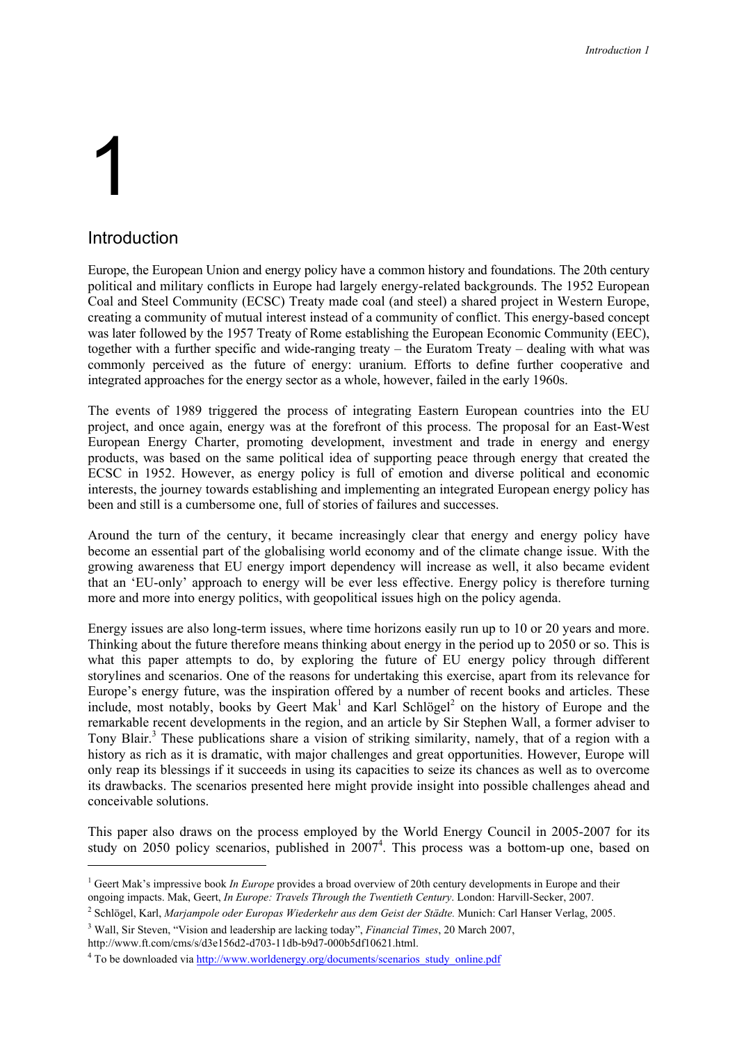# 1

## Introduction

Europe, the European Union and energy policy have a common history and foundations. The 20th century political and military conflicts in Europe had largely energy-related backgrounds. The 1952 European Coal and Steel Community (ECSC) Treaty made coal (and steel) a shared project in Western Europe, creating a community of mutual interest instead of a community of conflict. This energy-based concept was later followed by the 1957 Treaty of Rome establishing the European Economic Community (EEC), together with a further specific and wide-ranging treaty – the Euratom Treaty – dealing with what was commonly perceived as the future of energy: uranium. Efforts to define further cooperative and integrated approaches for the energy sector as a whole, however, failed in the early 1960s.

The events of 1989 triggered the process of integrating Eastern European countries into the EU project, and once again, energy was at the forefront of this process. The proposal for an East-West European Energy Charter, promoting development, investment and trade in energy and energy products, was based on the same political idea of supporting peace through energy that created the ECSC in 1952. However, as energy policy is full of emotion and diverse political and economic interests, the journey towards establishing and implementing an integrated European energy policy has been and still is a cumbersome one, full of stories of failures and successes.

Around the turn of the century, it became increasingly clear that energy and energy policy have become an essential part of the globalising world economy and of the climate change issue. With the growing awareness that EU energy import dependency will increase as well, it also became evident that an 'EU-only' approach to energy will be ever less effective. Energy policy is therefore turning more and more into energy politics, with geopolitical issues high on the policy agenda.

Energy issues are also long-term issues, where time horizons easily run up to 10 or 20 years and more. Thinking about the future therefore means thinking about energy in the period up to 2050 or so. This is what this paper attempts to do, by exploring the future of EU energy policy through different storylines and scenarios. One of the reasons for undertaking this exercise, apart from its relevance for Europe's energy future, was the inspiration offered by a number of recent books and articles. These include, most notably, books by Geert Mak[1] and Karl Schlögel[2] on the history of Europe and the remarkable recent developments in the region, and an article by Sir Stephen Wall, a former adviser to Tony Blair.[3] These publications share a vision of striking similarity, namely, that of a region with a history as rich as it is dramatic, with major challenges and great opportunities. However, Europe will only reap its blessings if it succeeds in using its capacities to seize its chances as well as to overcome its drawbacks. The scenarios presented here might provide insight into possible challenges ahead and conceivable solutions.

This paper also draws on the process employed by the World Energy Council in 2005-2007 for its study on 2050 policy scenarios, published in 2007[4]. This process was a bottom-up one, based on

---

[1] Geert Mak's impressive book *In Europe* provides a broad overview of 20th century developments in Europe and their ongoing impacts. Mak, Geert, *In Europe: Travels Through the Twentieth Century*. London: Harvill-Secker, 2007.

[2] Schlögel, Karl, *Marjampole oder Europas Wiederkehr aus dem Geist der Städte.* Munich: Carl Hanser Verlag, 2005.

[3] Wall, Sir Steven, "Vision and leadership are lacking today", *Financial Times*, 20 March 2007, http://www.ft.com/cms/s/d3e156d2-d703-11db-b9d7-000b5df10621.html.

[4] To be downloaded via http://www.worldenergy.org/documents/scenarios_study_online.pdf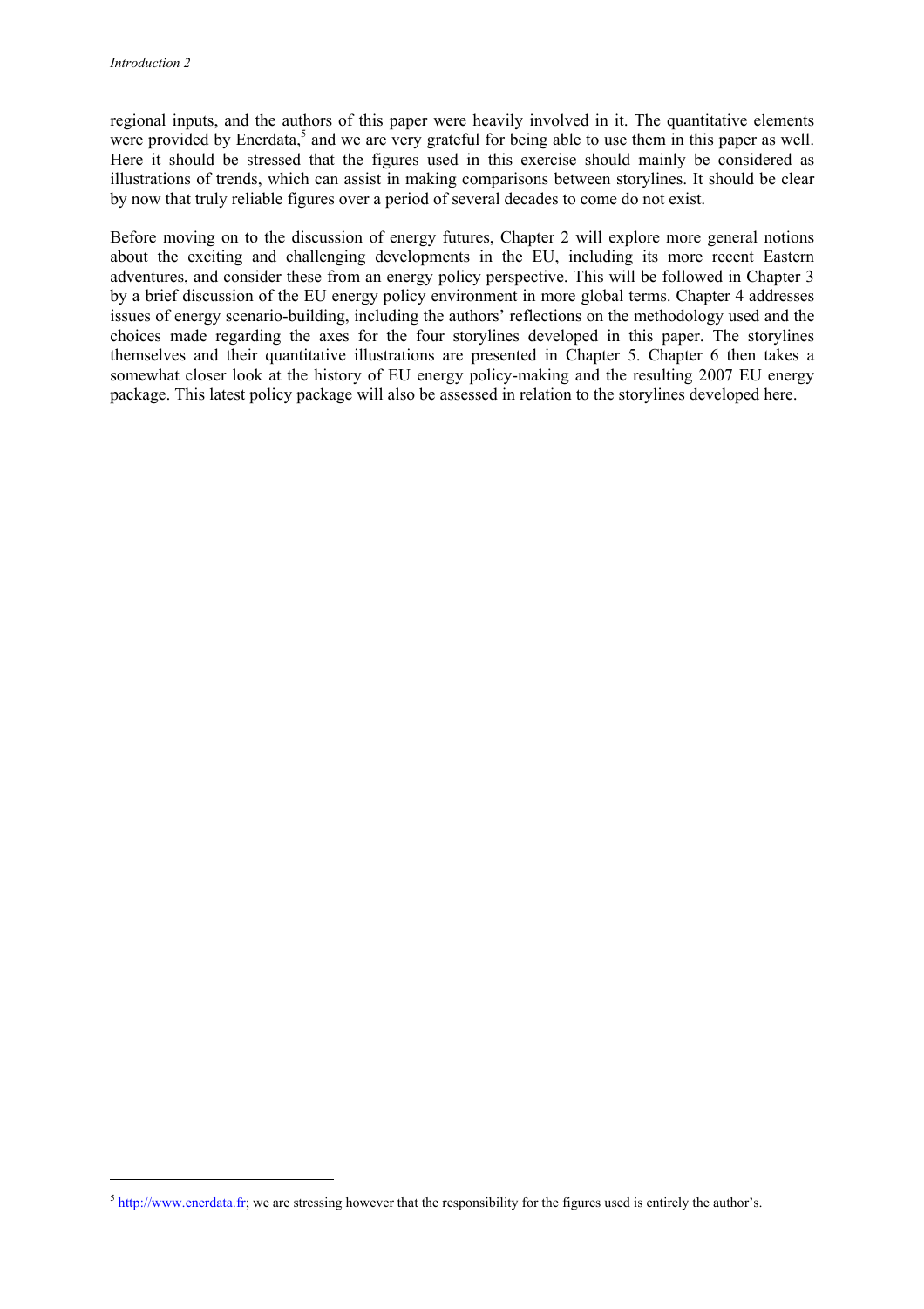regional inputs, and the authors of this paper were heavily involved in it. The quantitative elements were provided by Enerdata,[5] and we are very grateful for being able to use them in this paper as well. Here it should be stressed that the figures used in this exercise should mainly be considered as illustrations of trends, which can assist in making comparisons between storylines. It should be clear by now that truly reliable figures over a period of several decades to come do not exist.

Before moving on to the discussion of energy futures, Chapter 2 will explore more general notions about the exciting and challenging developments in the EU, including its more recent Eastern adventures, and consider these from an energy policy perspective. This will be followed in Chapter 3 by a brief discussion of the EU energy policy environment in more global terms. Chapter 4 addresses issues of energy scenario-building, including the authors' reflections on the methodology used and the choices made regarding the axes for the four storylines developed in this paper. The storylines themselves and their quantitative illustrations are presented in Chapter 5. Chapter 6 then takes a somewhat closer look at the history of EU energy policy-making and the resulting 2007 EU energy package. This latest policy package will also be assessed in relation to the storylines developed here.

[5] http://www.enerdata.fr; we are stressing however that the responsibility for the figures used is entirely the author's.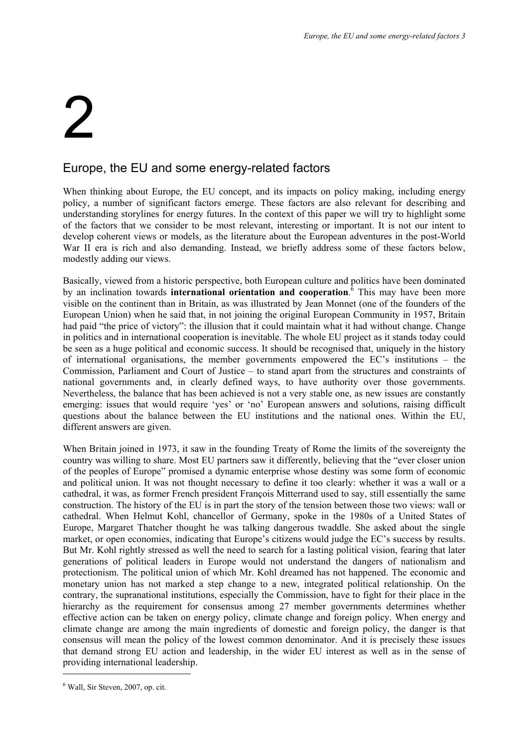# 2

## Europe, the EU and some energy-related factors

When thinking about Europe, the EU concept, and its impacts on policy making, including energy policy, a number of significant factors emerge. These factors are also relevant for describing and understanding storylines for energy futures. In the context of this paper we will try to highlight some of the factors that we consider to be most relevant, interesting or important. It is not our intent to develop coherent views or models, as the literature about the European adventures in the post-World War II era is rich and also demanding. Instead, we briefly address some of these factors below, modestly adding our views.

Basically, viewed from a historic perspective, both European culture and politics have been dominated by an inclination towards **international orientation and cooperation**.[6] This may have been more visible on the continent than in Britain, as was illustrated by Jean Monnet (one of the founders of the European Union) when he said that, in not joining the original European Community in 1957, Britain had paid "the price of victory": the illusion that it could maintain what it had without change. Change in politics and in international cooperation is inevitable. The whole EU project as it stands today could be seen as a huge political and economic success. It should be recognised that, uniquely in the history of international organisations, the member governments empowered the EC's institutions – the Commission, Parliament and Court of Justice – to stand apart from the structures and constraints of national governments and, in clearly defined ways, to have authority over those governments. Nevertheless, the balance that has been achieved is not a very stable one, as new issues are constantly emerging: issues that would require 'yes' or 'no' European answers and solutions, raising difficult questions about the balance between the EU institutions and the national ones. Within the EU, different answers are given.

When Britain joined in 1973, it saw in the founding Treaty of Rome the limits of the sovereignty the country was willing to share. Most EU partners saw it differently, believing that the "ever closer union of the peoples of Europe" promised a dynamic enterprise whose destiny was some form of economic and political union. It was not thought necessary to define it too clearly: whether it was a wall or a cathedral, it was, as former French president François Mitterrand used to say, still essentially the same construction. The history of the EU is in part the story of the tension between those two views: wall or cathedral. When Helmut Kohl, chancellor of Germany, spoke in the 1980s of a United States of Europe, Margaret Thatcher thought he was talking dangerous twaddle. She asked about the single market, or open economies, indicating that Europe's citizens would judge the EC's success by results. But Mr. Kohl rightly stressed as well the need to search for a lasting political vision, fearing that later generations of political leaders in Europe would not understand the dangers of nationalism and protectionism. The political union of which Mr. Kohl dreamed has not happened. The economic and monetary union has not marked a step change to a new, integrated political relationship. On the contrary, the supranational institutions, especially the Commission, have to fight for their place in the hierarchy as the requirement for consensus among 27 member governments determines whether effective action can be taken on energy policy, climate change and foreign policy. When energy and climate change are among the main ingredients of domestic and foreign policy, the danger is that consensus will mean the policy of the lowest common denominator. And it is precisely these issues that demand strong EU action and leadership, in the wider EU interest as well as in the sense of providing international leadership.

---

[6] Wall, Sir Steven, 2007, op. cit.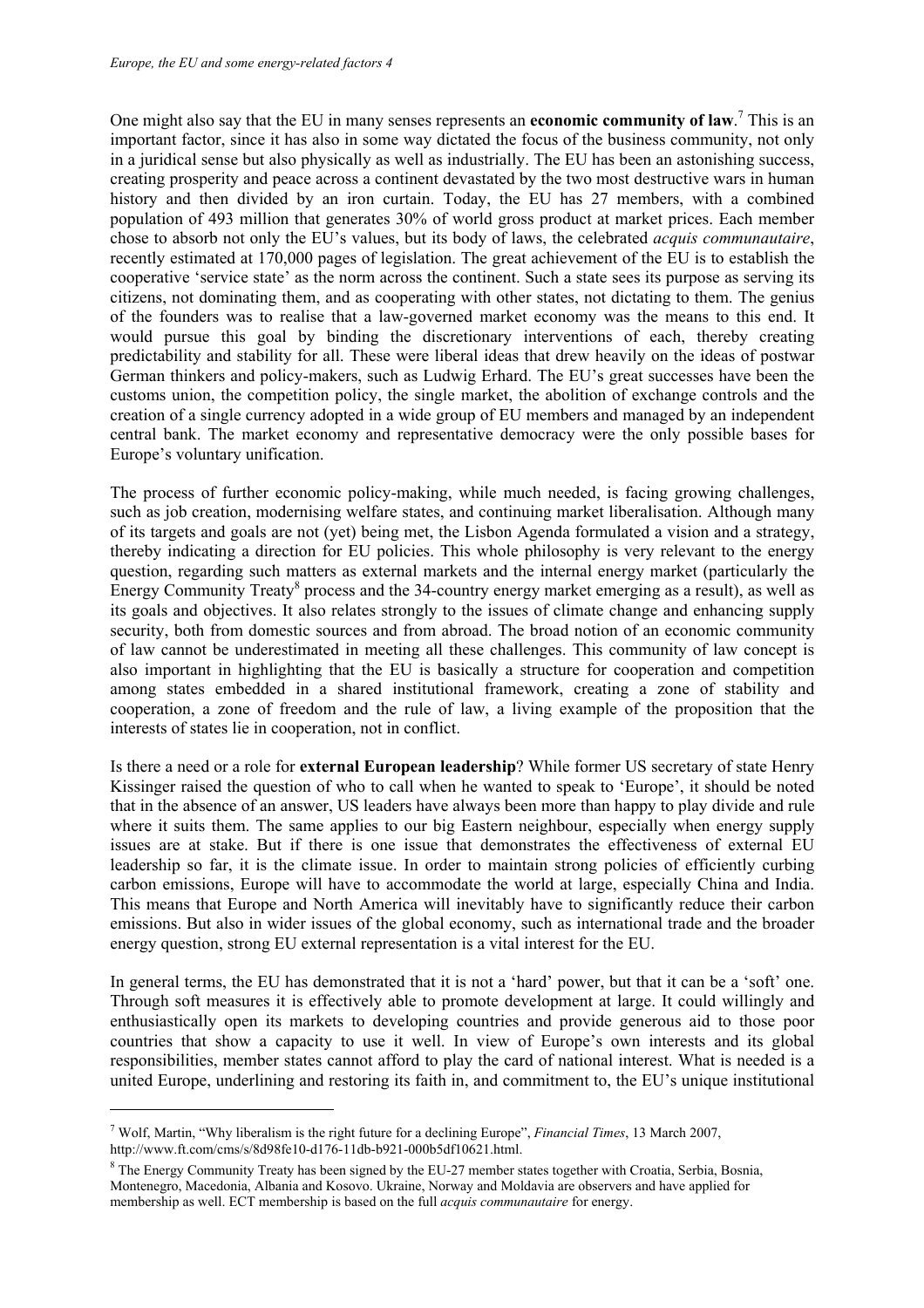One might also say that the EU in many senses represents an **economic community of law**.[7] This is an important factor, since it has also in some way dictated the focus of the business community, not only in a juridical sense but also physically as well as industrially. The EU has been an astonishing success, creating prosperity and peace across a continent devastated by the two most destructive wars in human history and then divided by an iron curtain. Today, the EU has 27 members, with a combined population of 493 million that generates 30% of world gross product at market prices. Each member chose to absorb not only the EU's values, but its body of laws, the celebrated *acquis communautaire*, recently estimated at 170,000 pages of legislation. The great achievement of the EU is to establish the cooperative 'service state' as the norm across the continent. Such a state sees its purpose as serving its citizens, not dominating them, and as cooperating with other states, not dictating to them. The genius of the founders was to realise that a law-governed market economy was the means to this end. It would pursue this goal by binding the discretionary interventions of each, thereby creating predictability and stability for all. These were liberal ideas that drew heavily on the ideas of postwar German thinkers and policy-makers, such as Ludwig Erhard. The EU's great successes have been the customs union, the competition policy, the single market, the abolition of exchange controls and the creation of a single currency adopted in a wide group of EU members and managed by an independent central bank. The market economy and representative democracy were the only possible bases for Europe's voluntary unification.

The process of further economic policy-making, while much needed, is facing growing challenges, such as job creation, modernising welfare states, and continuing market liberalisation. Although many of its targets and goals are not (yet) being met, the Lisbon Agenda formulated a vision and a strategy, thereby indicating a direction for EU policies. This whole philosophy is very relevant to the energy question, regarding such matters as external markets and the internal energy market (particularly the Energy Community Treaty[8] process and the 34-country energy market emerging as a result), as well as its goals and objectives. It also relates strongly to the issues of climate change and enhancing supply security, both from domestic sources and from abroad. The broad notion of an economic community of law cannot be underestimated in meeting all these challenges. This community of law concept is also important in highlighting that the EU is basically a structure for cooperation and competition among states embedded in a shared institutional framework, creating a zone of stability and cooperation, a zone of freedom and the rule of law, a living example of the proposition that the interests of states lie in cooperation, not in conflict.

Is there a need or a role for **external European leadership**? While former US secretary of state Henry Kissinger raised the question of who to call when he wanted to speak to 'Europe', it should be noted that in the absence of an answer, US leaders have always been more than happy to play divide and rule where it suits them. The same applies to our big Eastern neighbour, especially when energy supply issues are at stake. But if there is one issue that demonstrates the effectiveness of external EU leadership so far, it is the climate issue. In order to maintain strong policies of efficiently curbing carbon emissions, Europe will have to accommodate the world at large, especially China and India. This means that Europe and North America will inevitably have to significantly reduce their carbon emissions. But also in wider issues of the global economy, such as international trade and the broader energy question, strong EU external representation is a vital interest for the EU.

In general terms, the EU has demonstrated that it is not a 'hard' power, but that it can be a 'soft' one. Through soft measures it is effectively able to promote development at large. It could willingly and enthusiastically open its markets to developing countries and provide generous aid to those poor countries that show a capacity to use it well. In view of Europe's own interests and its global responsibilities, member states cannot afford to play the card of national interest. What is needed is a united Europe, underlining and restoring its faith in, and commitment to, the EU's unique institutional

---

[7] Wolf, Martin, "Why liberalism is the right future for a declining Europe", *Financial Times*, 13 March 2007, http://www.ft.com/cms/s/8d98fe10-d176-11db-b921-000b5df10621.html.

[8] The Energy Community Treaty has been signed by the EU-27 member states together with Croatia, Serbia, Bosnia, Montenegro, Macedonia, Albania and Kosovo. Ukraine, Norway and Moldavia are observers and have applied for membership as well. ECT membership is based on the full *acquis communautaire* for energy.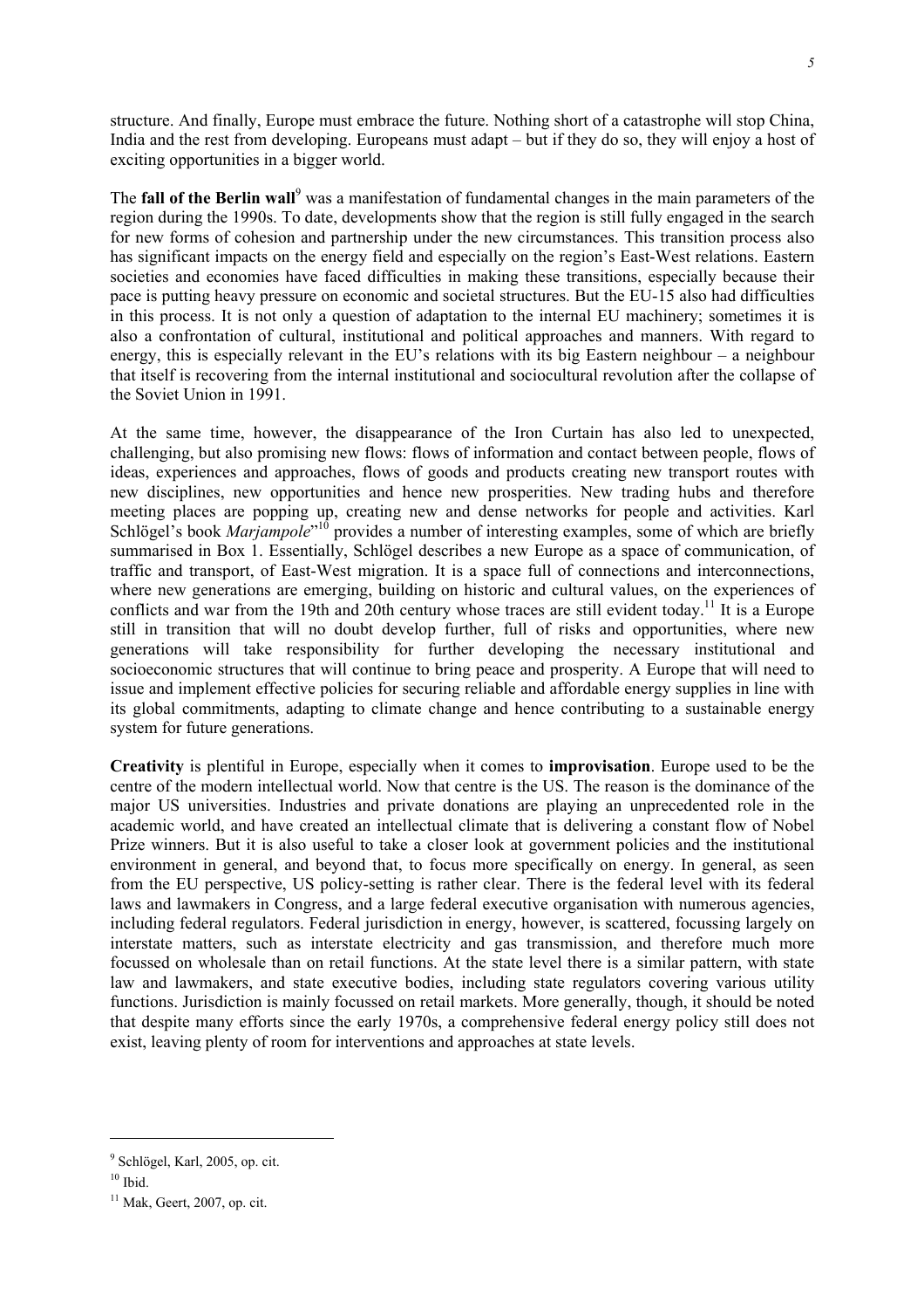structure. And finally, Europe must embrace the future. Nothing short of a catastrophe will stop China, India and the rest from developing. Europeans must adapt – but if they do so, they will enjoy a host of exciting opportunities in a bigger world.

The **fall of the Berlin wall**[9] was a manifestation of fundamental changes in the main parameters of the region during the 1990s. To date, developments show that the region is still fully engaged in the search for new forms of cohesion and partnership under the new circumstances. This transition process also has significant impacts on the energy field and especially on the region's East-West relations. Eastern societies and economies have faced difficulties in making these transitions, especially because their pace is putting heavy pressure on economic and societal structures. But the EU-15 also had difficulties in this process. It is not only a question of adaptation to the internal EU machinery; sometimes it is also a confrontation of cultural, institutional and political approaches and manners. With regard to energy, this is especially relevant in the EU's relations with its big Eastern neighbour – a neighbour that itself is recovering from the internal institutional and sociocultural revolution after the collapse of the Soviet Union in 1991.

At the same time, however, the disappearance of the Iron Curtain has also led to unexpected, challenging, but also promising new flows: flows of information and contact between people, flows of ideas, experiences and approaches, flows of goods and products creating new transport routes with new disciplines, new opportunities and hence new prosperities. New trading hubs and therefore meeting places are popping up, creating new and dense networks for people and activities. Karl Schlögel's book *Marjampole*"[10] provides a number of interesting examples, some of which are briefly summarised in Box 1. Essentially, Schlögel describes a new Europe as a space of communication, of traffic and transport, of East-West migration. It is a space full of connections and interconnections, where new generations are emerging, building on historic and cultural values, on the experiences of conflicts and war from the 19th and 20th century whose traces are still evident today.[11] It is a Europe still in transition that will no doubt develop further, full of risks and opportunities, where new generations will take responsibility for further developing the necessary institutional and socioeconomic structures that will continue to bring peace and prosperity. A Europe that will need to issue and implement effective policies for securing reliable and affordable energy supplies in line with its global commitments, adapting to climate change and hence contributing to a sustainable energy system for future generations.

**Creativity** is plentiful in Europe, especially when it comes to **improvisation**. Europe used to be the centre of the modern intellectual world. Now that centre is the US. The reason is the dominance of the major US universities. Industries and private donations are playing an unprecedented role in the academic world, and have created an intellectual climate that is delivering a constant flow of Nobel Prize winners. But it is also useful to take a closer look at government policies and the institutional environment in general, and beyond that, to focus more specifically on energy. In general, as seen from the EU perspective, US policy-setting is rather clear. There is the federal level with its federal laws and lawmakers in Congress, and a large federal executive organisation with numerous agencies, including federal regulators. Federal jurisdiction in energy, however, is scattered, focussing largely on interstate matters, such as interstate electricity and gas transmission, and therefore much more focussed on wholesale than on retail functions. At the state level there is a similar pattern, with state law and lawmakers, and state executive bodies, including state regulators covering various utility functions. Jurisdiction is mainly focussed on retail markets. More generally, though, it should be noted that despite many efforts since the early 1970s, a comprehensive federal energy policy still does not exist, leaving plenty of room for interventions and approaches at state levels.

---

[9] Schlögel, Karl, 2005, op. cit.

[10] Ibid.

[11] Mak, Geert, 2007, op. cit.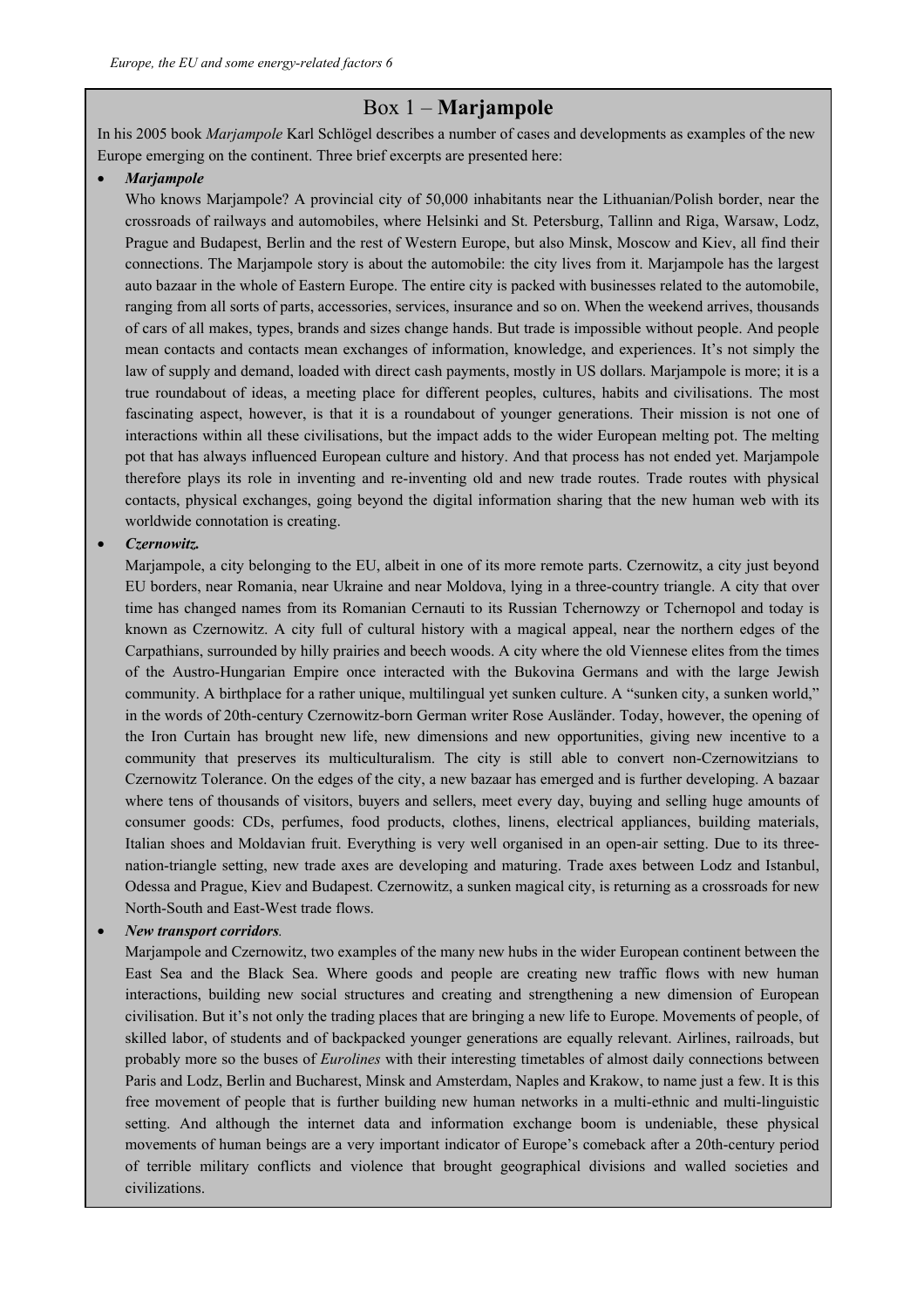## Box 1 – **Marjampole**

In his 2005 book *Marjampole* Karl Schlögel describes a number of cases and developments as examples of the new Europe emerging on the continent. Three brief excerpts are presented here:

- ***Marjampole***

  Who knows Marjampole? A provincial city of 50,000 inhabitants near the Lithuanian/Polish border, near the crossroads of railways and automobiles, where Helsinki and St. Petersburg, Tallinn and Riga, Warsaw, Lodz, Prague and Budapest, Berlin and the rest of Western Europe, but also Minsk, Moscow and Kiev, all find their connections. The Marjampole story is about the automobile: the city lives from it. Marjampole has the largest auto bazaar in the whole of Eastern Europe. The entire city is packed with businesses related to the automobile, ranging from all sorts of parts, accessories, services, insurance and so on. When the weekend arrives, thousands of cars of all makes, types, brands and sizes change hands. But trade is impossible without people. And people mean contacts and contacts mean exchanges of information, knowledge, and experiences. It's not simply the law of supply and demand, loaded with direct cash payments, mostly in US dollars. Marjampole is more; it is a true roundabout of ideas, a meeting place for different peoples, cultures, habits and civilisations. The most fascinating aspect, however, is that it is a roundabout of younger generations. Their mission is not one of interactions within all these civilisations, but the impact adds to the wider European melting pot. The melting pot that has always influenced European culture and history. And that process has not ended yet. Marjampole therefore plays its role in inventing and re-inventing old and new trade routes. Trade routes with physical contacts, physical exchanges, going beyond the digital information sharing that the new human web with its worldwide connotation is creating.

- ***Czernowitz.***

  Marjampole, a city belonging to the EU, albeit in one of its more remote parts. Czernowitz, a city just beyond EU borders, near Romania, near Ukraine and near Moldova, lying in a three-country triangle. A city that over time has changed names from its Romanian Cernauti to its Russian Tchernowzy or Tchernopol and today is known as Czernowitz. A city full of cultural history with a magical appeal, near the northern edges of the Carpathians, surrounded by hilly prairies and beech woods. A city where the old Viennese elites from the times of the Austro-Hungarian Empire once interacted with the Bukovina Germans and with the large Jewish community. A birthplace for a rather unique, multilingual yet sunken culture. A "sunken city, a sunken world," in the words of 20th-century Czernowitz-born German writer Rose Ausländer. Today, however, the opening of the Iron Curtain has brought new life, new dimensions and new opportunities, giving new incentive to a community that preserves its multiculturalism. The city is still able to convert non-Czernowitzians to Czernowitz Tolerance. On the edges of the city, a new bazaar has emerged and is further developing. A bazaar where tens of thousands of visitors, buyers and sellers, meet every day, buying and selling huge amounts of consumer goods: CDs, perfumes, food products, clothes, linens, electrical appliances, building materials, Italian shoes and Moldavian fruit. Everything is very well organised in an open-air setting. Due to its three-nation-triangle setting, new trade axes are developing and maturing. Trade axes between Lodz and Istanbul, Odessa and Prague, Kiev and Budapest. Czernowitz, a sunken magical city, is returning as a crossroads for new North-South and East-West trade flows.

- ***New transport corridors.***

  Marjampole and Czernowitz, two examples of the many new hubs in the wider European continent between the East Sea and the Black Sea. Where goods and people are creating new traffic flows with new human interactions, building new social structures and creating and strengthening a new dimension of European civilisation. But it's not only the trading places that are bringing a new life to Europe. Movements of people, of skilled labor, of students and of backpacked younger generations are equally relevant. Airlines, railroads, but probably more so the buses of *Eurolines* with their interesting timetables of almost daily connections between Paris and Lodz, Berlin and Bucharest, Minsk and Amsterdam, Naples and Krakow, to name just a few. It is this free movement of people that is further building new human networks in a multi-ethnic and multi-linguistic setting. And although the internet data and information exchange boom is undeniable, these physical movements of human beings are a very important indicator of Europe's comeback after a 20th-century period of terrible military conflicts and violence that brought geographical divisions and walled societies and civilizations.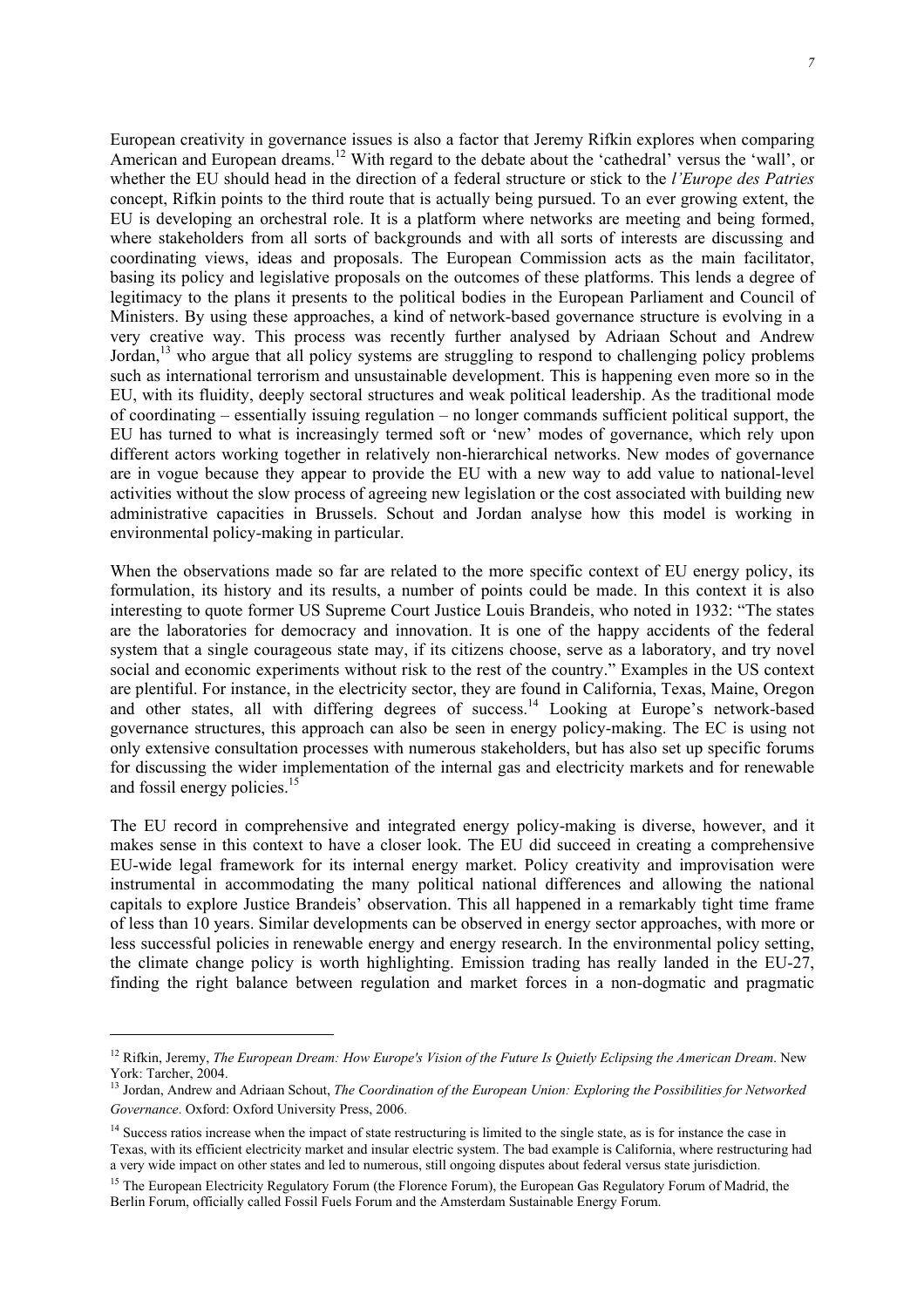European creativity in governance issues is also a factor that Jeremy Rifkin explores when comparing American and European dreams.[12] With regard to the debate about the 'cathedral' versus the 'wall', or whether the EU should head in the direction of a federal structure or stick to the *l'Europe des Patries* concept, Rifkin points to the third route that is actually being pursued. To an ever growing extent, the EU is developing an orchestral role. It is a platform where networks are meeting and being formed, where stakeholders from all sorts of backgrounds and with all sorts of interests are discussing and coordinating views, ideas and proposals. The European Commission acts as the main facilitator, basing its policy and legislative proposals on the outcomes of these platforms. This lends a degree of legitimacy to the plans it presents to the political bodies in the European Parliament and Council of Ministers. By using these approaches, a kind of network-based governance structure is evolving in a very creative way. This process was recently further analysed by Adriaan Schout and Andrew Jordan,[13] who argue that all policy systems are struggling to respond to challenging policy problems such as international terrorism and unsustainable development. This is happening even more so in the EU, with its fluidity, deeply sectoral structures and weak political leadership. As the traditional mode of coordinating – essentially issuing regulation – no longer commands sufficient political support, the EU has turned to what is increasingly termed soft or 'new' modes of governance, which rely upon different actors working together in relatively non-hierarchical networks. New modes of governance are in vogue because they appear to provide the EU with a new way to add value to national-level activities without the slow process of agreeing new legislation or the cost associated with building new administrative capacities in Brussels. Schout and Jordan analyse how this model is working in environmental policy-making in particular.

When the observations made so far are related to the more specific context of EU energy policy, its formulation, its history and its results, a number of points could be made. In this context it is also interesting to quote former US Supreme Court Justice Louis Brandeis, who noted in 1932: "The states are the laboratories for democracy and innovation. It is one of the happy accidents of the federal system that a single courageous state may, if its citizens choose, serve as a laboratory, and try novel social and economic experiments without risk to the rest of the country." Examples in the US context are plentiful. For instance, in the electricity sector, they are found in California, Texas, Maine, Oregon and other states, all with differing degrees of success.[14] Looking at Europe's network-based governance structures, this approach can also be seen in energy policy-making. The EC is using not only extensive consultation processes with numerous stakeholders, but has also set up specific forums for discussing the wider implementation of the internal gas and electricity markets and for renewable and fossil energy policies.[15]

The EU record in comprehensive and integrated energy policy-making is diverse, however, and it makes sense in this context to have a closer look. The EU did succeed in creating a comprehensive EU-wide legal framework for its internal energy market. Policy creativity and improvisation were instrumental in accommodating the many political national differences and allowing the national capitals to explore Justice Brandeis' observation. This all happened in a remarkably tight time frame of less than 10 years. Similar developments can be observed in energy sector approaches, with more or less successful policies in renewable energy and energy research. In the environmental policy setting, the climate change policy is worth highlighting. Emission trading has really landed in the EU-27, finding the right balance between regulation and market forces in a non-dogmatic and pragmatic

---

[12] Rifkin, Jeremy, *The European Dream: How Europe's Vision of the Future Is Quietly Eclipsing the American Dream*. New York: Tarcher, 2004.

[13] Jordan, Andrew and Adriaan Schout, *The Coordination of the European Union: Exploring the Possibilities for Networked Governance*. Oxford: Oxford University Press, 2006.

[14] Success ratios increase when the impact of state restructuring is limited to the single state, as is for instance the case in Texas, with its efficient electricity market and insular electric system. The bad example is California, where restructuring had a very wide impact on other states and led to numerous, still ongoing disputes about federal versus state jurisdiction.

[15] The European Electricity Regulatory Forum (the Florence Forum), the European Gas Regulatory Forum of Madrid, the Berlin Forum, officially called Fossil Fuels Forum and the Amsterdam Sustainable Energy Forum.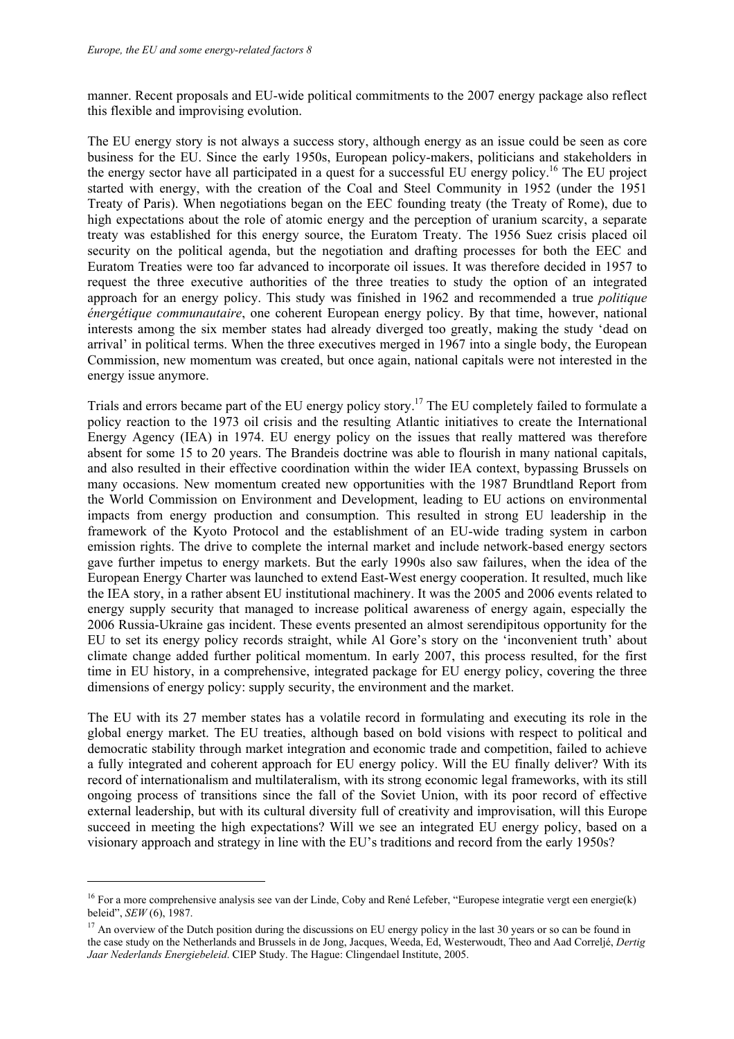manner. Recent proposals and EU-wide political commitments to the 2007 energy package also reflect this flexible and improvising evolution.

The EU energy story is not always a success story, although energy as an issue could be seen as core business for the EU. Since the early 1950s, European policy-makers, politicians and stakeholders in the energy sector have all participated in a quest for a successful EU energy policy.[16] The EU project started with energy, with the creation of the Coal and Steel Community in 1952 (under the 1951 Treaty of Paris). When negotiations began on the EEC founding treaty (the Treaty of Rome), due to high expectations about the role of atomic energy and the perception of uranium scarcity, a separate treaty was established for this energy source, the Euratom Treaty. The 1956 Suez crisis placed oil security on the political agenda, but the negotiation and drafting processes for both the EEC and Euratom Treaties were too far advanced to incorporate oil issues. It was therefore decided in 1957 to request the three executive authorities of the three treaties to study the option of an integrated approach for an energy policy. This study was finished in 1962 and recommended a true *politique énergétique communautaire*, one coherent European energy policy. By that time, however, national interests among the six member states had already diverged too greatly, making the study 'dead on arrival' in political terms. When the three executives merged in 1967 into a single body, the European Commission, new momentum was created, but once again, national capitals were not interested in the energy issue anymore.

Trials and errors became part of the EU energy policy story.[17] The EU completely failed to formulate a policy reaction to the 1973 oil crisis and the resulting Atlantic initiatives to create the International Energy Agency (IEA) in 1974. EU energy policy on the issues that really mattered was therefore absent for some 15 to 20 years. The Brandeis doctrine was able to flourish in many national capitals, and also resulted in their effective coordination within the wider IEA context, bypassing Brussels on many occasions. New momentum created new opportunities with the 1987 Brundtland Report from the World Commission on Environment and Development, leading to EU actions on environmental impacts from energy production and consumption. This resulted in strong EU leadership in the framework of the Kyoto Protocol and the establishment of an EU-wide trading system in carbon emission rights. The drive to complete the internal market and include network-based energy sectors gave further impetus to energy markets. But the early 1990s also saw failures, when the idea of the European Energy Charter was launched to extend East-West energy cooperation. It resulted, much like the IEA story, in a rather absent EU institutional machinery. It was the 2005 and 2006 events related to energy supply security that managed to increase political awareness of energy again, especially the 2006 Russia-Ukraine gas incident. These events presented an almost serendipitous opportunity for the EU to set its energy policy records straight, while Al Gore's story on the 'inconvenient truth' about climate change added further political momentum. In early 2007, this process resulted, for the first time in EU history, in a comprehensive, integrated package for EU energy policy, covering the three dimensions of energy policy: supply security, the environment and the market.

The EU with its 27 member states has a volatile record in formulating and executing its role in the global energy market. The EU treaties, although based on bold visions with respect to political and democratic stability through market integration and economic trade and competition, failed to achieve a fully integrated and coherent approach for EU energy policy. Will the EU finally deliver? With its record of internationalism and multilateralism, with its strong economic legal frameworks, with its still ongoing process of transitions since the fall of the Soviet Union, with its poor record of effective external leadership, but with its cultural diversity full of creativity and improvisation, will this Europe succeed in meeting the high expectations? Will we see an integrated EU energy policy, based on a visionary approach and strategy in line with the EU's traditions and record from the early 1950s?

---

[16] For a more comprehensive analysis see van der Linde, Coby and René Lefeber, "Europese integratie vergt een energie(k) beleid", *SEW* (6), 1987.

[17] An overview of the Dutch position during the discussions on EU energy policy in the last 30 years or so can be found in the case study on the Netherlands and Brussels in de Jong, Jacques, Weeda, Ed, Westerwoudt, Theo and Aad Correljé, *Dertig Jaar Nederlands Energiebeleid*. CIEP Study. The Hague: Clingendael Institute, 2005.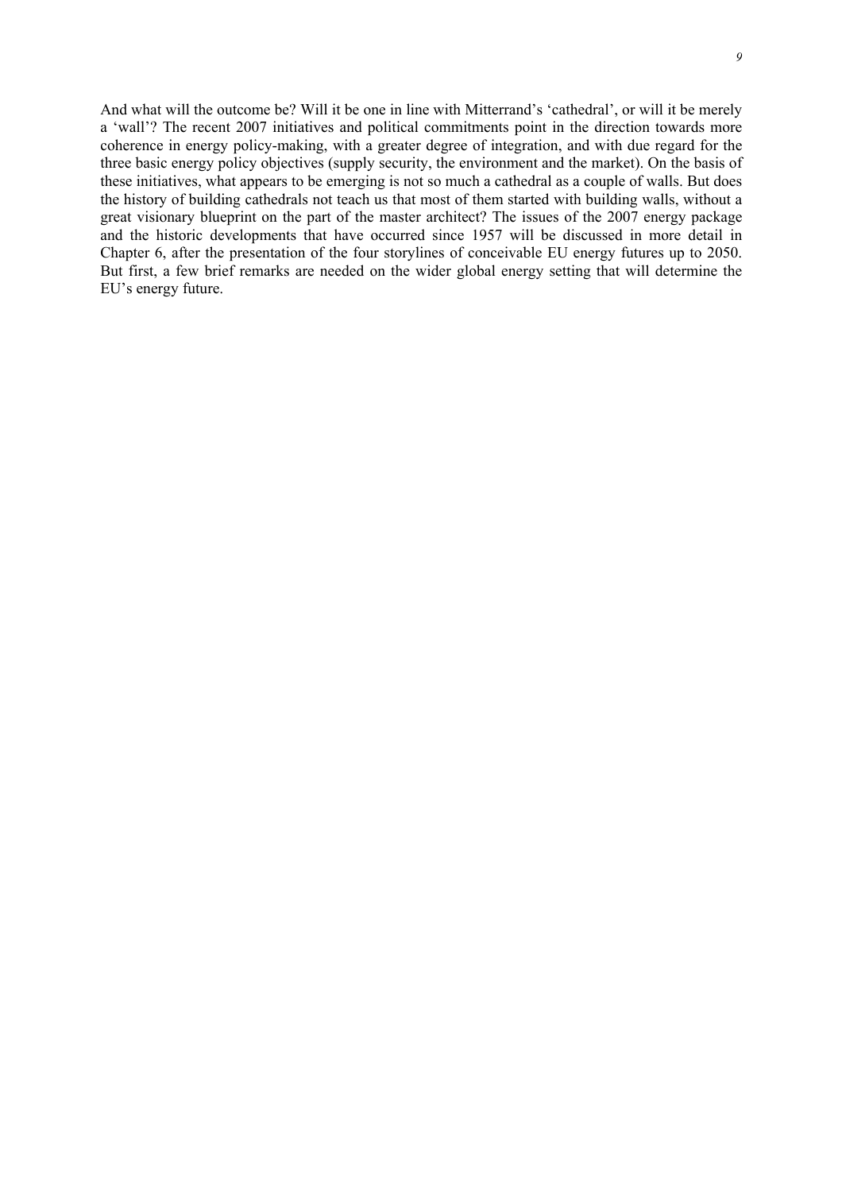And what will the outcome be? Will it be one in line with Mitterrand's 'cathedral', or will it be merely a 'wall'? The recent 2007 initiatives and political commitments point in the direction towards more coherence in energy policy-making, with a greater degree of integration, and with due regard for the three basic energy policy objectives (supply security, the environment and the market). On the basis of these initiatives, what appears to be emerging is not so much a cathedral as a couple of walls. But does the history of building cathedrals not teach us that most of them started with building walls, without a great visionary blueprint on the part of the master architect? The issues of the 2007 energy package and the historic developments that have occurred since 1957 will be discussed in more detail in Chapter 6, after the presentation of the four storylines of conceivable EU energy futures up to 2050. But first, a few brief remarks are needed on the wider global energy setting that will determine the EU's energy future.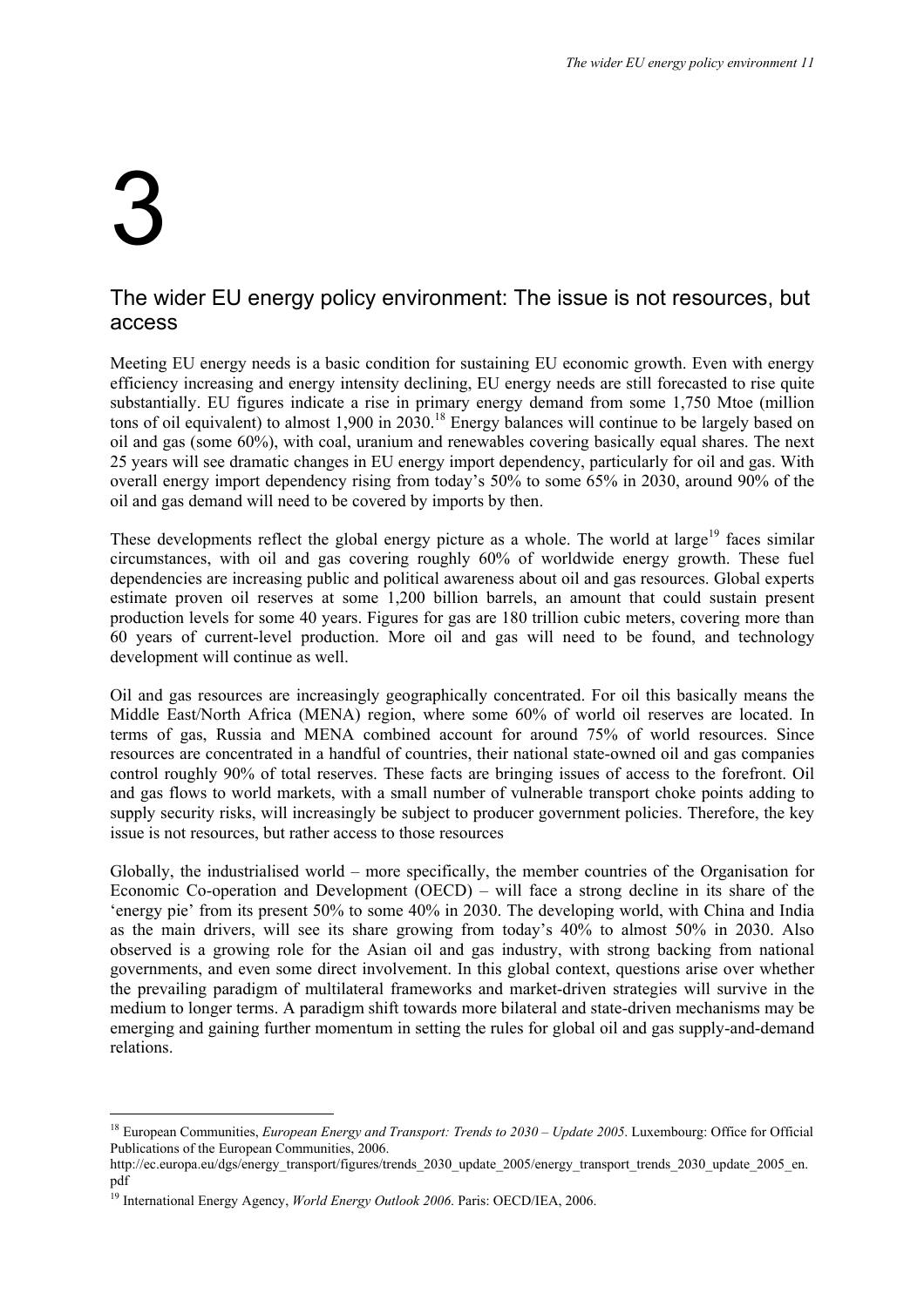# 3

## The wider EU energy policy environment: The issue is not resources, but access

Meeting EU energy needs is a basic condition for sustaining EU economic growth. Even with energy efficiency increasing and energy intensity declining, EU energy needs are still forecasted to rise quite substantially. EU figures indicate a rise in primary energy demand from some 1,750 Mtoe (million tons of oil equivalent) to almost 1,900 in 2030.[18] Energy balances will continue to be largely based on oil and gas (some 60%), with coal, uranium and renewables covering basically equal shares. The next 25 years will see dramatic changes in EU energy import dependency, particularly for oil and gas. With overall energy import dependency rising from today's 50% to some 65% in 2030, around 90% of the oil and gas demand will need to be covered by imports by then.

These developments reflect the global energy picture as a whole. The world at large[19] faces similar circumstances, with oil and gas covering roughly 60% of worldwide energy growth. These fuel dependencies are increasing public and political awareness about oil and gas resources. Global experts estimate proven oil reserves at some 1,200 billion barrels, an amount that could sustain present production levels for some 40 years. Figures for gas are 180 trillion cubic meters, covering more than 60 years of current-level production. More oil and gas will need to be found, and technology development will continue as well.

Oil and gas resources are increasingly geographically concentrated. For oil this basically means the Middle East/North Africa (MENA) region, where some 60% of world oil reserves are located. In terms of gas, Russia and MENA combined account for around 75% of world resources. Since resources are concentrated in a handful of countries, their national state-owned oil and gas companies control roughly 90% of total reserves. These facts are bringing issues of access to the forefront. Oil and gas flows to world markets, with a small number of vulnerable transport choke points adding to supply security risks, will increasingly be subject to producer government policies. Therefore, the key issue is not resources, but rather access to those resources

Globally, the industrialised world – more specifically, the member countries of the Organisation for Economic Co-operation and Development (OECD) – will face a strong decline in its share of the 'energy pie' from its present 50% to some 40% in 2030. The developing world, with China and India as the main drivers, will see its share growing from today's 40% to almost 50% in 2030. Also observed is a growing role for the Asian oil and gas industry, with strong backing from national governments, and even some direct involvement. In this global context, questions arise over whether the prevailing paradigm of multilateral frameworks and market-driven strategies will survive in the medium to longer terms. A paradigm shift towards more bilateral and state-driven mechanisms may be emerging and gaining further momentum in setting the rules for global oil and gas supply-and-demand relations.

---

[18] European Communities, *European Energy and Transport: Trends to 2030 – Update 2005*. Luxembourg: Office for Official Publications of the European Communities, 2006.
http://ec.europa.eu/dgs/energy_transport/figures/trends_2030_update_2005/energy_transport_trends_2030_update_2005_en.pdf

[19] International Energy Agency, *World Energy Outlook 2006*. Paris: OECD/IEA, 2006.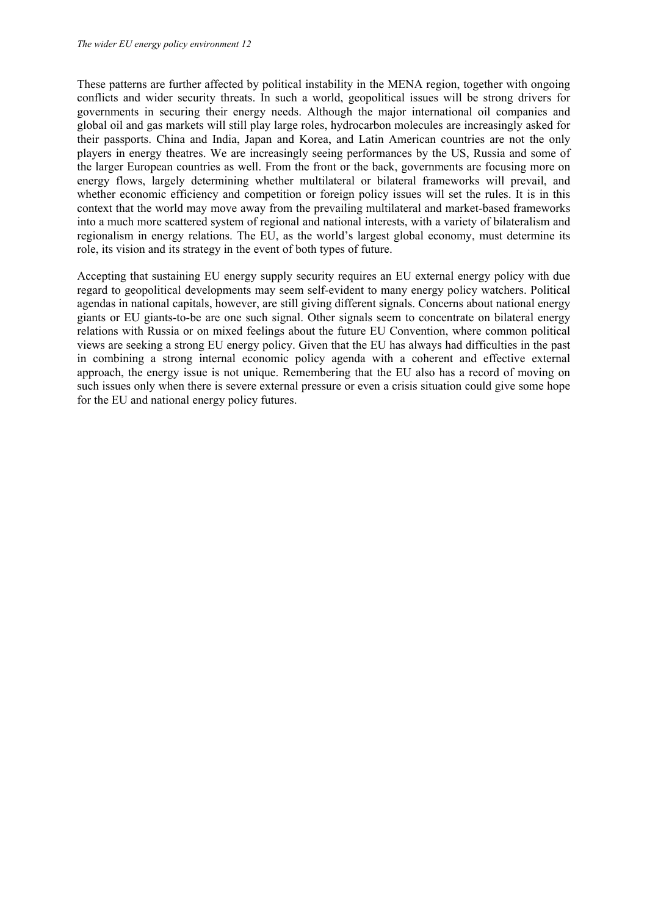These patterns are further affected by political instability in the MENA region, together with ongoing conflicts and wider security threats. In such a world, geopolitical issues will be strong drivers for governments in securing their energy needs. Although the major international oil companies and global oil and gas markets will still play large roles, hydrocarbon molecules are increasingly asked for their passports. China and India, Japan and Korea, and Latin American countries are not the only players in energy theatres. We are increasingly seeing performances by the US, Russia and some of the larger European countries as well. From the front or the back, governments are focusing more on energy flows, largely determining whether multilateral or bilateral frameworks will prevail, and whether economic efficiency and competition or foreign policy issues will set the rules. It is in this context that the world may move away from the prevailing multilateral and market-based frameworks into a much more scattered system of regional and national interests, with a variety of bilateralism and regionalism in energy relations. The EU, as the world's largest global economy, must determine its role, its vision and its strategy in the event of both types of future.

Accepting that sustaining EU energy supply security requires an EU external energy policy with due regard to geopolitical developments may seem self-evident to many energy policy watchers. Political agendas in national capitals, however, are still giving different signals. Concerns about national energy giants or EU giants-to-be are one such signal. Other signals seem to concentrate on bilateral energy relations with Russia or on mixed feelings about the future EU Convention, where common political views are seeking a strong EU energy policy. Given that the EU has always had difficulties in the past in combining a strong internal economic policy agenda with a coherent and effective external approach, the energy issue is not unique. Remembering that the EU also has a record of moving on such issues only when there is severe external pressure or even a crisis situation could give some hope for the EU and national energy policy futures.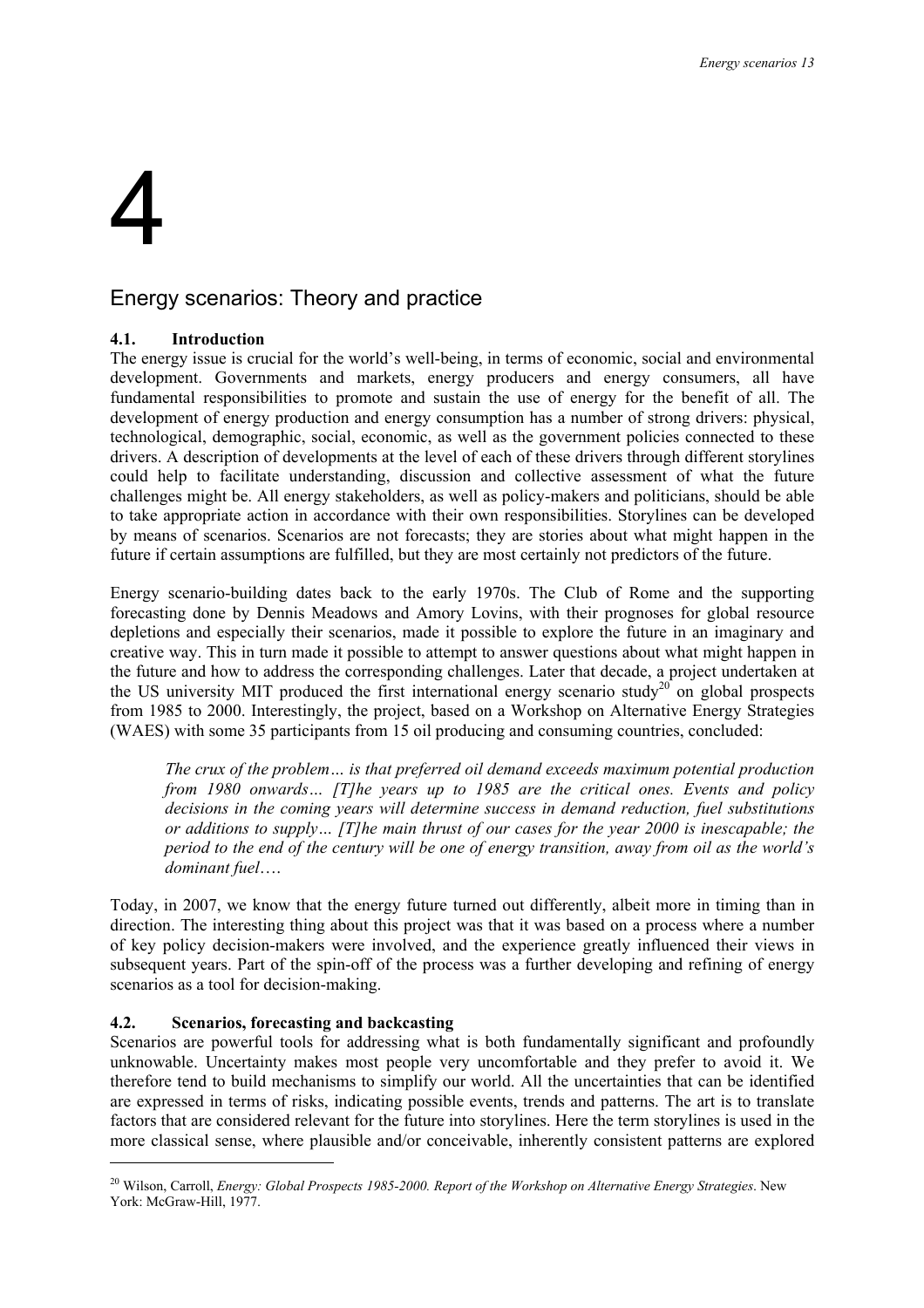# 4

# Energy scenarios: Theory and practice

## 4.1. Introduction

The energy issue is crucial for the world's well-being, in terms of economic, social and environmental development. Governments and markets, energy producers and energy consumers, all have fundamental responsibilities to promote and sustain the use of energy for the benefit of all. The development of energy production and energy consumption has a number of strong drivers: physical, technological, demographic, social, economic, as well as the government policies connected to these drivers. A description of developments at the level of each of these drivers through different storylines could help to facilitate understanding, discussion and collective assessment of what the future challenges might be. All energy stakeholders, as well as policy-makers and politicians, should be able to take appropriate action in accordance with their own responsibilities. Storylines can be developed by means of scenarios. Scenarios are not forecasts; they are stories about what might happen in the future if certain assumptions are fulfilled, but they are most certainly not predictors of the future.

Energy scenario-building dates back to the early 1970s. The Club of Rome and the supporting forecasting done by Dennis Meadows and Amory Lovins, with their prognoses for global resource depletions and especially their scenarios, made it possible to explore the future in an imaginary and creative way. This in turn made it possible to attempt to answer questions about what might happen in the future and how to address the corresponding challenges. Later that decade, a project undertaken at the US university MIT produced the first international energy scenario study[20] on global prospects from 1985 to 2000. Interestingly, the project, based on a Workshop on Alternative Energy Strategies (WAES) with some 35 participants from 15 oil producing and consuming countries, concluded:

> *The crux of the problem… is that preferred oil demand exceeds maximum potential production from 1980 onwards… [T]he years up to 1985 are the critical ones. Events and policy decisions in the coming years will determine success in demand reduction, fuel substitutions or additions to supply… [T]he main thrust of our cases for the year 2000 is inescapable; the period to the end of the century will be one of energy transition, away from oil as the world's dominant fuel….*

Today, in 2007, we know that the energy future turned out differently, albeit more in timing than in direction. The interesting thing about this project was that it was based on a process where a number of key policy decision-makers were involved, and the experience greatly influenced their views in subsequent years. Part of the spin-off of the process was a further developing and refining of energy scenarios as a tool for decision-making.

## 4.2. Scenarios, forecasting and backcasting

Scenarios are powerful tools for addressing what is both fundamentally significant and profoundly unknowable. Uncertainty makes most people very uncomfortable and they prefer to avoid it. We therefore tend to build mechanisms to simplify our world. All the uncertainties that can be identified are expressed in terms of risks, indicating possible events, trends and patterns. The art is to translate factors that are considered relevant for the future into storylines. Here the term storylines is used in the more classical sense, where plausible and/or conceivable, inherently consistent patterns are explored

---

[20] Wilson, Carroll, *Energy: Global Prospects 1985-2000. Report of the Workshop on Alternative Energy Strategies*. New York: McGraw-Hill, 1977.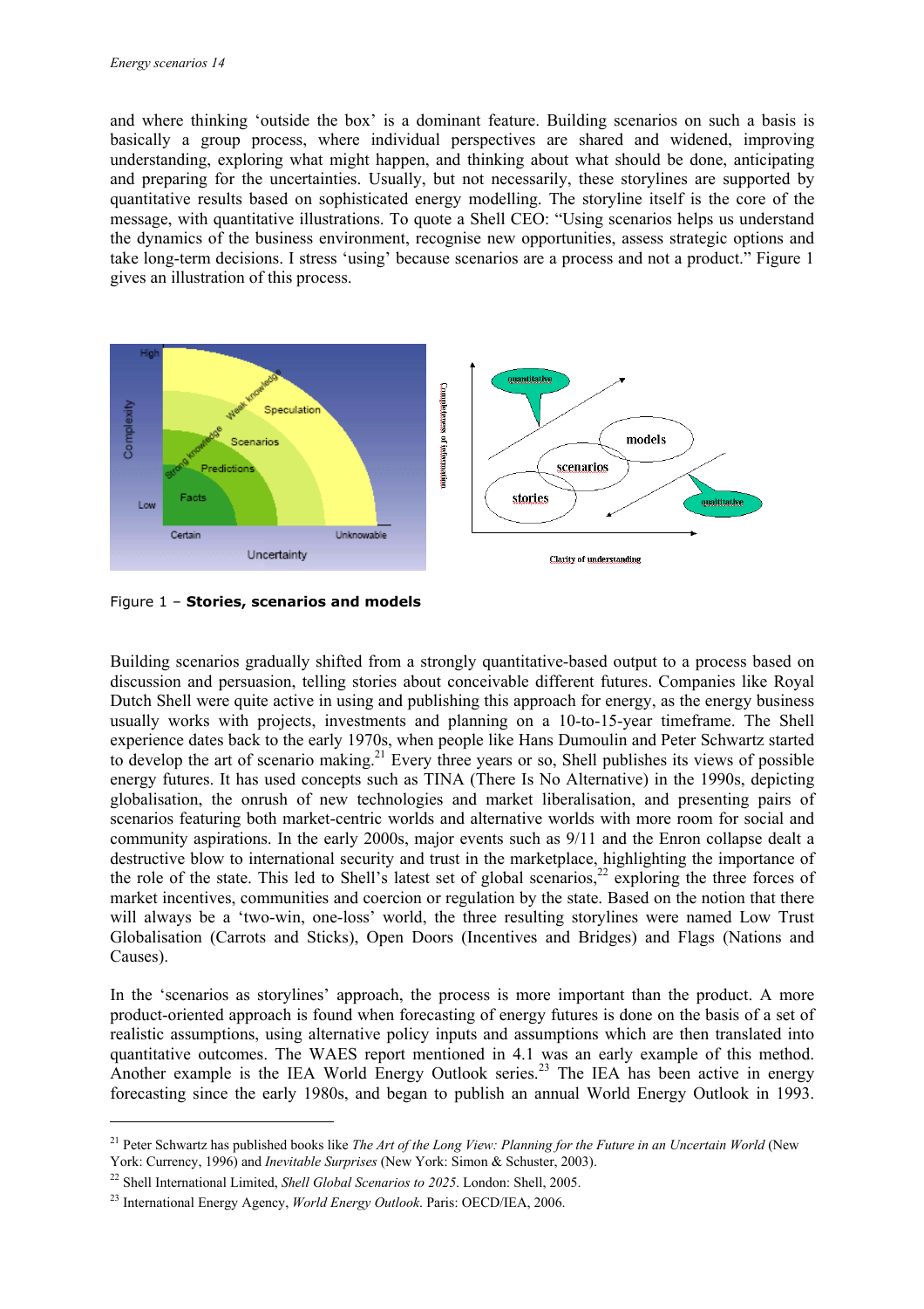and where thinking 'outside the box' is a dominant feature. Building scenarios on such a basis is basically a group process, where individual perspectives are shared and widened, improving understanding, exploring what might happen, and thinking about what should be done, anticipating and preparing for the uncertainties. Usually, but not necessarily, these storylines are supported by quantitative results based on sophisticated energy modelling. The storyline itself is the core of the message, with quantitative illustrations. To quote a Shell CEO: "Using scenarios helps us understand the dynamics of the business environment, recognise new opportunities, assess strategic options and take long-term decisions. I stress 'using' because scenarios are a process and not a product." Figure 1 gives an illustration of this process.

Figure 1 – **Stories, scenarios and models**

Building scenarios gradually shifted from a strongly quantitative-based output to a process based on discussion and persuasion, telling stories about conceivable different futures. Companies like Royal Dutch Shell were quite active in using and publishing this approach for energy, as the energy business usually works with projects, investments and planning on a 10-to-15-year timeframe. The Shell experience dates back to the early 1970s, when people like Hans Dumoulin and Peter Schwartz started to develop the art of scenario making.[21] Every three years or so, Shell publishes its views of possible energy futures. It has used concepts such as TINA (There Is No Alternative) in the 1990s, depicting globalisation, the onrush of new technologies and market liberalisation, and presenting pairs of scenarios featuring both market-centric worlds and alternative worlds with more room for social and community aspirations. In the early 2000s, major events such as 9/11 and the Enron collapse dealt a destructive blow to international security and trust in the marketplace, highlighting the importance of the role of the state. This led to Shell's latest set of global scenarios,[22] exploring the three forces of market incentives, communities and coercion or regulation by the state. Based on the notion that there will always be a 'two-win, one-loss' world, the three resulting storylines were named Low Trust Globalisation (Carrots and Sticks), Open Doors (Incentives and Bridges) and Flags (Nations and Causes).

In the 'scenarios as storylines' approach, the process is more important than the product. A more product-oriented approach is found when forecasting of energy futures is done on the basis of a set of realistic assumptions, using alternative policy inputs and assumptions which are then translated into quantitative outcomes. The WAES report mentioned in 4.1 was an early example of this method. Another example is the IEA World Energy Outlook series.[23] The IEA has been active in energy forecasting since the early 1980s, and began to publish an annual World Energy Outlook in 1993.

[21] Peter Schwartz has published books like *The Art of the Long View: Planning for the Future in an Uncertain World* (New York: Currency, 1996) and *Inevitable Surprises* (New York: Simon & Schuster, 2003).

[22] Shell International Limited, *Shell Global Scenarios to 2025*. London: Shell, 2005.

[23] International Energy Agency, *World Energy Outlook*. Paris: OECD/IEA, 2006.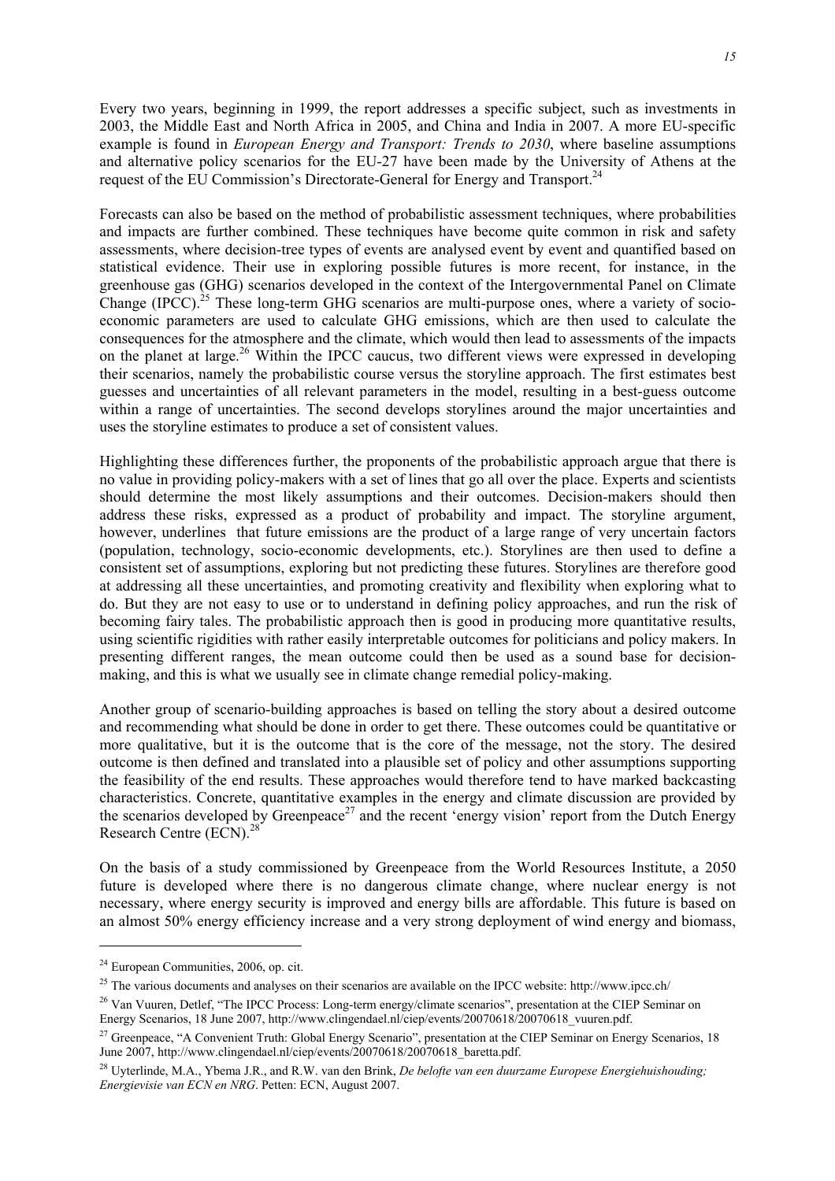Every two years, beginning in 1999, the report addresses a specific subject, such as investments in 2003, the Middle East and North Africa in 2005, and China and India in 2007. A more EU-specific example is found in *European Energy and Transport: Trends to 2030*, where baseline assumptions and alternative policy scenarios for the EU-27 have been made by the University of Athens at the request of the EU Commission's Directorate-General for Energy and Transport.[24]

Forecasts can also be based on the method of probabilistic assessment techniques, where probabilities and impacts are further combined. These techniques have become quite common in risk and safety assessments, where decision-tree types of events are analysed event by event and quantified based on statistical evidence. Their use in exploring possible futures is more recent, for instance, in the greenhouse gas (GHG) scenarios developed in the context of the Intergovernmental Panel on Climate Change (IPCC).[25] These long-term GHG scenarios are multi-purpose ones, where a variety of socio-economic parameters are used to calculate GHG emissions, which are then used to calculate the consequences for the atmosphere and the climate, which would then lead to assessments of the impacts on the planet at large.[26] Within the IPCC caucus, two different views were expressed in developing their scenarios, namely the probabilistic course versus the storyline approach. The first estimates best guesses and uncertainties of all relevant parameters in the model, resulting in a best-guess outcome within a range of uncertainties. The second develops storylines around the major uncertainties and uses the storyline estimates to produce a set of consistent values.

Highlighting these differences further, the proponents of the probabilistic approach argue that there is no value in providing policy-makers with a set of lines that go all over the place. Experts and scientists should determine the most likely assumptions and their outcomes. Decision-makers should then address these risks, expressed as a product of probability and impact. The storyline argument, however, underlines that future emissions are the product of a large range of very uncertain factors (population, technology, socio-economic developments, etc.). Storylines are then used to define a consistent set of assumptions, exploring but not predicting these futures. Storylines are therefore good at addressing all these uncertainties, and promoting creativity and flexibility when exploring what to do. But they are not easy to use or to understand in defining policy approaches, and run the risk of becoming fairy tales. The probabilistic approach then is good in producing more quantitative results, using scientific rigidities with rather easily interpretable outcomes for politicians and policy makers. In presenting different ranges, the mean outcome could then be used as a sound base for decision-making, and this is what we usually see in climate change remedial policy-making.

Another group of scenario-building approaches is based on telling the story about a desired outcome and recommending what should be done in order to get there. These outcomes could be quantitative or more qualitative, but it is the outcome that is the core of the message, not the story. The desired outcome is then defined and translated into a plausible set of policy and other assumptions supporting the feasibility of the end results. These approaches would therefore tend to have marked backcasting characteristics. Concrete, quantitative examples in the energy and climate discussion are provided by the scenarios developed by Greenpeace[27] and the recent 'energy vision' report from the Dutch Energy Research Centre (ECN).[28]

On the basis of a study commissioned by Greenpeace from the World Resources Institute, a 2050 future is developed where there is no dangerous climate change, where nuclear energy is not necessary, where energy security is improved and energy bills are affordable. This future is based on an almost 50% energy efficiency increase and a very strong deployment of wind energy and biomass,

---

[24] European Communities, 2006, op. cit.

[25] The various documents and analyses on their scenarios are available on the IPCC website: http://www.ipcc.ch/

[26] Van Vuuren, Detlef, "The IPCC Process: Long-term energy/climate scenarios", presentation at the CIEP Seminar on Energy Scenarios, 18 June 2007, http://www.clingendael.nl/ciep/events/20070618/20070618_vuuren.pdf.

[27] Greenpeace, "A Convenient Truth: Global Energy Scenario", presentation at the CIEP Seminar on Energy Scenarios, 18 June 2007, http://www.clingendael.nl/ciep/events/20070618/20070618_baretta.pdf.

[28] Uyterlinde, M.A., Ybema J.R., and R.W. van den Brink, *De belofte van een duurzame Europese Energiehuishouding; Energievisie van ECN en NRG*. Petten: ECN, August 2007.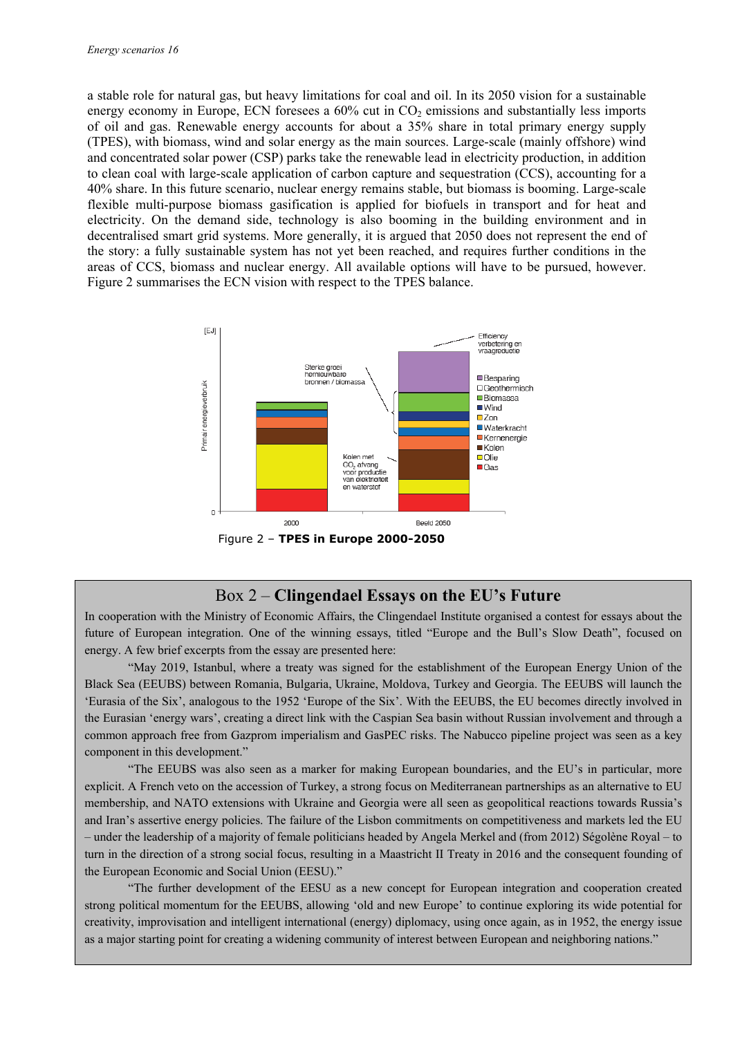a stable role for natural gas, but heavy limitations for coal and oil. In its 2050 vision for a sustainable energy economy in Europe, ECN foresees a 60% cut in $CO_2$ emissions and substantially less imports of oil and gas. Renewable energy accounts for about a 35% share in total primary energy supply (TPES), with biomass, wind and solar energy as the main sources. Large-scale (mainly offshore) wind and concentrated solar power (CSP) parks take the renewable lead in electricity production, in addition to clean coal with large-scale application of carbon capture and sequestration (CCS), accounting for a 40% share. In this future scenario, nuclear energy remains stable, but biomass is booming. Large-scale flexible multi-purpose biomass gasification is applied for biofuels in transport and for heat and electricity. On the demand side, technology is also booming in the building environment and in decentralised smart grid systems. More generally, it is argued that 2050 does not represent the end of the story: a fully sustainable system has not yet been reached, and requires further conditions in the areas of CCS, biomass and nuclear energy. All available options will have to be pursued, however. Figure 2 summarises the ECN vision with respect to the TPES balance.

Figure 2 – **TPES in Europe 2000-2050**

## Box 2 – **Clingendael Essays on the EU's Future**

In cooperation with the Ministry of Economic Affairs, the Clingendael Institute organised a contest for essays about the future of European integration. One of the winning essays, titled "Europe and the Bull's Slow Death", focused on energy. A few brief excerpts from the essay are presented here:

"May 2019, Istanbul, where a treaty was signed for the establishment of the European Energy Union of the Black Sea (EEUBS) between Romania, Bulgaria, Ukraine, Moldova, Turkey and Georgia. The EEUBS will launch the 'Eurasia of the Six', analogous to the 1952 'Europe of the Six'. With the EEUBS, the EU becomes directly involved in the Eurasian 'energy wars', creating a direct link with the Caspian Sea basin without Russian involvement and through a common approach free from Gazprom imperialism and GasPEC risks. The Nabucco pipeline project was seen as a key component in this development."

"The EEUBS was also seen as a marker for making European boundaries, and the EU's in particular, more explicit. A French veto on the accession of Turkey, a strong focus on Mediterranean partnerships as an alternative to EU membership, and NATO extensions with Ukraine and Georgia were all seen as geopolitical reactions towards Russia's and Iran's assertive energy policies. The failure of the Lisbon commitments on competitiveness and markets led the EU – under the leadership of a majority of female politicians headed by Angela Merkel and (from 2012) Ségolène Royal – to turn in the direction of a strong social focus, resulting in a Maastricht II Treaty in 2016 and the consequent founding of the European Economic and Social Union (EESU)."

"The further development of the EESU as a new concept for European integration and cooperation created strong political momentum for the EEUBS, allowing 'old and new Europe' to continue exploring its wide potential for creativity, improvisation and intelligent international (energy) diplomacy, using once again, as in 1952, the energy issue as a major starting point for creating a widening community of interest between European and neighboring nations."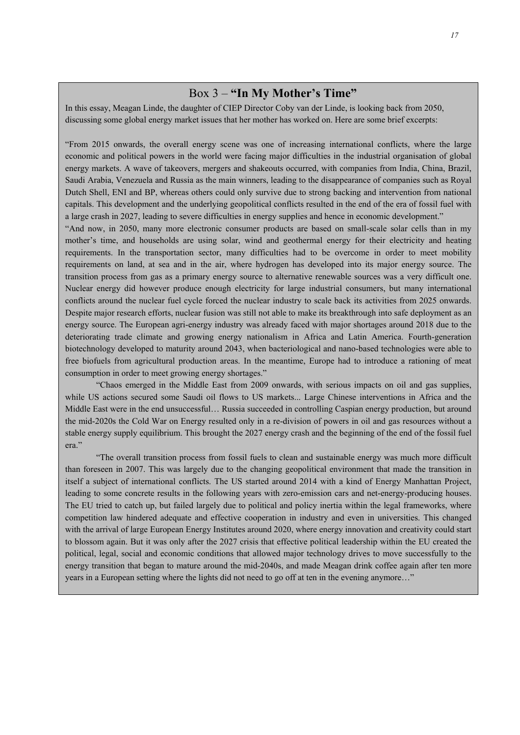## Box 3 – **"In My Mother's Time"**

In this essay, Meagan Linde, the daughter of CIEP Director Coby van der Linde, is looking back from 2050, discussing some global energy market issues that her mother has worked on. Here are some brief excerpts:

"From 2015 onwards, the overall energy scene was one of increasing international conflicts, where the large economic and political powers in the world were facing major difficulties in the industrial organisation of global energy markets. A wave of takeovers, mergers and shakeouts occurred, with companies from India, China, Brazil, Saudi Arabia, Venezuela and Russia as the main winners, leading to the disappearance of companies such as Royal Dutch Shell, ENI and BP, whereas others could only survive due to strong backing and intervention from national capitals. This development and the underlying geopolitical conflicts resulted in the end of the era of fossil fuel with a large crash in 2027, leading to severe difficulties in energy supplies and hence in economic development."

"And now, in 2050, many more electronic consumer products are based on small-scale solar cells than in my mother's time, and households are using solar, wind and geothermal energy for their electricity and heating requirements. In the transportation sector, many difficulties had to be overcome in order to meet mobility requirements on land, at sea and in the air, where hydrogen has developed into its major energy source. The transition process from gas as a primary energy source to alternative renewable sources was a very difficult one. Nuclear energy did however produce enough electricity for large industrial consumers, but many international conflicts around the nuclear fuel cycle forced the nuclear industry to scale back its activities from 2025 onwards. Despite major research efforts, nuclear fusion was still not able to make its breakthrough into safe deployment as an energy source. The European agri-energy industry was already faced with major shortages around 2018 due to the deteriorating trade climate and growing energy nationalism in Africa and Latin America. Fourth-generation biotechnology developed to maturity around 2043, when bacteriological and nano-based technologies were able to free biofuels from agricultural production areas. In the meantime, Europe had to introduce a rationing of meat consumption in order to meet growing energy shortages."

"Chaos emerged in the Middle East from 2009 onwards, with serious impacts on oil and gas supplies, while US actions secured some Saudi oil flows to US markets... Large Chinese interventions in Africa and the Middle East were in the end unsuccessful… Russia succeeded in controlling Caspian energy production, but around the mid-2020s the Cold War on Energy resulted only in a re-division of powers in oil and gas resources without a stable energy supply equilibrium. This brought the 2027 energy crash and the beginning of the end of the fossil fuel era."

"The overall transition process from fossil fuels to clean and sustainable energy was much more difficult than foreseen in 2007. This was largely due to the changing geopolitical environment that made the transition in itself a subject of international conflicts. The US started around 2014 with a kind of Energy Manhattan Project, leading to some concrete results in the following years with zero-emission cars and net-energy-producing houses. The EU tried to catch up, but failed largely due to political and policy inertia within the legal frameworks, where competition law hindered adequate and effective cooperation in industry and even in universities. This changed with the arrival of large European Energy Institutes around 2020, where energy innovation and creativity could start to blossom again. But it was only after the 2027 crisis that effective political leadership within the EU created the political, legal, social and economic conditions that allowed major technology drives to move successfully to the energy transition that began to mature around the mid-2040s, and made Meagan drink coffee again after ten more years in a European setting where the lights did not need to go off at ten in the evening anymore…"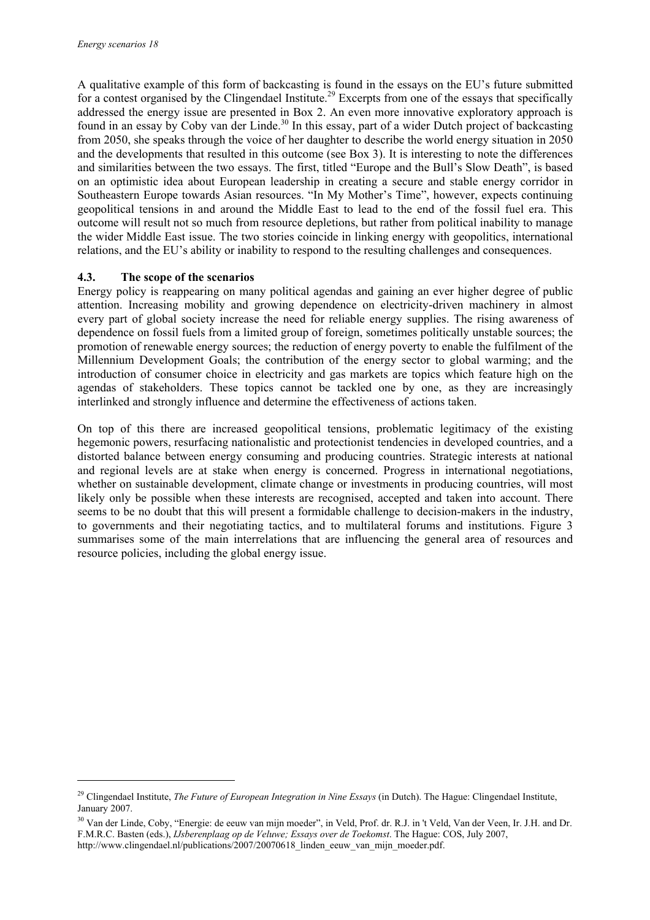A qualitative example of this form of backcasting is found in the essays on the EU's future submitted for a contest organised by the Clingendael Institute.[29] Excerpts from one of the essays that specifically addressed the energy issue are presented in Box 2. An even more innovative exploratory approach is found in an essay by Coby van der Linde.[30] In this essay, part of a wider Dutch project of backcasting from 2050, she speaks through the voice of her daughter to describe the world energy situation in 2050 and the developments that resulted in this outcome (see Box 3). It is interesting to note the differences and similarities between the two essays. The first, titled "Europe and the Bull's Slow Death", is based on an optimistic idea about European leadership in creating a secure and stable energy corridor in Southeastern Europe towards Asian resources. "In My Mother's Time", however, expects continuing geopolitical tensions in and around the Middle East to lead to the end of the fossil fuel era. This outcome will result not so much from resource depletions, but rather from political inability to manage the wider Middle East issue. The two stories coincide in linking energy with geopolitics, international relations, and the EU's ability or inability to respond to the resulting challenges and consequences.

### 4.3. The scope of the scenarios

Energy policy is reappearing on many political agendas and gaining an ever higher degree of public attention. Increasing mobility and growing dependence on electricity-driven machinery in almost every part of global society increase the need for reliable energy supplies. The rising awareness of dependence on fossil fuels from a limited group of foreign, sometimes politically unstable sources; the promotion of renewable energy sources; the reduction of energy poverty to enable the fulfilment of the Millennium Development Goals; the contribution of the energy sector to global warming; and the introduction of consumer choice in electricity and gas markets are topics which feature high on the agendas of stakeholders. These topics cannot be tackled one by one, as they are increasingly interlinked and strongly influence and determine the effectiveness of actions taken.

On top of this there are increased geopolitical tensions, problematic legitimacy of the existing hegemonic powers, resurfacing nationalistic and protectionist tendencies in developed countries, and a distorted balance between energy consuming and producing countries. Strategic interests at national and regional levels are at stake when energy is concerned. Progress in international negotiations, whether on sustainable development, climate change or investments in producing countries, will most likely only be possible when these interests are recognised, accepted and taken into account. There seems to be no doubt that this will present a formidable challenge to decision-makers in the industry, to governments and their negotiating tactics, and to multilateral forums and institutions. Figure 3 summarises some of the main interrelations that are influencing the general area of resources and resource policies, including the global energy issue.

---

[29] Clingendael Institute, *The Future of European Integration in Nine Essays* (in Dutch). The Hague: Clingendael Institute, January 2007.

[30] Van der Linde, Coby, "Energie: de eeuw van mijn moeder", in Veld, Prof. dr. R.J. in 't Veld, Van der Veen, Ir. J.H. and Dr. F.M.R.C. Basten (eds.), *IJsberenplaag op de Veluwe; Essays over de Toekomst*. The Hague: COS, July 2007, http://www.clingendael.nl/publications/2007/20070618_linden_eeuw_van_mijn_moeder.pdf.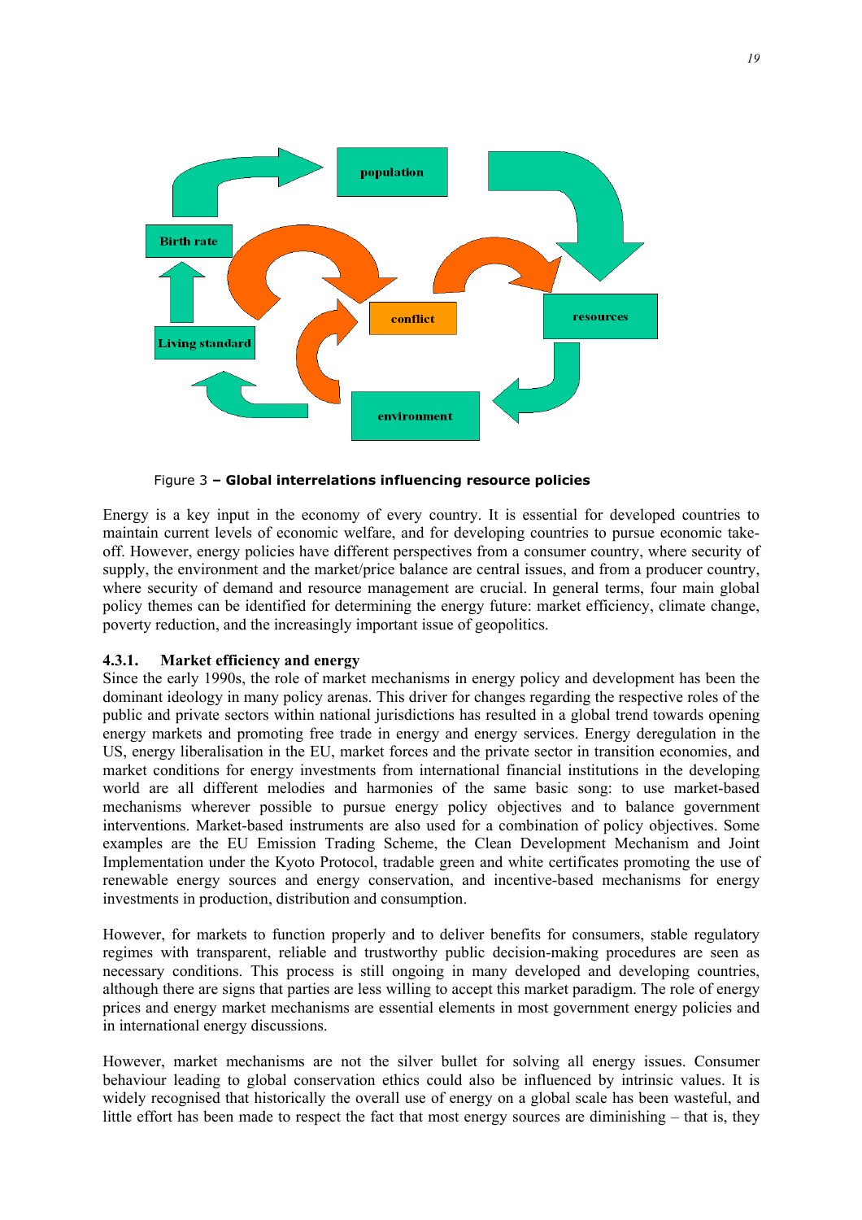Figure 3 **– Global interrelations influencing resource policies**

Energy is a key input in the economy of every country. It is essential for developed countries to maintain current levels of economic welfare, and for developing countries to pursue economic take-off. However, energy policies have different perspectives from a consumer country, where security of supply, the environment and the market/price balance are central issues, and from a producer country, where security of demand and resource management are crucial. In general terms, four main global policy themes can be identified for determining the energy future: market efficiency, climate change, poverty reduction, and the increasingly important issue of geopolitics.

### 4.3.1. Market efficiency and energy

Since the early 1990s, the role of market mechanisms in energy policy and development has been the dominant ideology in many policy arenas. This driver for changes regarding the respective roles of the public and private sectors within national jurisdictions has resulted in a global trend towards opening energy markets and promoting free trade in energy and energy services. Energy deregulation in the US, energy liberalisation in the EU, market forces and the private sector in transition economies, and market conditions for energy investments from international financial institutions in the developing world are all different melodies and harmonies of the same basic song: to use market-based mechanisms wherever possible to pursue energy policy objectives and to balance government interventions. Market-based instruments are also used for a combination of policy objectives. Some examples are the EU Emission Trading Scheme, the Clean Development Mechanism and Joint Implementation under the Kyoto Protocol, tradable green and white certificates promoting the use of renewable energy sources and energy conservation, and incentive-based mechanisms for energy investments in production, distribution and consumption.

However, for markets to function properly and to deliver benefits for consumers, stable regulatory regimes with transparent, reliable and trustworthy public decision-making procedures are seen as necessary conditions. This process is still ongoing in many developed and developing countries, although there are signs that parties are less willing to accept this market paradigm. The role of energy prices and energy market mechanisms are essential elements in most government energy policies and in international energy discussions.

However, market mechanisms are not the silver bullet for solving all energy issues. Consumer behaviour leading to global conservation ethics could also be influenced by intrinsic values. It is widely recognised that historically the overall use of energy on a global scale has been wasteful, and little effort has been made to respect the fact that most energy sources are diminishing – that is, they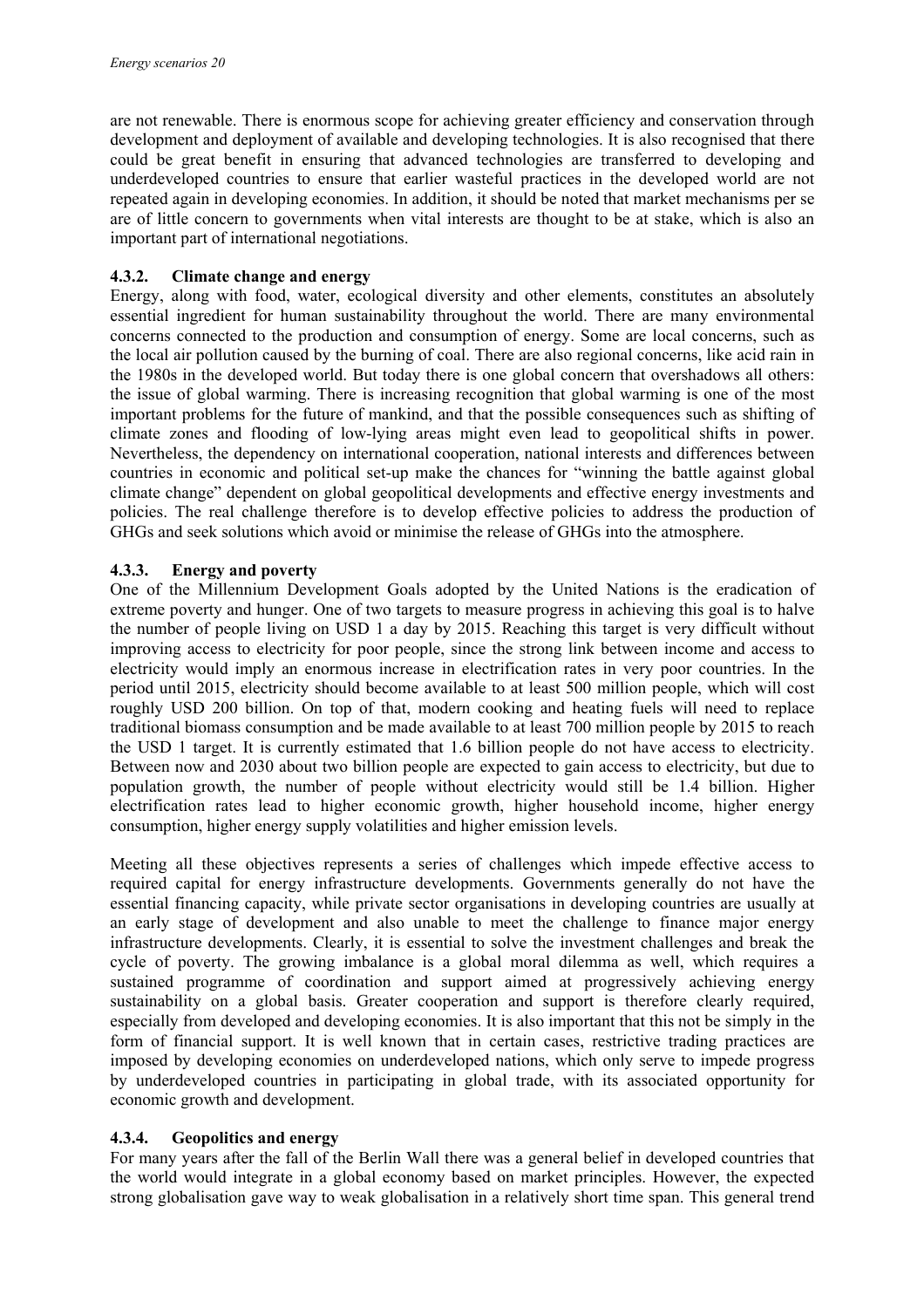are not renewable. There is enormous scope for achieving greater efficiency and conservation through development and deployment of available and developing technologies. It is also recognised that there could be great benefit in ensuring that advanced technologies are transferred to developing and underdeveloped countries to ensure that earlier wasteful practices in the developed world are not repeated again in developing economies. In addition, it should be noted that market mechanisms per se are of little concern to governments when vital interests are thought to be at stake, which is also an important part of international negotiations.

### 4.3.2. Climate change and energy

Energy, along with food, water, ecological diversity and other elements, constitutes an absolutely essential ingredient for human sustainability throughout the world. There are many environmental concerns connected to the production and consumption of energy. Some are local concerns, such as the local air pollution caused by the burning of coal. There are also regional concerns, like acid rain in the 1980s in the developed world. But today there is one global concern that overshadows all others: the issue of global warming. There is increasing recognition that global warming is one of the most important problems for the future of mankind, and that the possible consequences such as shifting of climate zones and flooding of low-lying areas might even lead to geopolitical shifts in power. Nevertheless, the dependency on international cooperation, national interests and differences between countries in economic and political set-up make the chances for "winning the battle against global climate change" dependent on global geopolitical developments and effective energy investments and policies. The real challenge therefore is to develop effective policies to address the production of GHGs and seek solutions which avoid or minimise the release of GHGs into the atmosphere.

### 4.3.3. Energy and poverty

One of the Millennium Development Goals adopted by the United Nations is the eradication of extreme poverty and hunger. One of two targets to measure progress in achieving this goal is to halve the number of people living on USD 1 a day by 2015. Reaching this target is very difficult without improving access to electricity for poor people, since the strong link between income and access to electricity would imply an enormous increase in electrification rates in very poor countries. In the period until 2015, electricity should become available to at least 500 million people, which will cost roughly USD 200 billion. On top of that, modern cooking and heating fuels will need to replace traditional biomass consumption and be made available to at least 700 million people by 2015 to reach the USD 1 target. It is currently estimated that 1.6 billion people do not have access to electricity. Between now and 2030 about two billion people are expected to gain access to electricity, but due to population growth, the number of people without electricity would still be 1.4 billion. Higher electrification rates lead to higher economic growth, higher household income, higher energy consumption, higher energy supply volatilities and higher emission levels.

Meeting all these objectives represents a series of challenges which impede effective access to required capital for energy infrastructure developments. Governments generally do not have the essential financing capacity, while private sector organisations in developing countries are usually at an early stage of development and also unable to meet the challenge to finance major energy infrastructure developments. Clearly, it is essential to solve the investment challenges and break the cycle of poverty. The growing imbalance is a global moral dilemma as well, which requires a sustained programme of coordination and support aimed at progressively achieving energy sustainability on a global basis. Greater cooperation and support is therefore clearly required, especially from developed and developing economies. It is also important that this not be simply in the form of financial support. It is well known that in certain cases, restrictive trading practices are imposed by developing economies on underdeveloped nations, which only serve to impede progress by underdeveloped countries in participating in global trade, with its associated opportunity for economic growth and development.

### 4.3.4. Geopolitics and energy

For many years after the fall of the Berlin Wall there was a general belief in developed countries that the world would integrate in a global economy based on market principles. However, the expected strong globalisation gave way to weak globalisation in a relatively short time span. This general trend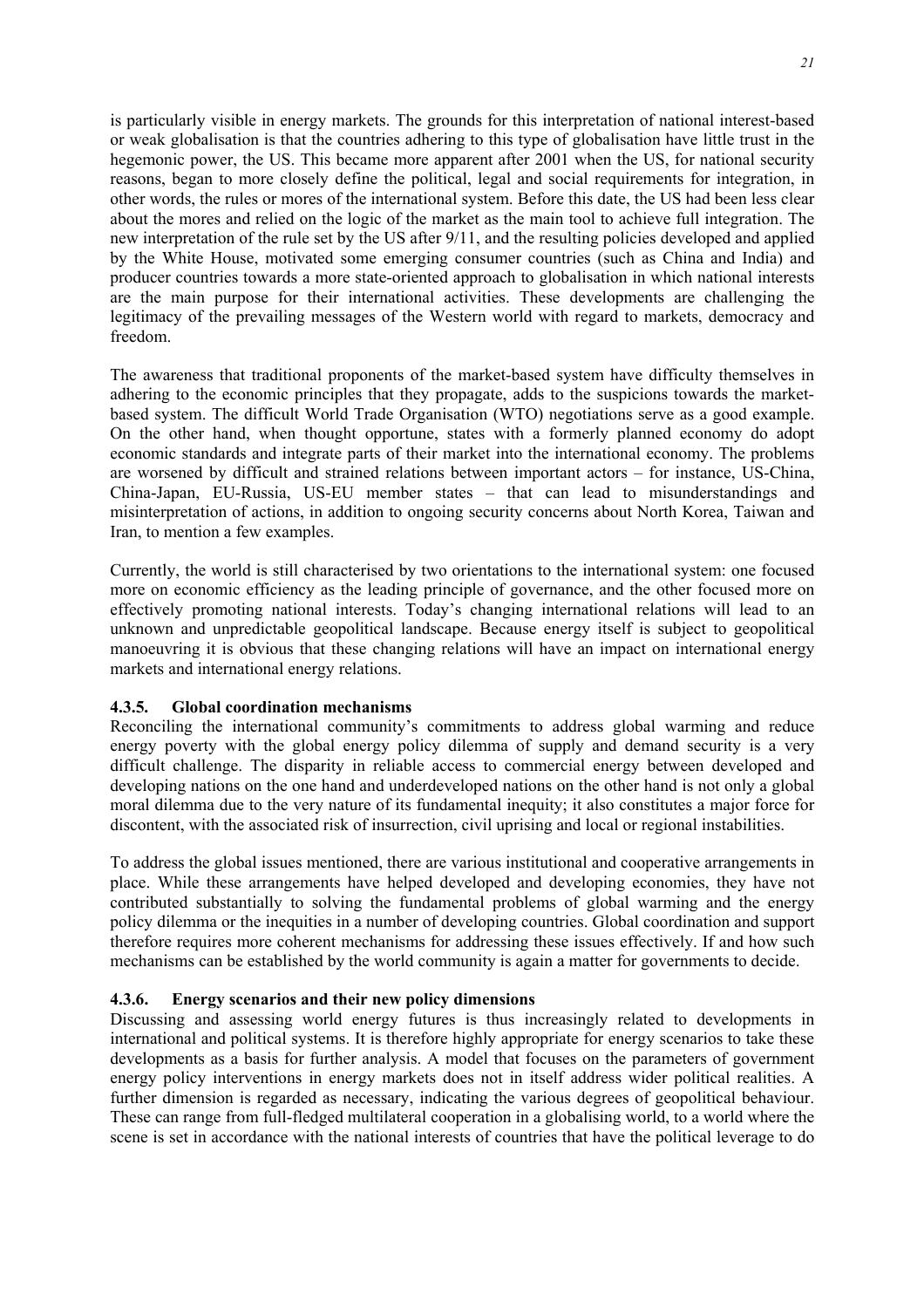is particularly visible in energy markets. The grounds for this interpretation of national interest-based or weak globalisation is that the countries adhering to this type of globalisation have little trust in the hegemonic power, the US. This became more apparent after 2001 when the US, for national security reasons, began to more closely define the political, legal and social requirements for integration, in other words, the rules or mores of the international system. Before this date, the US had been less clear about the mores and relied on the logic of the market as the main tool to achieve full integration. The new interpretation of the rule set by the US after 9/11, and the resulting policies developed and applied by the White House, motivated some emerging consumer countries (such as China and India) and producer countries towards a more state-oriented approach to globalisation in which national interests are the main purpose for their international activities. These developments are challenging the legitimacy of the prevailing messages of the Western world with regard to markets, democracy and freedom.

The awareness that traditional proponents of the market-based system have difficulty themselves in adhering to the economic principles that they propagate, adds to the suspicions towards the market-based system. The difficult World Trade Organisation (WTO) negotiations serve as a good example. On the other hand, when thought opportune, states with a formerly planned economy do adopt economic standards and integrate parts of their market into the international economy. The problems are worsened by difficult and strained relations between important actors – for instance, US-China, China-Japan, EU-Russia, US-EU member states – that can lead to misunderstandings and misinterpretation of actions, in addition to ongoing security concerns about North Korea, Taiwan and Iran, to mention a few examples.

Currently, the world is still characterised by two orientations to the international system: one focused more on economic efficiency as the leading principle of governance, and the other focused more on effectively promoting national interests. Today's changing international relations will lead to an unknown and unpredictable geopolitical landscape. Because energy itself is subject to geopolitical manoeuvring it is obvious that these changing relations will have an impact on international energy markets and international energy relations.

#### 4.3.5. Global coordination mechanisms

Reconciling the international community's commitments to address global warming and reduce energy poverty with the global energy policy dilemma of supply and demand security is a very difficult challenge. The disparity in reliable access to commercial energy between developed and developing nations on the one hand and underdeveloped nations on the other hand is not only a global moral dilemma due to the very nature of its fundamental inequity; it also constitutes a major force for discontent, with the associated risk of insurrection, civil uprising and local or regional instabilities.

To address the global issues mentioned, there are various institutional and cooperative arrangements in place. While these arrangements have helped developed and developing economies, they have not contributed substantially to solving the fundamental problems of global warming and the energy policy dilemma or the inequities in a number of developing countries. Global coordination and support therefore requires more coherent mechanisms for addressing these issues effectively. If and how such mechanisms can be established by the world community is again a matter for governments to decide.

#### 4.3.6. Energy scenarios and their new policy dimensions

Discussing and assessing world energy futures is thus increasingly related to developments in international and political systems. It is therefore highly appropriate for energy scenarios to take these developments as a basis for further analysis. A model that focuses on the parameters of government energy policy interventions in energy markets does not in itself address wider political realities. A further dimension is regarded as necessary, indicating the various degrees of geopolitical behaviour. These can range from full-fledged multilateral cooperation in a globalising world, to a world where the scene is set in accordance with the national interests of countries that have the political leverage to do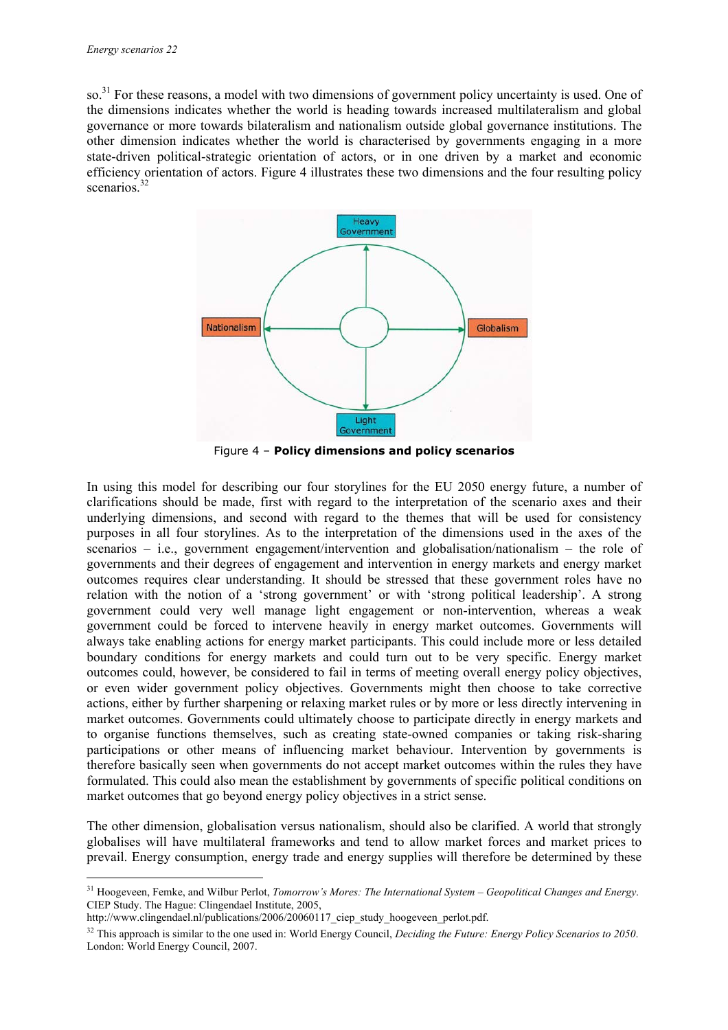so.[31] For these reasons, a model with two dimensions of government policy uncertainty is used. One of the dimensions indicates whether the world is heading towards increased multilateralism and global governance or more towards bilateralism and nationalism outside global governance institutions. The other dimension indicates whether the world is characterised by governments engaging in a more state-driven political-strategic orientation of actors, or in one driven by a market and economic efficiency orientation of actors. Figure 4 illustrates these two dimensions and the four resulting policy scenarios.[32]

Heavy Government

Nationalism

Globalism

Light Government

Figure 4 – **Policy dimensions and policy scenarios**

In using this model for describing our four storylines for the EU 2050 energy future, a number of clarifications should be made, first with regard to the interpretation of the scenario axes and their underlying dimensions, and second with regard to the themes that will be used for consistency purposes in all four storylines. As to the interpretation of the dimensions used in the axes of the scenarios – i.e., government engagement/intervention and globalisation/nationalism – the role of governments and their degrees of engagement and intervention in energy markets and energy market outcomes requires clear understanding. It should be stressed that these government roles have no relation with the notion of a 'strong government' or with 'strong political leadership'. A strong government could very well manage light engagement or non-intervention, whereas a weak government could be forced to intervene heavily in energy market outcomes. Governments will always take enabling actions for energy market participants. This could include more or less detailed boundary conditions for energy markets and could turn out to be very specific. Energy market outcomes could, however, be considered to fail in terms of meeting overall energy policy objectives, or even wider government policy objectives. Governments might then choose to take corrective actions, either by further sharpening or relaxing market rules or by more or less directly intervening in market outcomes. Governments could ultimately choose to participate directly in energy markets and to organise functions themselves, such as creating state-owned companies or taking risk-sharing participations or other means of influencing market behaviour. Intervention by governments is therefore basically seen when governments do not accept market outcomes within the rules they have formulated. This could also mean the establishment by governments of specific political conditions on market outcomes that go beyond energy policy objectives in a strict sense.

The other dimension, globalisation versus nationalism, should also be clarified. A world that strongly globalises will have multilateral frameworks and tend to allow market forces and market prices to prevail. Energy consumption, energy trade and energy supplies will therefore be determined by these

[31] Hoogeveen, Femke, and Wilbur Perlot, *Tomorrow's Mores: The International System – Geopolitical Changes and Energy*. CIEP Study. The Hague: Clingendael Institute, 2005, http://www.clingendael.nl/publications/2006/20060117_ciep_study_hoogeveen_perlot.pdf.

[32] This approach is similar to the one used in: World Energy Council, *Deciding the Future: Energy Policy Scenarios to 2050*. London: World Energy Council, 2007.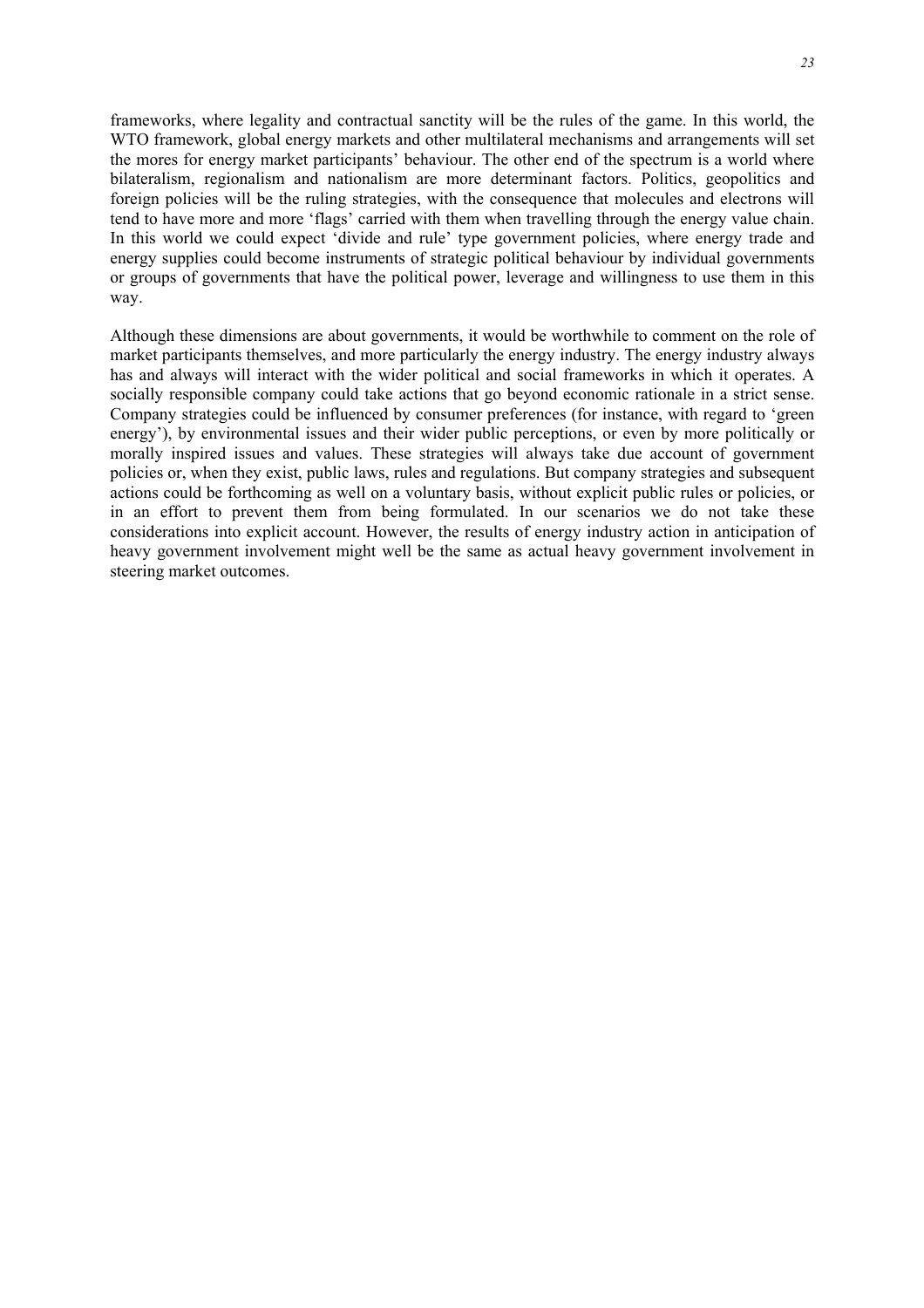frameworks, where legality and contractual sanctity will be the rules of the game. In this world, the WTO framework, global energy markets and other multilateral mechanisms and arrangements will set the mores for energy market participants' behaviour. The other end of the spectrum is a world where bilateralism, regionalism and nationalism are more determinant factors. Politics, geopolitics and foreign policies will be the ruling strategies, with the consequence that molecules and electrons will tend to have more and more 'flags' carried with them when travelling through the energy value chain. In this world we could expect 'divide and rule' type government policies, where energy trade and energy supplies could become instruments of strategic political behaviour by individual governments or groups of governments that have the political power, leverage and willingness to use them in this way.

Although these dimensions are about governments, it would be worthwhile to comment on the role of market participants themselves, and more particularly the energy industry. The energy industry always has and always will interact with the wider political and social frameworks in which it operates. A socially responsible company could take actions that go beyond economic rationale in a strict sense. Company strategies could be influenced by consumer preferences (for instance, with regard to 'green energy'), by environmental issues and their wider public perceptions, or even by more politically or morally inspired issues and values. These strategies will always take due account of government policies or, when they exist, public laws, rules and regulations. But company strategies and subsequent actions could be forthcoming as well on a voluntary basis, without explicit public rules or policies, or in an effort to prevent them from being formulated. In our scenarios we do not take these considerations into explicit account. However, the results of energy industry action in anticipation of heavy government involvement might well be the same as actual heavy government involvement in steering market outcomes.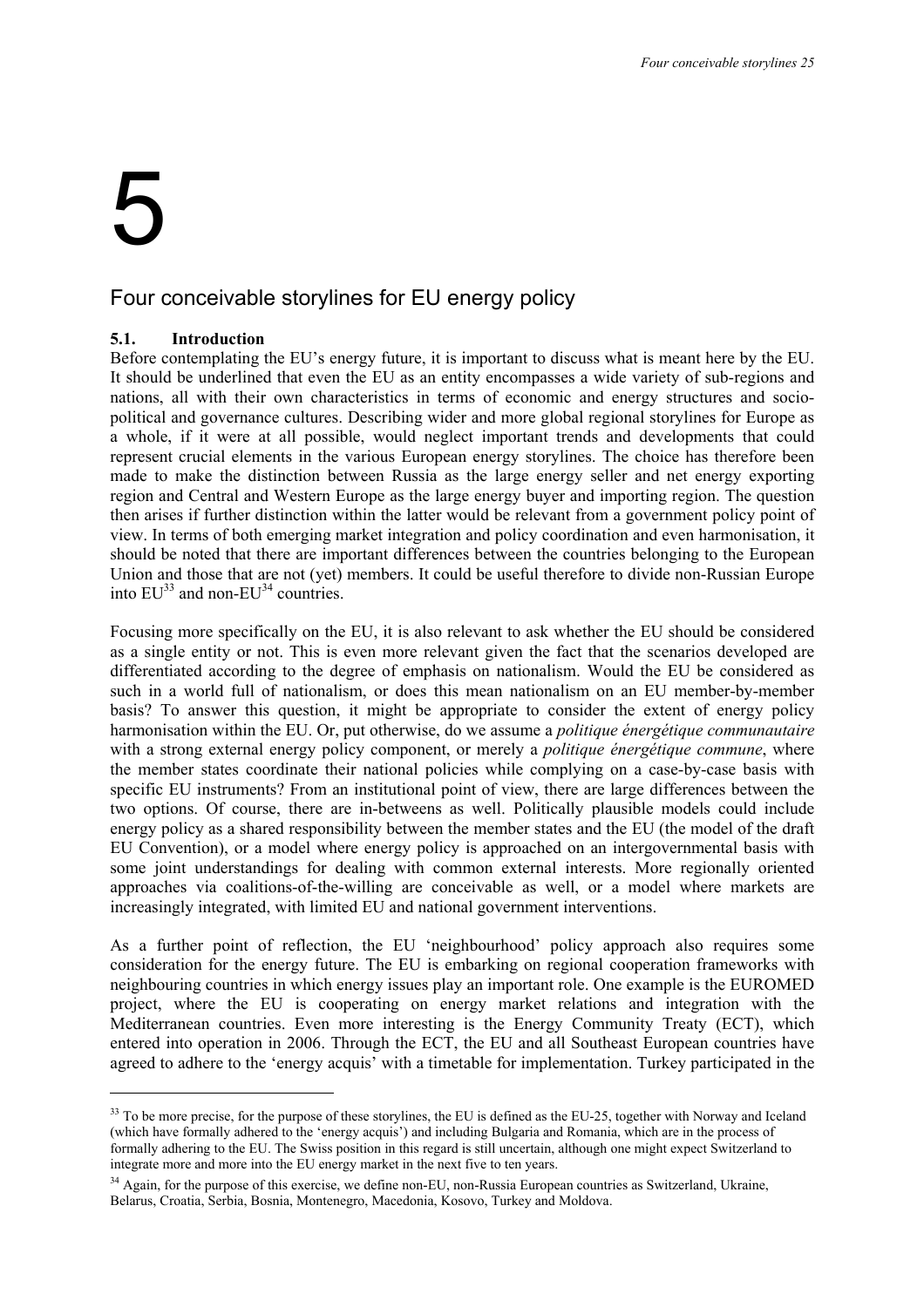# 5

# Four conceivable storylines for EU energy policy

## 5.1. Introduction

Before contemplating the EU's energy future, it is important to discuss what is meant here by the EU. It should be underlined that even the EU as an entity encompasses a wide variety of sub-regions and nations, all with their own characteristics in terms of economic and energy structures and socio-political and governance cultures. Describing wider and more global regional storylines for Europe as a whole, if it were at all possible, would neglect important trends and developments that could represent crucial elements in the various European energy storylines. The choice has therefore been made to make the distinction between Russia as the large energy seller and net energy exporting region and Central and Western Europe as the large energy buyer and importing region. The question then arises if further distinction within the latter would be relevant from a government policy point of view. In terms of both emerging market integration and policy coordination and even harmonisation, it should be noted that there are important differences between the countries belonging to the European Union and those that are not (yet) members. It could be useful therefore to divide non-Russian Europe into EU[33] and non-EU[34] countries.

Focusing more specifically on the EU, it is also relevant to ask whether the EU should be considered as a single entity or not. This is even more relevant given the fact that the scenarios developed are differentiated according to the degree of emphasis on nationalism. Would the EU be considered as such in a world full of nationalism, or does this mean nationalism on an EU member-by-member basis? To answer this question, it might be appropriate to consider the extent of energy policy harmonisation within the EU. Or, put otherwise, do we assume a *politique énergétique communautaire* with a strong external energy policy component, or merely a *politique énergétique commune*, where the member states coordinate their national policies while complying on a case-by-case basis with specific EU instruments? From an institutional point of view, there are large differences between the two options. Of course, there are in-betweens as well. Politically plausible models could include energy policy as a shared responsibility between the member states and the EU (the model of the draft EU Convention), or a model where energy policy is approached on an intergovernmental basis with some joint understandings for dealing with common external interests. More regionally oriented approaches via coalitions-of-the-willing are conceivable as well, or a model where markets are increasingly integrated, with limited EU and national government interventions.

As a further point of reflection, the EU 'neighbourhood' policy approach also requires some consideration for the energy future. The EU is embarking on regional cooperation frameworks with neighbouring countries in which energy issues play an important role. One example is the EUROMED project, where the EU is cooperating on energy market relations and integration with the Mediterranean countries. Even more interesting is the Energy Community Treaty (ECT), which entered into operation in 2006. Through the ECT, the EU and all Southeast European countries have agreed to adhere to the 'energy acquis' with a timetable for implementation. Turkey participated in the

---

[33] To be more precise, for the purpose of these storylines, the EU is defined as the EU-25, together with Norway and Iceland (which have formally adhered to the 'energy acquis') and including Bulgaria and Romania, which are in the process of formally adhering to the EU. The Swiss position in this regard is still uncertain, although one might expect Switzerland to integrate more and more into the EU energy market in the next five to ten years.

[34] Again, for the purpose of this exercise, we define non-EU, non-Russia European countries as Switzerland, Ukraine, Belarus, Croatia, Serbia, Bosnia, Montenegro, Macedonia, Kosovo, Turkey and Moldova.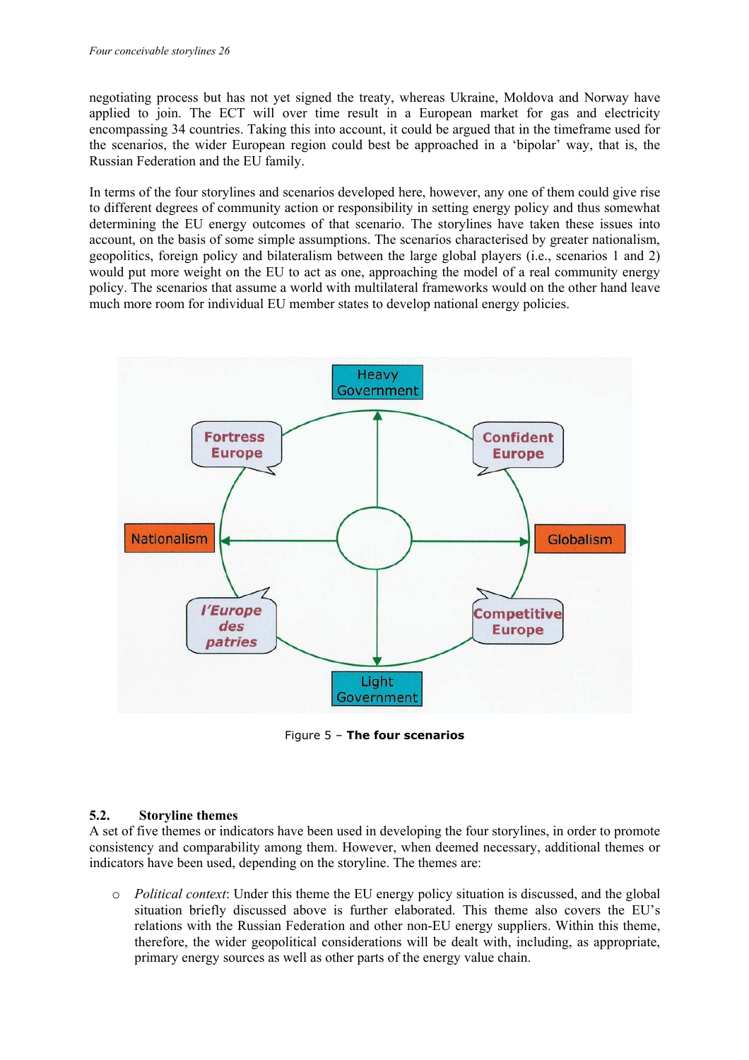negotiating process but has not yet signed the treaty, whereas Ukraine, Moldova and Norway have applied to join. The ECT will over time result in a European market for gas and electricity encompassing 34 countries. Taking this into account, it could be argued that in the timeframe used for the scenarios, the wider European region could best be approached in a 'bipolar' way, that is, the Russian Federation and the EU family.

In terms of the four storylines and scenarios developed here, however, any one of them could give rise to different degrees of community action or responsibility in setting energy policy and thus somewhat determining the EU energy outcomes of that scenario. The storylines have taken these issues into account, on the basis of some simple assumptions. The scenarios characterised by greater nationalism, geopolitics, foreign policy and bilateralism between the large global players (i.e., scenarios 1 and 2) would put more weight on the EU to act as one, approaching the model of a real community energy policy. The scenarios that assume a world with multilateral frameworks would on the other hand leave much more room for individual EU member states to develop national energy policies.

Heavy Government

Fortress Europe

Confident Europe

Nationalism

Globalism

l'Europe des patries

Competitive Europe

Light Government

Figure 5 – **The four scenarios**

## 5.2. Storyline themes

A set of five themes or indicators have been used in developing the four storylines, in order to promote consistency and comparability among them. However, when deemed necessary, additional themes or indicators have been used, depending on the storyline. The themes are:

- *Political context*: Under this theme the EU energy policy situation is discussed, and the global situation briefly discussed above is further elaborated. This theme also covers the EU's relations with the Russian Federation and other non-EU energy suppliers. Within this theme, therefore, the wider geopolitical considerations will be dealt with, including, as appropriate, primary energy sources as well as other parts of the energy value chain.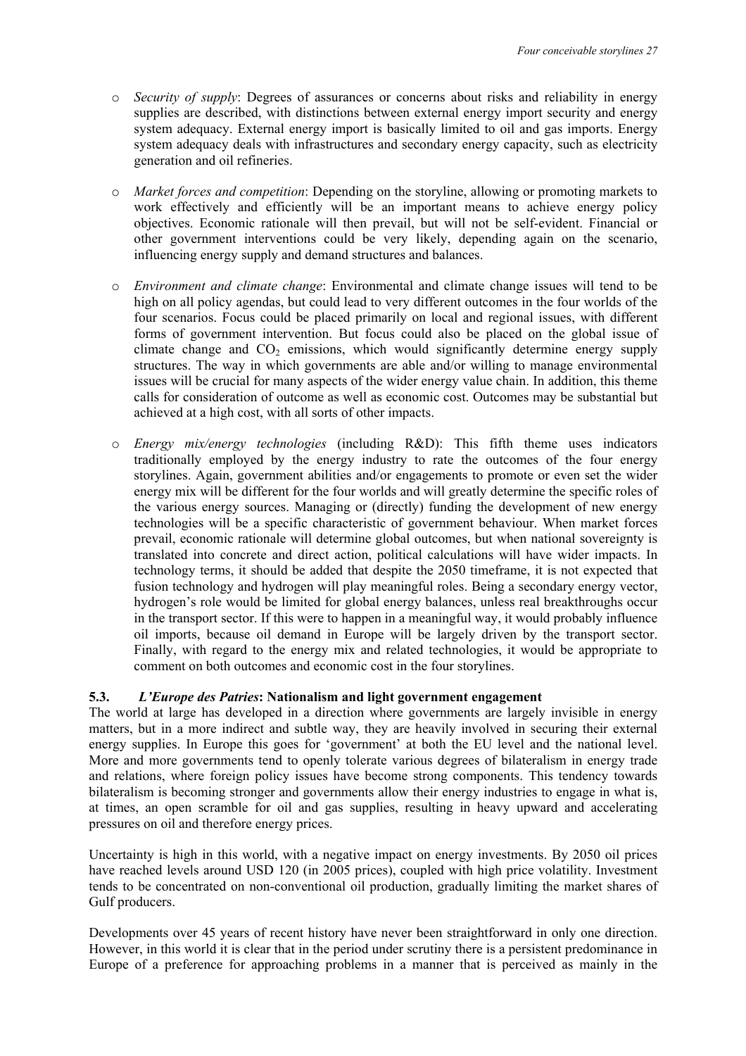- *Security of supply*: Degrees of assurances or concerns about risks and reliability in energy supplies are described, with distinctions between external energy import security and energy system adequacy. External energy import is basically limited to oil and gas imports. Energy system adequacy deals with infrastructures and secondary energy capacity, such as electricity generation and oil refineries.

- *Market forces and competition*: Depending on the storyline, allowing or promoting markets to work effectively and efficiently will be an important means to achieve energy policy objectives. Economic rationale will then prevail, but will not be self-evident. Financial or other government interventions could be very likely, depending again on the scenario, influencing energy supply and demand structures and balances.

- *Environment and climate change*: Environmental and climate change issues will tend to be high on all policy agendas, but could lead to very different outcomes in the four worlds of the four scenarios. Focus could be placed primarily on local and regional issues, with different forms of government intervention. But focus could also be placed on the global issue of climate change and $CO_2$ emissions, which would significantly determine energy supply structures. The way in which governments are able and/or willing to manage environmental issues will be crucial for many aspects of the wider energy value chain. In addition, this theme calls for consideration of outcome as well as economic cost. Outcomes may be substantial but achieved at a high cost, with all sorts of other impacts.

- *Energy mix/energy technologies* (including R&D): This fifth theme uses indicators traditionally employed by the energy industry to rate the outcomes of the four energy storylines. Again, government abilities and/or engagements to promote or even set the wider energy mix will be different for the four worlds and will greatly determine the specific roles of the various energy sources. Managing or (directly) funding the development of new energy technologies will be a specific characteristic of government behaviour. When market forces prevail, economic rationale will determine global outcomes, but when national sovereignty is translated into concrete and direct action, political calculations will have wider impacts. In technology terms, it should be added that despite the 2050 timeframe, it is not expected that fusion technology and hydrogen will play meaningful roles. Being a secondary energy vector, hydrogen's role would be limited for global energy balances, unless real breakthroughs occur in the transport sector. If this were to happen in a meaningful way, it would probably influence oil imports, because oil demand in Europe will be largely driven by the transport sector. Finally, with regard to the energy mix and related technologies, it would be appropriate to comment on both outcomes and economic cost in the four storylines.

### 5.3. *L'Europe des Patries*: Nationalism and light government engagement

The world at large has developed in a direction where governments are largely invisible in energy matters, but in a more indirect and subtle way, they are heavily involved in securing their external energy supplies. In Europe this goes for 'government' at both the EU level and the national level. More and more governments tend to openly tolerate various degrees of bilateralism in energy trade and relations, where foreign policy issues have become strong components. This tendency towards bilateralism is becoming stronger and governments allow their energy industries to engage in what is, at times, an open scramble for oil and gas supplies, resulting in heavy upward and accelerating pressures on oil and therefore energy prices.

Uncertainty is high in this world, with a negative impact on energy investments. By 2050 oil prices have reached levels around USD 120 (in 2005 prices), coupled with high price volatility. Investment tends to be concentrated on non-conventional oil production, gradually limiting the market shares of Gulf producers.

Developments over 45 years of recent history have never been straightforward in only one direction. However, in this world it is clear that in the period under scrutiny there is a persistent predominance in Europe of a preference for approaching problems in a manner that is perceived as mainly in the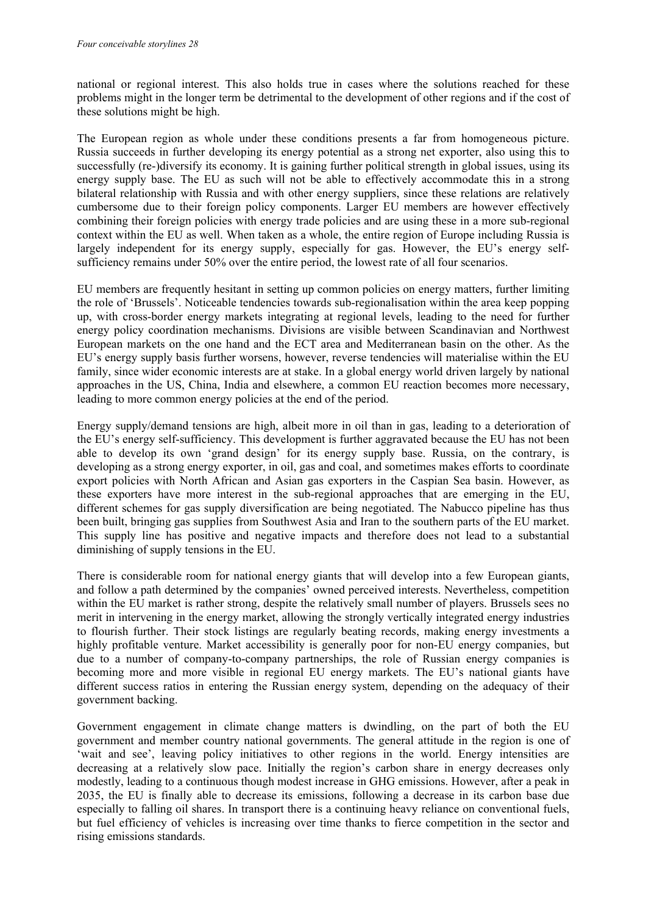national or regional interest. This also holds true in cases where the solutions reached for these problems might in the longer term be detrimental to the development of other regions and if the cost of these solutions might be high.

The European region as whole under these conditions presents a far from homogeneous picture. Russia succeeds in further developing its energy potential as a strong net exporter, also using this to successfully (re-)diversify its economy. It is gaining further political strength in global issues, using its energy supply base. The EU as such will not be able to effectively accommodate this in a strong bilateral relationship with Russia and with other energy suppliers, since these relations are relatively cumbersome due to their foreign policy components. Larger EU members are however effectively combining their foreign policies with energy trade policies and are using these in a more sub-regional context within the EU as well. When taken as a whole, the entire region of Europe including Russia is largely independent for its energy supply, especially for gas. However, the EU's energy self-sufficiency remains under 50% over the entire period, the lowest rate of all four scenarios.

EU members are frequently hesitant in setting up common policies on energy matters, further limiting the role of 'Brussels'. Noticeable tendencies towards sub-regionalisation within the area keep popping up, with cross-border energy markets integrating at regional levels, leading to the need for further energy policy coordination mechanisms. Divisions are visible between Scandinavian and Northwest European markets on the one hand and the ECT area and Mediterranean basin on the other. As the EU's energy supply basis further worsens, however, reverse tendencies will materialise within the EU family, since wider economic interests are at stake. In a global energy world driven largely by national approaches in the US, China, India and elsewhere, a common EU reaction becomes more necessary, leading to more common energy policies at the end of the period.

Energy supply/demand tensions are high, albeit more in oil than in gas, leading to a deterioration of the EU's energy self-sufficiency. This development is further aggravated because the EU has not been able to develop its own 'grand design' for its energy supply base. Russia, on the contrary, is developing as a strong energy exporter, in oil, gas and coal, and sometimes makes efforts to coordinate export policies with North African and Asian gas exporters in the Caspian Sea basin. However, as these exporters have more interest in the sub-regional approaches that are emerging in the EU, different schemes for gas supply diversification are being negotiated. The Nabucco pipeline has thus been built, bringing gas supplies from Southwest Asia and Iran to the southern parts of the EU market. This supply line has positive and negative impacts and therefore does not lead to a substantial diminishing of supply tensions in the EU.

There is considerable room for national energy giants that will develop into a few European giants, and follow a path determined by the companies' owned perceived interests. Nevertheless, competition within the EU market is rather strong, despite the relatively small number of players. Brussels sees no merit in intervening in the energy market, allowing the strongly vertically integrated energy industries to flourish further. Their stock listings are regularly beating records, making energy investments a highly profitable venture. Market accessibility is generally poor for non-EU energy companies, but due to a number of company-to-company partnerships, the role of Russian energy companies is becoming more and more visible in regional EU energy markets. The EU's national giants have different success ratios in entering the Russian energy system, depending on the adequacy of their government backing.

Government engagement in climate change matters is dwindling, on the part of both the EU government and member country national governments. The general attitude in the region is one of 'wait and see', leaving policy initiatives to other regions in the world. Energy intensities are decreasing at a relatively slow pace. Initially the region's carbon share in energy decreases only modestly, leading to a continuous though modest increase in GHG emissions. However, after a peak in 2035, the EU is finally able to decrease its emissions, following a decrease in its carbon base due especially to falling oil shares. In transport there is a continuing heavy reliance on conventional fuels, but fuel efficiency of vehicles is increasing over time thanks to fierce competition in the sector and rising emissions standards.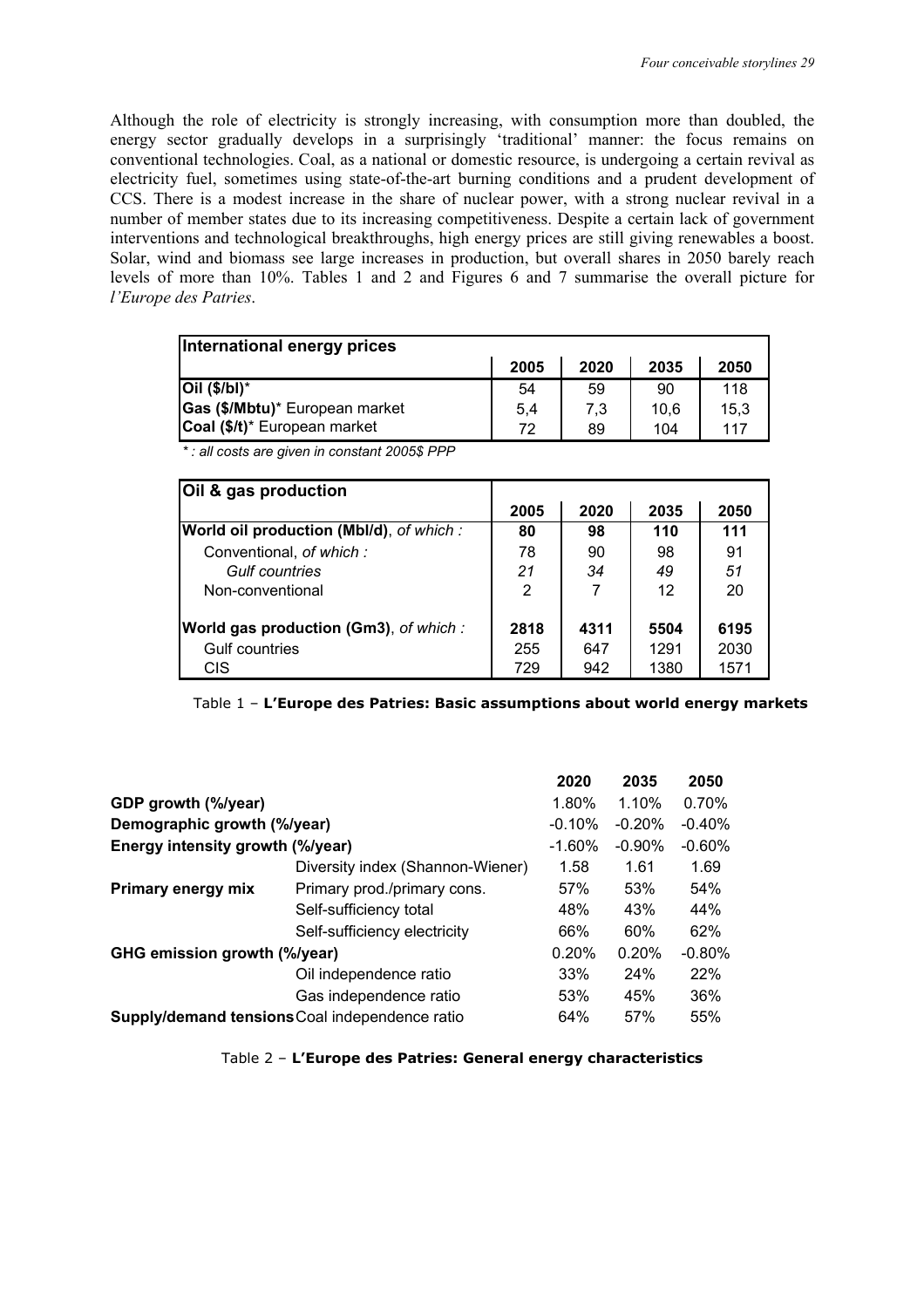Although the role of electricity is strongly increasing, with consumption more than doubled, the energy sector gradually develops in a surprisingly 'traditional' manner: the focus remains on conventional technologies. Coal, as a national or domestic resource, is undergoing a certain revival as electricity fuel, sometimes using state-of-the-art burning conditions and a prudent development of CCS. There is a modest increase in the share of nuclear power, with a strong nuclear revival in a number of member states due to its increasing competitiveness. Despite a certain lack of government interventions and technological breakthroughs, high energy prices are still giving renewables a boost. Solar, wind and biomass see large increases in production, but overall shares in 2050 barely reach levels of more than 10%. Tables 1 and 2 and Figures 6 and 7 summarise the overall picture for *l'Europe des Patries*.

| **International energy prices** | | | | |
|---|---|---|---|---|
| | **2005** | **2020** | **2035** | **2050** |
| **Oil ($/bl)*** | 54 | 59 | 90 | 118 |
| **Gas ($/Mbtu)*** European market | 5,4 | 7,3 | 10,6 | 15,3 |
| **Coal ($/t)*** European market | 72 | 89 | 104 | 117 |

*\* : all costs are given in constant 2005$ PPP*

| **Oil & gas production** | | | | |
|---|---|---|---|---|
| | **2005** | **2020** | **2035** | **2050** |
| **World oil production (Mbl/d)**, *of which :* | **80** | **98** | **110** | **111** |
| Conventional, *of which :* | 78 | 90 | 98 | 91 |
| *Gulf countries* | *21* | *34* | *49* | *51* |
| Non-conventional | 2 | 7 | 12 | 20 |
| **World gas production (Gm3)**, *of which :* | **2818** | **4311** | **5504** | **6195** |
| Gulf countries | 255 | 647 | 1291 | 2030 |
| CIS | 729 | 942 | 1380 | 1571 |

Table 1 – **L'Europe des Patries: Basic assumptions about world energy markets**

| | | **2020** | **2035** | **2050** |
|---|---|---|---|---|
| **GDP growth (%/year)** | | 1.80% | 1.10% | 0.70% |
| **Demographic growth (%/year)** | | -0.10% | -0.20% | -0.40% |
| **Energy intensity growth (%/year)** | | -1.60% | -0.90% | -0.60% |
| | Diversity index (Shannon-Wiener) | 1.58 | 1.61 | 1.69 |
| **Primary energy mix** | Primary prod./primary cons. | 57% | 53% | 54% |
| | Self-sufficiency total | 48% | 43% | 44% |
| | Self-sufficiency electricity | 66% | 60% | 62% |
| **GHG emission growth (%/year)** | | 0.20% | 0.20% | -0.80% |
| | Oil independence ratio | 33% | 24% | 22% |
| | Gas independence ratio | 53% | 45% | 36% |
| **Supply/demand tensions** | Coal independence ratio | 64% | 57% | 55% |

Table 2 – **L'Europe des Patries: General energy characteristics**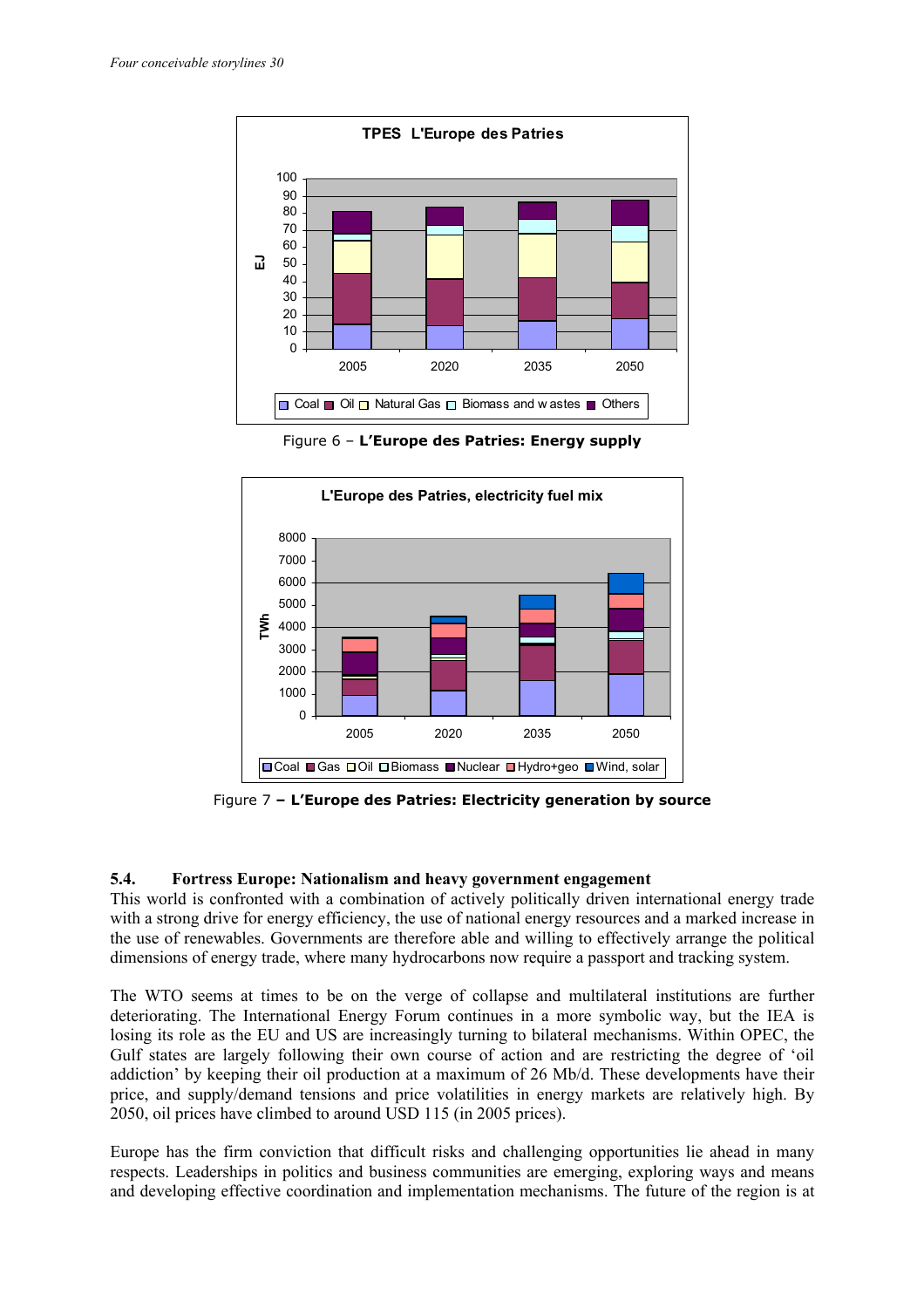Figure 6 – **L'Europe des Patries: Energy supply**

Figure 7 **– L'Europe des Patries: Electricity generation by source**

### 5.4. Fortress Europe: Nationalism and heavy government engagement

This world is confronted with a combination of actively politically driven international energy trade with a strong drive for energy efficiency, the use of national energy resources and a marked increase in the use of renewables. Governments are therefore able and willing to effectively arrange the political dimensions of energy trade, where many hydrocarbons now require a passport and tracking system.

The WTO seems at times to be on the verge of collapse and multilateral institutions are further deteriorating. The International Energy Forum continues in a more symbolic way, but the IEA is losing its role as the EU and US are increasingly turning to bilateral mechanisms. Within OPEC, the Gulf states are largely following their own course of action and are restricting the degree of 'oil addiction' by keeping their oil production at a maximum of 26 Mb/d. These developments have their price, and supply/demand tensions and price volatilities in energy markets are relatively high. By 2050, oil prices have climbed to around USD 115 (in 2005 prices).

Europe has the firm conviction that difficult risks and challenging opportunities lie ahead in many respects. Leaderships in politics and business communities are emerging, exploring ways and means and developing effective coordination and implementation mechanisms. The future of the region is at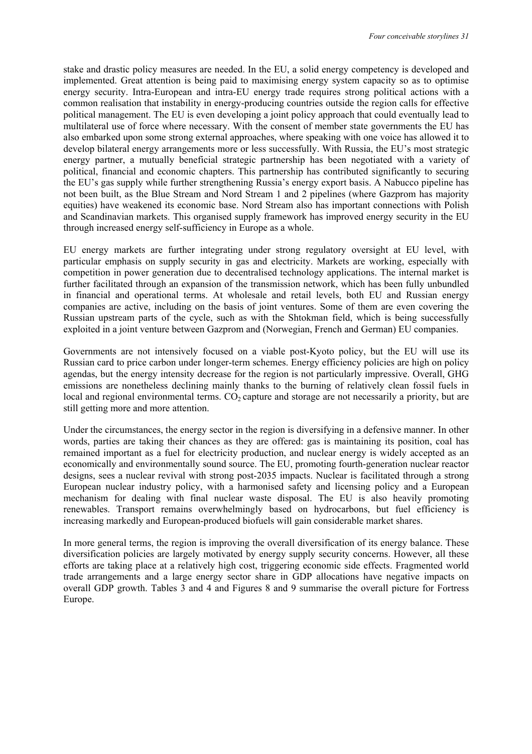stake and drastic policy measures are needed. In the EU, a solid energy competency is developed and implemented. Great attention is being paid to maximising energy system capacity so as to optimise energy security. Intra-European and intra-EU energy trade requires strong political actions with a common realisation that instability in energy-producing countries outside the region calls for effective political management. The EU is even developing a joint policy approach that could eventually lead to multilateral use of force where necessary. With the consent of member state governments the EU has also embarked upon some strong external approaches, where speaking with one voice has allowed it to develop bilateral energy arrangements more or less successfully. With Russia, the EU's most strategic energy partner, a mutually beneficial strategic partnership has been negotiated with a variety of political, financial and economic chapters. This partnership has contributed significantly to securing the EU's gas supply while further strengthening Russia's energy export basis. A Nabucco pipeline has not been built, as the Blue Stream and Nord Stream 1 and 2 pipelines (where Gazprom has majority equities) have weakened its economic base. Nord Stream also has important connections with Polish and Scandinavian markets. This organised supply framework has improved energy security in the EU through increased energy self-sufficiency in Europe as a whole.

EU energy markets are further integrating under strong regulatory oversight at EU level, with particular emphasis on supply security in gas and electricity. Markets are working, especially with competition in power generation due to decentralised technology applications. The internal market is further facilitated through an expansion of the transmission network, which has been fully unbundled in financial and operational terms. At wholesale and retail levels, both EU and Russian energy companies are active, including on the basis of joint ventures. Some of them are even covering the Russian upstream parts of the cycle, such as with the Shtokman field, which is being successfully exploited in a joint venture between Gazprom and (Norwegian, French and German) EU companies.

Governments are not intensively focused on a viable post-Kyoto policy, but the EU will use its Russian card to price carbon under longer-term schemes. Energy efficiency policies are high on policy agendas, but the energy intensity decrease for the region is not particularly impressive. Overall, GHG emissions are nonetheless declining mainly thanks to the burning of relatively clean fossil fuels in local and regional environmental terms. $CO_2$ capture and storage are not necessarily a priority, but are still getting more and more attention.

Under the circumstances, the energy sector in the region is diversifying in a defensive manner. In other words, parties are taking their chances as they are offered: gas is maintaining its position, coal has remained important as a fuel for electricity production, and nuclear energy is widely accepted as an economically and environmentally sound source. The EU, promoting fourth-generation nuclear reactor designs, sees a nuclear revival with strong post-2035 impacts. Nuclear is facilitated through a strong European nuclear industry policy, with a harmonised safety and licensing policy and a European mechanism for dealing with final nuclear waste disposal. The EU is also heavily promoting renewables. Transport remains overwhelmingly based on hydrocarbons, but fuel efficiency is increasing markedly and European-produced biofuels will gain considerable market shares.

In more general terms, the region is improving the overall diversification of its energy balance. These diversification policies are largely motivated by energy supply security concerns. However, all these efforts are taking place at a relatively high cost, triggering economic side effects. Fragmented world trade arrangements and a large energy sector share in GDP allocations have negative impacts on overall GDP growth. Tables 3 and 4 and Figures 8 and 9 summarise the overall picture for Fortress Europe.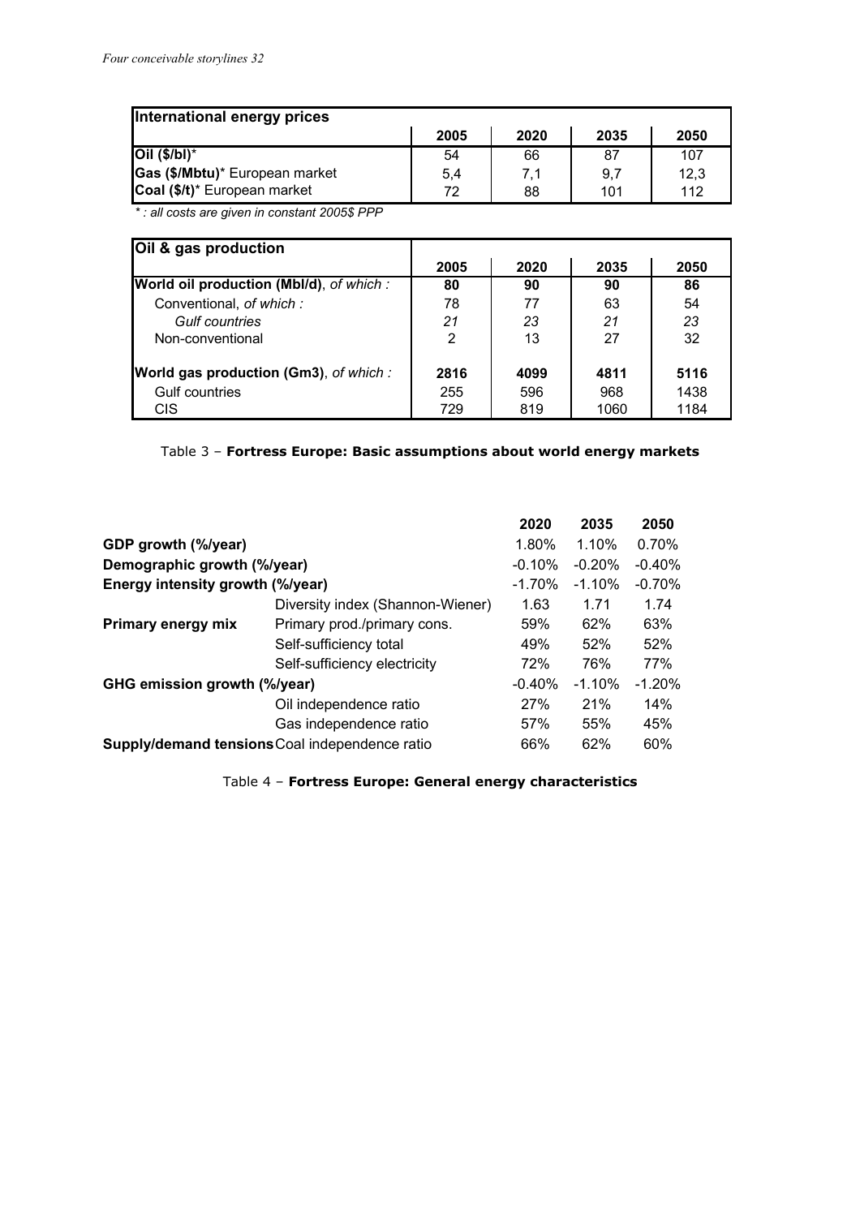| International energy prices | 2005 | 2020 | 2035 | 2050 |
|---|---|---|---|---|
| **Oil ($/bl)*** | 54 | 66 | 87 | 107 |
| **Gas ($/Mbtu)*** European market | 5,4 | 7,1 | 9,7 | 12,3 |
| **Coal ($/t)*** European market | 72 | 88 | 101 | 112 |

*\* : all costs are given in constant 2005$ PPP*

| Oil & gas production | 2005 | 2020 | 2035 | 2050 |
|---|---|---|---|---|
| **World oil production (Mbl/d)**, *of which :* | **80** | **90** | **90** | **86** |
| Conventional, *of which :* | 78 | 77 | 63 | 54 |
| *Gulf countries* | *21* | *23* | *21* | *23* |
| Non-conventional | 2 | 13 | 27 | 32 |
| **World gas production (Gm3)**, *of which :* | **2816** | **4099** | **4811** | **5116** |
| Gulf countries | 255 | 596 | 968 | 1438 |
| CIS | 729 | 819 | 1060 | 1184 |

Table 3 – **Fortress Europe: Basic assumptions about world energy markets**

| | | 2020 | 2035 | 2050 |
|---|---|---|---|---|
| **GDP growth (%/year)** | | 1.80% | 1.10% | 0.70% |
| **Demographic growth (%/year)** | | -0.10% | -0.20% | -0.40% |
| **Energy intensity growth (%/year)** | | -1.70% | -1.10% | -0.70% |
| | Diversity index (Shannon-Wiener) | 1.63 | 1.71 | 1.74 |
| **Primary energy mix** | Primary prod./primary cons. | 59% | 62% | 63% |
| | Self-sufficiency total | 49% | 52% | 52% |
| | Self-sufficiency electricity | 72% | 76% | 77% |
| **GHG emission growth (%/year)** | | -0.40% | -1.10% | -1.20% |
| | Oil independence ratio | 27% | 21% | 14% |
| | Gas independence ratio | 57% | 55% | 45% |
| **Supply/demand tensions** | Coal independence ratio | 66% | 62% | 60% |

Table 4 – **Fortress Europe: General energy characteristics**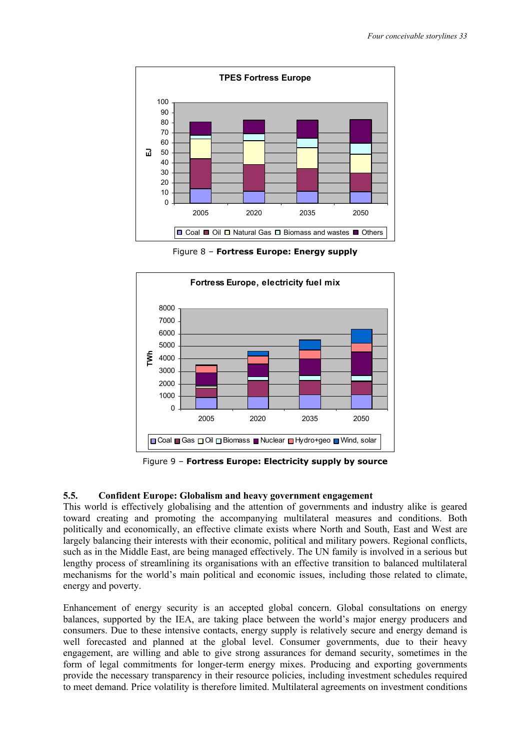Figure 8 – **Fortress Europe: Energy supply**

Figure 9 – **Fortress Europe: Electricity supply by source**

### 5.5. Confident Europe: Globalism and heavy government engagement

This world is effectively globalising and the attention of governments and industry alike is geared toward creating and promoting the accompanying multilateral measures and conditions. Both politically and economically, an effective climate exists where North and South, East and West are largely balancing their interests with their economic, political and military powers. Regional conflicts, such as in the Middle East, are being managed effectively. The UN family is involved in a serious but lengthy process of streamlining its organisations with an effective transition to balanced multilateral mechanisms for the world's main political and economic issues, including those related to climate, energy and poverty.

Enhancement of energy security is an accepted global concern. Global consultations on energy balances, supported by the IEA, are taking place between the world's major energy producers and consumers. Due to these intensive contacts, energy supply is relatively secure and energy demand is well forecasted and planned at the global level. Consumer governments, due to their heavy engagement, are willing and able to give strong assurances for demand security, sometimes in the form of legal commitments for longer-term energy mixes. Producing and exporting governments provide the necessary transparency in their resource policies, including investment schedules required to meet demand. Price volatility is therefore limited. Multilateral agreements on investment conditions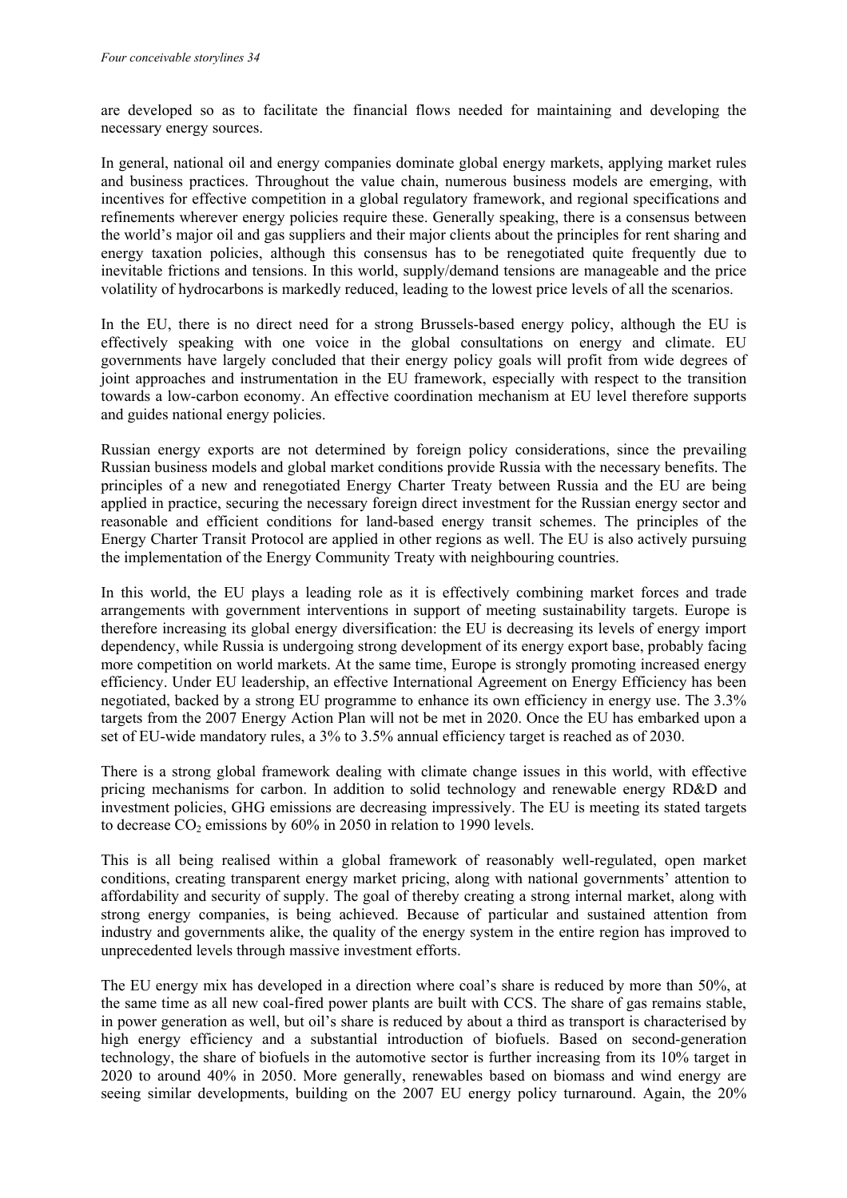are developed so as to facilitate the financial flows needed for maintaining and developing the necessary energy sources.

In general, national oil and energy companies dominate global energy markets, applying market rules and business practices. Throughout the value chain, numerous business models are emerging, with incentives for effective competition in a global regulatory framework, and regional specifications and refinements wherever energy policies require these. Generally speaking, there is a consensus between the world's major oil and gas suppliers and their major clients about the principles for rent sharing and energy taxation policies, although this consensus has to be renegotiated quite frequently due to inevitable frictions and tensions. In this world, supply/demand tensions are manageable and the price volatility of hydrocarbons is markedly reduced, leading to the lowest price levels of all the scenarios.

In the EU, there is no direct need for a strong Brussels-based energy policy, although the EU is effectively speaking with one voice in the global consultations on energy and climate. EU governments have largely concluded that their energy policy goals will profit from wide degrees of joint approaches and instrumentation in the EU framework, especially with respect to the transition towards a low-carbon economy. An effective coordination mechanism at EU level therefore supports and guides national energy policies.

Russian energy exports are not determined by foreign policy considerations, since the prevailing Russian business models and global market conditions provide Russia with the necessary benefits. The principles of a new and renegotiated Energy Charter Treaty between Russia and the EU are being applied in practice, securing the necessary foreign direct investment for the Russian energy sector and reasonable and efficient conditions for land-based energy transit schemes. The principles of the Energy Charter Transit Protocol are applied in other regions as well. The EU is also actively pursuing the implementation of the Energy Community Treaty with neighbouring countries.

In this world, the EU plays a leading role as it is effectively combining market forces and trade arrangements with government interventions in support of meeting sustainability targets. Europe is therefore increasing its global energy diversification: the EU is decreasing its levels of energy import dependency, while Russia is undergoing strong development of its energy export base, probably facing more competition on world markets. At the same time, Europe is strongly promoting increased energy efficiency. Under EU leadership, an effective International Agreement on Energy Efficiency has been negotiated, backed by a strong EU programme to enhance its own efficiency in energy use. The 3.3% targets from the 2007 Energy Action Plan will not be met in 2020. Once the EU has embarked upon a set of EU-wide mandatory rules, a 3% to 3.5% annual efficiency target is reached as of 2030.

There is a strong global framework dealing with climate change issues in this world, with effective pricing mechanisms for carbon. In addition to solid technology and renewable energy RD&D and investment policies, GHG emissions are decreasing impressively. The EU is meeting its stated targets to decrease $CO_2$ emissions by 60% in 2050 in relation to 1990 levels.

This is all being realised within a global framework of reasonably well-regulated, open market conditions, creating transparent energy market pricing, along with national governments' attention to affordability and security of supply. The goal of thereby creating a strong internal market, along with strong energy companies, is being achieved. Because of particular and sustained attention from industry and governments alike, the quality of the energy system in the entire region has improved to unprecedented levels through massive investment efforts.

The EU energy mix has developed in a direction where coal's share is reduced by more than 50%, at the same time as all new coal-fired power plants are built with CCS. The share of gas remains stable, in power generation as well, but oil's share is reduced by about a third as transport is characterised by high energy efficiency and a substantial introduction of biofuels. Based on second-generation technology, the share of biofuels in the automotive sector is further increasing from its 10% target in 2020 to around 40% in 2050. More generally, renewables based on biomass and wind energy are seeing similar developments, building on the 2007 EU energy policy turnaround. Again, the 20%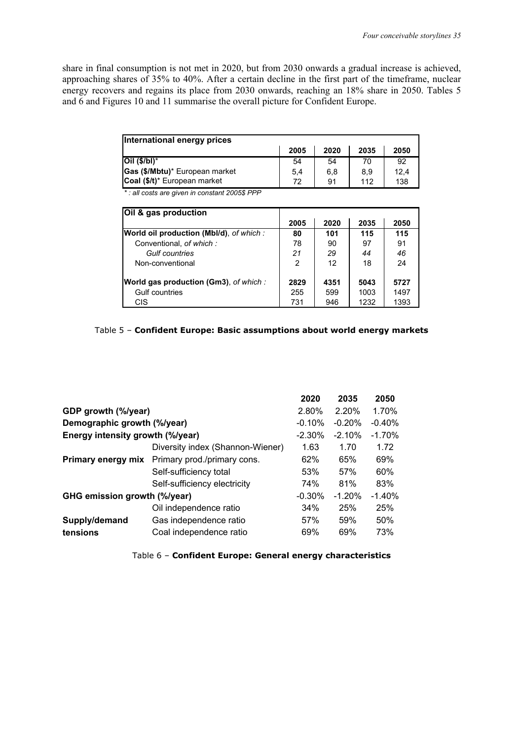share in final consumption is not met in 2020, but from 2030 onwards a gradual increase is achieved, approaching shares of 35% to 40%. After a certain decline in the first part of the timeframe, nuclear energy recovers and regains its place from 2030 onwards, reaching an 18% share in 2050. Tables 5 and 6 and Figures 10 and 11 summarise the overall picture for Confident Europe.

| **International energy prices** | **2005** | **2020** | **2035** | **2050** |
|---|---|---|---|---|
| **Oil ($/bl)*** | 54 | 54 | 70 | 92 |
| **Gas ($/Mbtu)*** European market | 5,4 | 6,8 | 8,9 | 12,4 |
| **Coal ($/t)*** European market | 72 | 91 | 112 | 138 |

*\* : all costs are given in constant 2005$ PPP*

| **Oil & gas production** | **2005** | **2020** | **2035** | **2050** |
|---|---|---|---|---|
| **World oil production (Mbl/d)**, *of which :* | **80** | **101** | **115** | **115** |
| Conventional, *of which :* | 78 | 90 | 97 | 91 |
| *Gulf countries* | *21* | *29* | *44* | *46* |
| Non-conventional | 2 | 12 | 18 | 24 |
| **World gas production (Gm3)**, *of which :* | **2829** | **4351** | **5043** | **5727** |
| Gulf countries | 255 | 599 | 1003 | 1497 |
| CIS | 731 | 946 | 1232 | 1393 |

Table 5 – **Confident Europe: Basic assumptions about world energy markets**

| | | **2020** | **2035** | **2050** |
|---|---|---|---|---|
| **GDP growth (%/year)** | | 2.80% | 2.20% | 1.70% |
| **Demographic growth (%/year)** | | -0.10% | -0.20% | -0.40% |
| **Energy intensity growth (%/year)** | | -2.30% | -2.10% | -1.70% |
| | Diversity index (Shannon-Wiener) | 1.63 | 1.70 | 1.72 |
| **Primary energy mix** | Primary prod./primary cons. | 62% | 65% | 69% |
| | Self-sufficiency total | 53% | 57% | 60% |
| | Self-sufficiency electricity | 74% | 81% | 83% |
| **GHG emission growth (%/year)** | | -0.30% | -1.20% | -1.40% |
| | Oil independence ratio | 34% | 25% | 25% |
| **Supply/demand** | Gas independence ratio | 57% | 59% | 50% |
| **tensions** | Coal independence ratio | 69% | 69% | 73% |

Table 6 – **Confident Europe: General energy characteristics**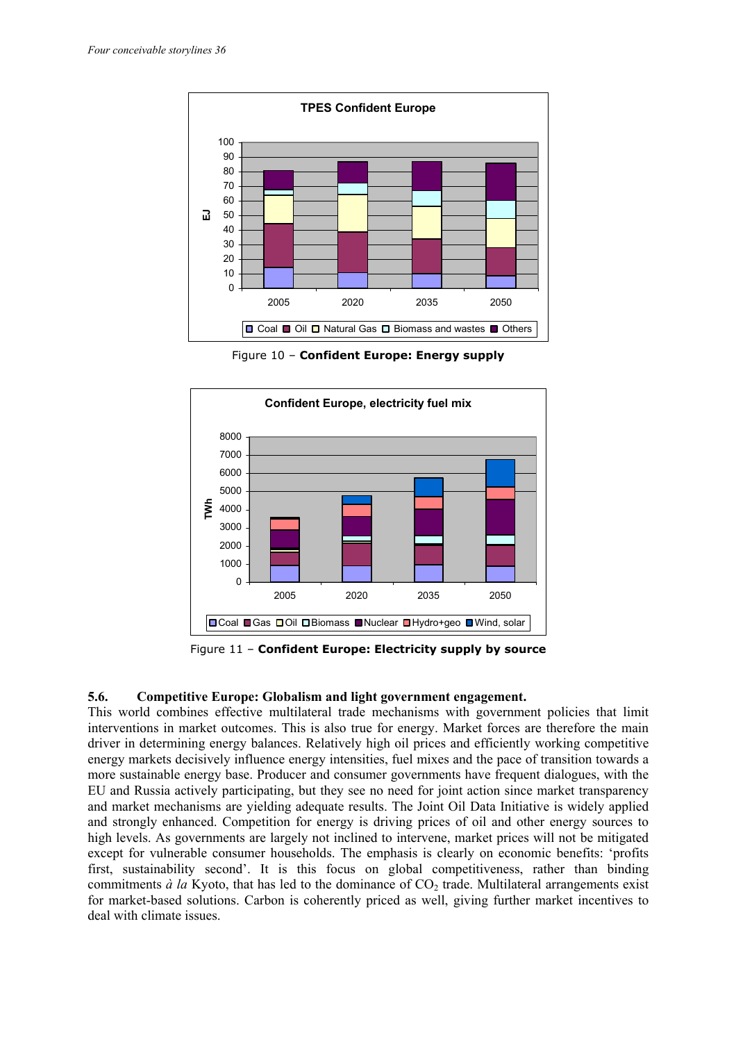Figure 10 – **Confident Europe: Energy supply**

Figure 11 – **Confident Europe: Electricity supply by source**

### 5.6. Competitive Europe: Globalism and light government engagement.

This world combines effective multilateral trade mechanisms with government policies that limit interventions in market outcomes. This is also true for energy. Market forces are therefore the main driver in determining energy balances. Relatively high oil prices and efficiently working competitive energy markets decisively influence energy intensities, fuel mixes and the pace of transition towards a more sustainable energy base. Producer and consumer governments have frequent dialogues, with the EU and Russia actively participating, but they see no need for joint action since market transparency and market mechanisms are yielding adequate results. The Joint Oil Data Initiative is widely applied and strongly enhanced. Competition for energy is driving prices of oil and other energy sources to high levels. As governments are largely not inclined to intervene, market prices will not be mitigated except for vulnerable consumer households. The emphasis is clearly on economic benefits: 'profits first, sustainability second'. It is this focus on global competitiveness, rather than binding commitments *à la* Kyoto, that has led to the dominance of $CO_2$ trade. Multilateral arrangements exist for market-based solutions. Carbon is coherently priced as well, giving further market incentives to deal with climate issues.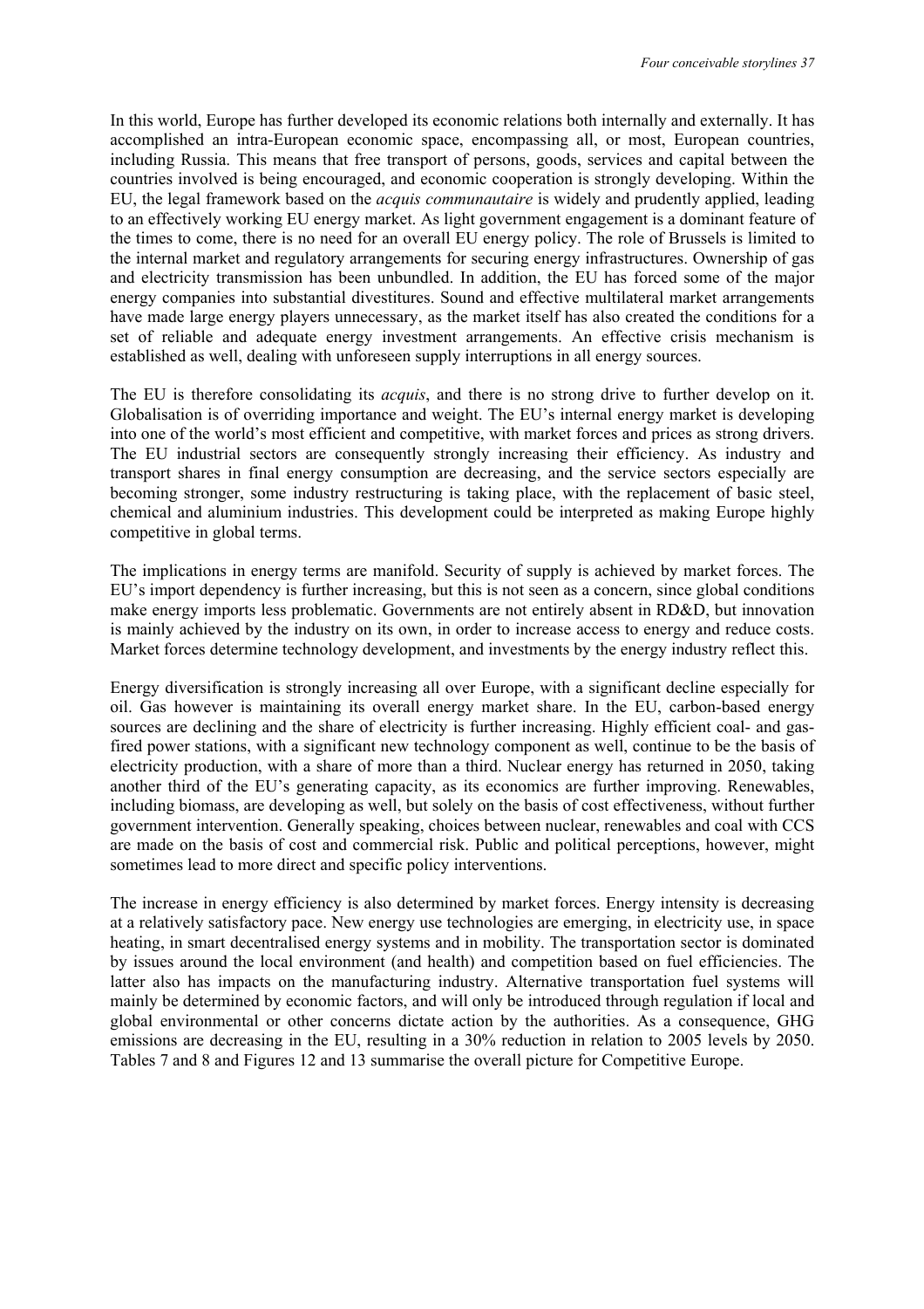In this world, Europe has further developed its economic relations both internally and externally. It has accomplished an intra-European economic space, encompassing all, or most, European countries, including Russia. This means that free transport of persons, goods, services and capital between the countries involved is being encouraged, and economic cooperation is strongly developing. Within the EU, the legal framework based on the *acquis communautaire* is widely and prudently applied, leading to an effectively working EU energy market. As light government engagement is a dominant feature of the times to come, there is no need for an overall EU energy policy. The role of Brussels is limited to the internal market and regulatory arrangements for securing energy infrastructures. Ownership of gas and electricity transmission has been unbundled. In addition, the EU has forced some of the major energy companies into substantial divestitures. Sound and effective multilateral market arrangements have made large energy players unnecessary, as the market itself has also created the conditions for a set of reliable and adequate energy investment arrangements. An effective crisis mechanism is established as well, dealing with unforeseen supply interruptions in all energy sources.

The EU is therefore consolidating its *acquis*, and there is no strong drive to further develop on it. Globalisation is of overriding importance and weight. The EU's internal energy market is developing into one of the world's most efficient and competitive, with market forces and prices as strong drivers. The EU industrial sectors are consequently strongly increasing their efficiency. As industry and transport shares in final energy consumption are decreasing, and the service sectors especially are becoming stronger, some industry restructuring is taking place, with the replacement of basic steel, chemical and aluminium industries. This development could be interpreted as making Europe highly competitive in global terms.

The implications in energy terms are manifold. Security of supply is achieved by market forces. The EU's import dependency is further increasing, but this is not seen as a concern, since global conditions make energy imports less problematic. Governments are not entirely absent in RD&D, but innovation is mainly achieved by the industry on its own, in order to increase access to energy and reduce costs. Market forces determine technology development, and investments by the energy industry reflect this.

Energy diversification is strongly increasing all over Europe, with a significant decline especially for oil. Gas however is maintaining its overall energy market share. In the EU, carbon-based energy sources are declining and the share of electricity is further increasing. Highly efficient coal- and gas-fired power stations, with a significant new technology component as well, continue to be the basis of electricity production, with a share of more than a third. Nuclear energy has returned in 2050, taking another third of the EU's generating capacity, as its economics are further improving. Renewables, including biomass, are developing as well, but solely on the basis of cost effectiveness, without further government intervention. Generally speaking, choices between nuclear, renewables and coal with CCS are made on the basis of cost and commercial risk. Public and political perceptions, however, might sometimes lead to more direct and specific policy interventions.

The increase in energy efficiency is also determined by market forces. Energy intensity is decreasing at a relatively satisfactory pace. New energy use technologies are emerging, in electricity use, in space heating, in smart decentralised energy systems and in mobility. The transportation sector is dominated by issues around the local environment (and health) and competition based on fuel efficiencies. The latter also has impacts on the manufacturing industry. Alternative transportation fuel systems will mainly be determined by economic factors, and will only be introduced through regulation if local and global environmental or other concerns dictate action by the authorities. As a consequence, GHG emissions are decreasing in the EU, resulting in a 30% reduction in relation to 2005 levels by 2050. Tables 7 and 8 and Figures 12 and 13 summarise the overall picture for Competitive Europe.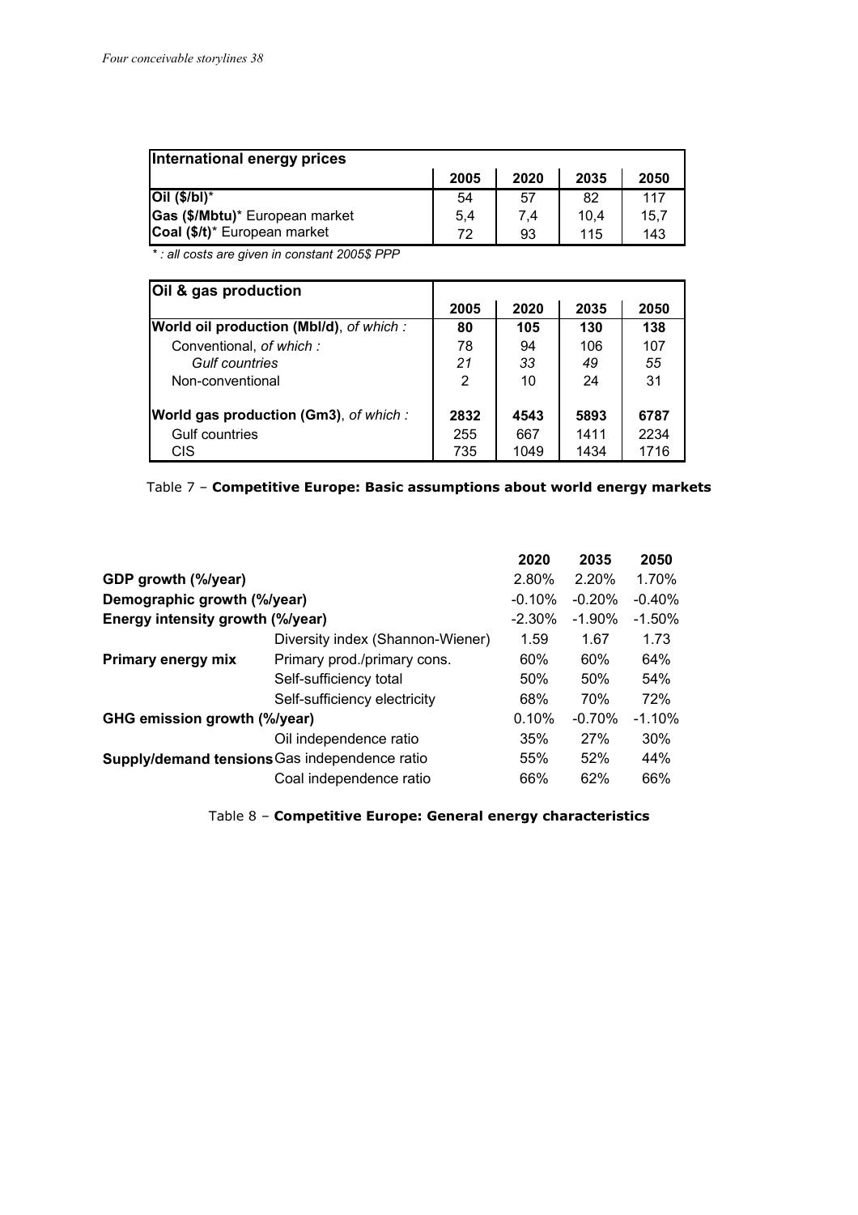| International energy prices | 2005 | 2020 | 2035 | 2050 |
|---|---|---|---|---|
| **Oil ($/bl)*** | 54 | 57 | 82 | 117 |
| **Gas ($/Mbtu)*** European market | 5,4 | 7,4 | 10,4 | 15,7 |
| **Coal ($/t)*** European market | 72 | 93 | 115 | 143 |

*\* : all costs are given in constant 2005$ PPP*

| Oil & gas production | 2005 | 2020 | 2035 | 2050 |
|---|---|---|---|---|
| **World oil production (Mbl/d)**, *of which :* | **80** | **105** | **130** | **138** |
| Conventional, *of which :* | 78 | 94 | 106 | 107 |
| *Gulf countries* | *21* | *33* | *49* | *55* |
| Non-conventional | 2 | 10 | 24 | 31 |
| **World gas production (Gm3)**, *of which :* | **2832** | **4543** | **5893** | **6787** |
| Gulf countries | 255 | 667 | 1411 | 2234 |
| CIS | 735 | 1049 | 1434 | 1716 |

Table 7 – **Competitive Europe: Basic assumptions about world energy markets**

| | | 2020 | 2035 | 2050 |
|---|---|---|---|---|
| **GDP growth (%/year)** | | 2.80% | 2.20% | 1.70% |
| **Demographic growth (%/year)** | | -0.10% | -0.20% | -0.40% |
| **Energy intensity growth (%/year)** | | -2.30% | -1.90% | -1.50% |
| **Primary energy mix** | Diversity index (Shannon-Wiener) | 1.59 | 1.67 | 1.73 |
| | Primary prod./primary cons. | 60% | 60% | 64% |
| | Self-sufficiency total | 50% | 50% | 54% |
| | Self-sufficiency electricity | 68% | 70% | 72% |
| **GHG emission growth (%/year)** | | 0.10% | -0.70% | -1.10% |
| **Supply/demand tensions** | Oil independence ratio | 35% | 27% | 30% |
| | Gas independence ratio | 55% | 52% | 44% |
| | Coal independence ratio | 66% | 62% | 66% |

Table 8 – **Competitive Europe: General energy characteristics**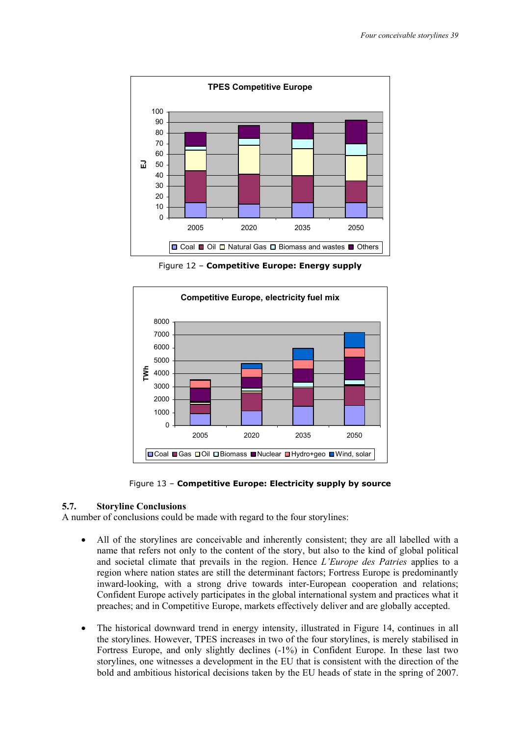Figure 12 – **Competitive Europe: Energy supply**

Figure 13 – **Competitive Europe: Electricity supply by source**

### 5.7. Storyline Conclusions

A number of conclusions could be made with regard to the four storylines:

- All of the storylines are conceivable and inherently consistent; they are all labelled with a name that refers not only to the content of the story, but also to the kind of global political and societal climate that prevails in the region. Hence *L'Europe des Patries* applies to a region where nation states are still the determinant factors; Fortress Europe is predominantly inward-looking, with a strong drive towards inter-European cooperation and relations; Confident Europe actively participates in the global international system and practices what it preaches; and in Competitive Europe, markets effectively deliver and are globally accepted.

- The historical downward trend in energy intensity, illustrated in Figure 14, continues in all the storylines. However, TPES increases in two of the four storylines, is merely stabilised in Fortress Europe, and only slightly declines (-1%) in Confident Europe. In these last two storylines, one witnesses a development in the EU that is consistent with the direction of the bold and ambitious historical decisions taken by the EU heads of state in the spring of 2007.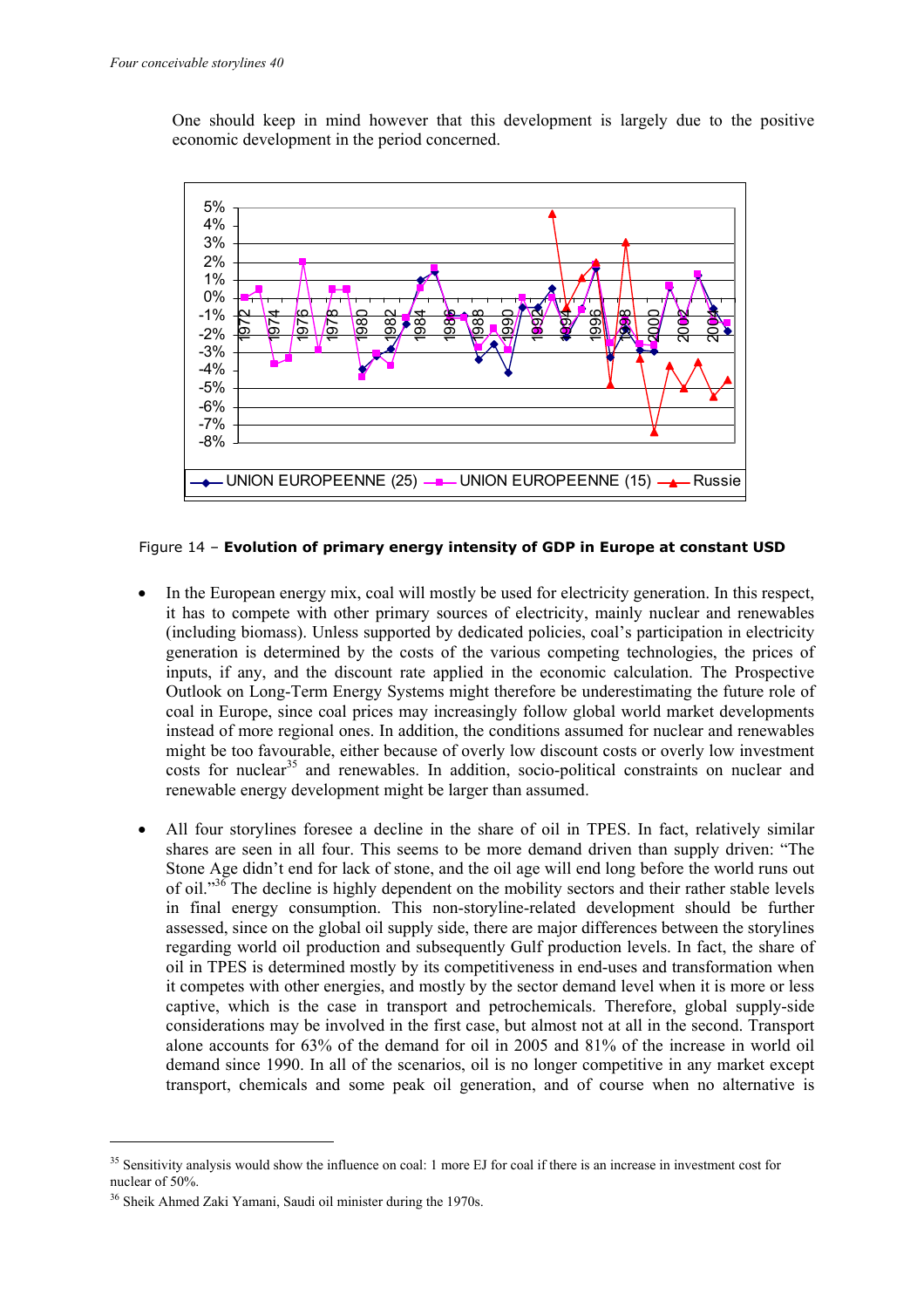One should keep in mind however that this development is largely due to the positive economic development in the period concerned.

Figure 14 – **Evolution of primary energy intensity of GDP in Europe at constant USD**

- In the European energy mix, coal will mostly be used for electricity generation. In this respect, it has to compete with other primary sources of electricity, mainly nuclear and renewables (including biomass). Unless supported by dedicated policies, coal's participation in electricity generation is determined by the costs of the various competing technologies, the prices of inputs, if any, and the discount rate applied in the economic calculation. The Prospective Outlook on Long-Term Energy Systems might therefore be underestimating the future role of coal in Europe, since coal prices may increasingly follow global world market developments instead of more regional ones. In addition, the conditions assumed for nuclear and renewables might be too favourable, either because of overly low discount costs or overly low investment costs for nuclear[35] and renewables. In addition, socio-political constraints on nuclear and renewable energy development might be larger than assumed.

- All four storylines foresee a decline in the share of oil in TPES. In fact, relatively similar shares are seen in all four. This seems to be more demand driven than supply driven: "The Stone Age didn't end for lack of stone, and the oil age will end long before the world runs out of oil."[36] The decline is highly dependent on the mobility sectors and their rather stable levels in final energy consumption. This non-storyline-related development should be further assessed, since on the global oil supply side, there are major differences between the storylines regarding world oil production and subsequently Gulf production levels. In fact, the share of oil in TPES is determined mostly by its competitiveness in end-uses and transformation when it competes with other energies, and mostly by the sector demand level when it is more or less captive, which is the case in transport and petrochemicals. Therefore, global supply-side considerations may be involved in the first case, but almost not at all in the second. Transport alone accounts for 63% of the demand for oil in 2005 and 81% of the increase in world oil demand since 1990. In all of the scenarios, oil is no longer competitive in any market except transport, chemicals and some peak oil generation, and of course when no alternative is

[35] Sensitivity analysis would show the influence on coal: 1 more EJ for coal if there is an increase in investment cost for nuclear of 50%.

[36] Sheik Ahmed Zaki Yamani, Saudi oil minister during the 1970s.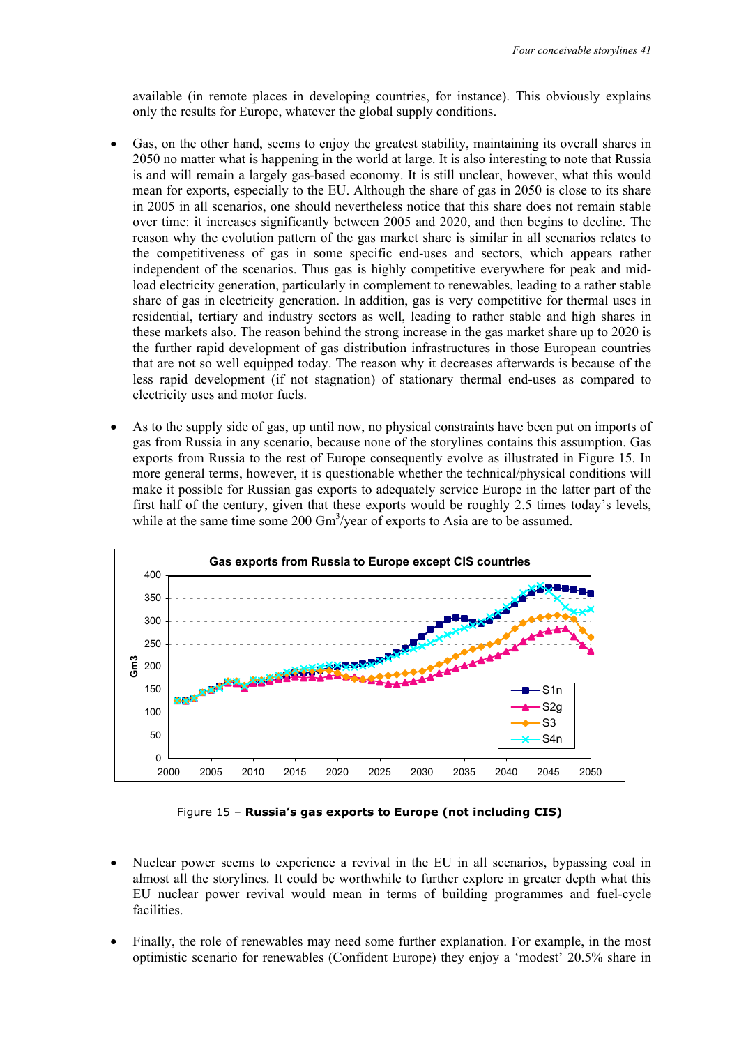available (in remote places in developing countries, for instance). This obviously explains only the results for Europe, whatever the global supply conditions.

- Gas, on the other hand, seems to enjoy the greatest stability, maintaining its overall shares in 2050 no matter what is happening in the world at large. It is also interesting to note that Russia is and will remain a largely gas-based economy. It is still unclear, however, what this would mean for exports, especially to the EU. Although the share of gas in 2050 is close to its share in 2005 in all scenarios, one should nevertheless notice that this share does not remain stable over time: it increases significantly between 2005 and 2020, and then begins to decline. The reason why the evolution pattern of the gas market share is similar in all scenarios relates to the competitiveness of gas in some specific end-uses and sectors, which appears rather independent of the scenarios. Thus gas is highly competitive everywhere for peak and mid-load electricity generation, particularly in complement to renewables, leading to a rather stable share of gas in electricity generation. In addition, gas is very competitive for thermal uses in residential, tertiary and industry sectors as well, leading to rather stable and high shares in these markets also. The reason behind the strong increase in the gas market share up to 2020 is the further rapid development of gas distribution infrastructures in those European countries that are not so well equipped today. The reason why it decreases afterwards is because of the less rapid development (if not stagnation) of stationary thermal end-uses as compared to electricity uses and motor fuels.

- As to the supply side of gas, up until now, no physical constraints have been put on imports of gas from Russia in any scenario, because none of the storylines contains this assumption. Gas exports from Russia to the rest of Europe consequently evolve as illustrated in Figure 15. In more general terms, however, it is questionable whether the technical/physical conditions will make it possible for Russian gas exports to adequately service Europe in the latter part of the first half of the century, given that these exports would be roughly 2.5 times today's levels, while at the same time some 200 $Gm^3$/year of exports to Asia are to be assumed.

Figure 15 – **Russia's gas exports to Europe (not including CIS)**

- Nuclear power seems to experience a revival in the EU in all scenarios, bypassing coal in almost all the storylines. It could be worthwhile to further explore in greater depth what this EU nuclear power revival would mean in terms of building programmes and fuel-cycle facilities.

- Finally, the role of renewables may need some further explanation. For example, in the most optimistic scenario for renewables (Confident Europe) they enjoy a 'modest' 20.5% share in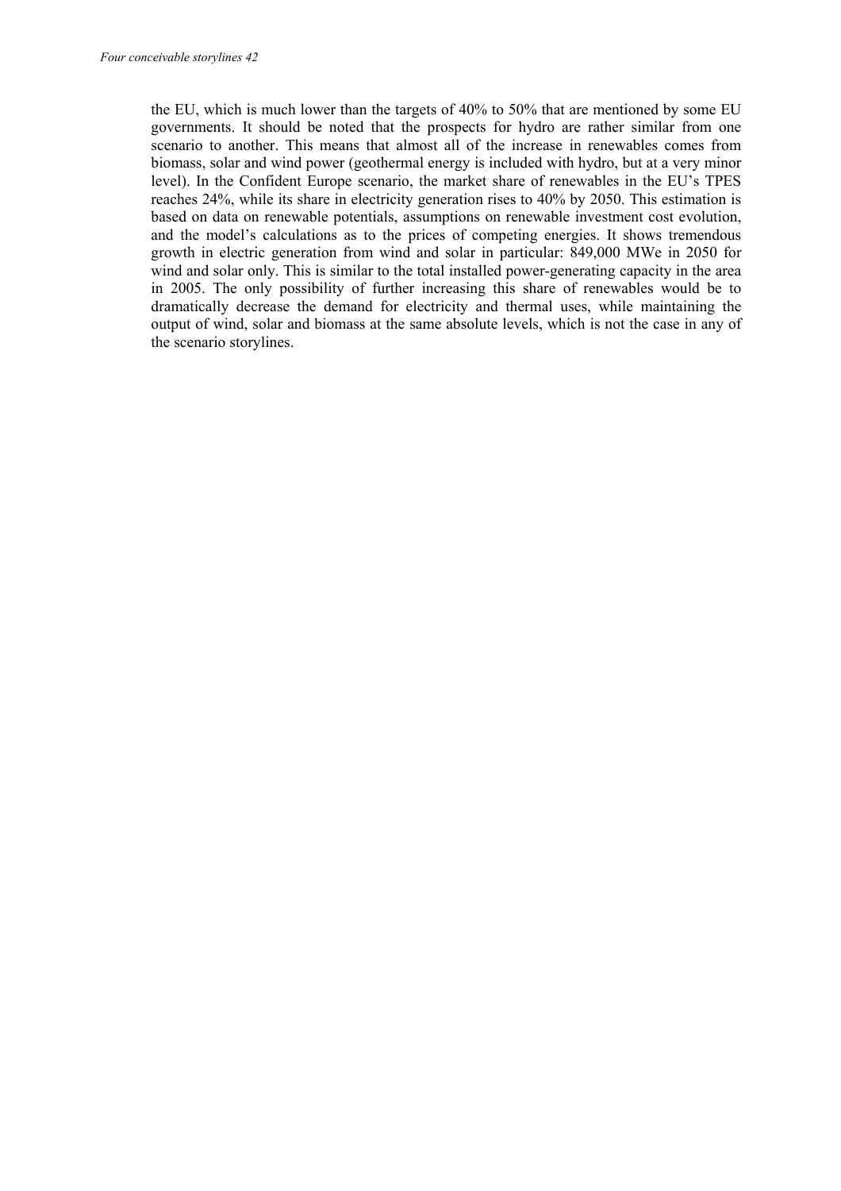the EU, which is much lower than the targets of 40% to 50% that are mentioned by some EU governments. It should be noted that the prospects for hydro are rather similar from one scenario to another. This means that almost all of the increase in renewables comes from biomass, solar and wind power (geothermal energy is included with hydro, but at a very minor level). In the Confident Europe scenario, the market share of renewables in the EU's TPES reaches 24%, while its share in electricity generation rises to 40% by 2050. This estimation is based on data on renewable potentials, assumptions on renewable investment cost evolution, and the model's calculations as to the prices of competing energies. It shows tremendous growth in electric generation from wind and solar in particular: 849,000 MWe in 2050 for wind and solar only. This is similar to the total installed power-generating capacity in the area in 2005. The only possibility of further increasing this share of renewables would be to dramatically decrease the demand for electricity and thermal uses, while maintaining the output of wind, solar and biomass at the same absolute levels, which is not the case in any of the scenario storylines.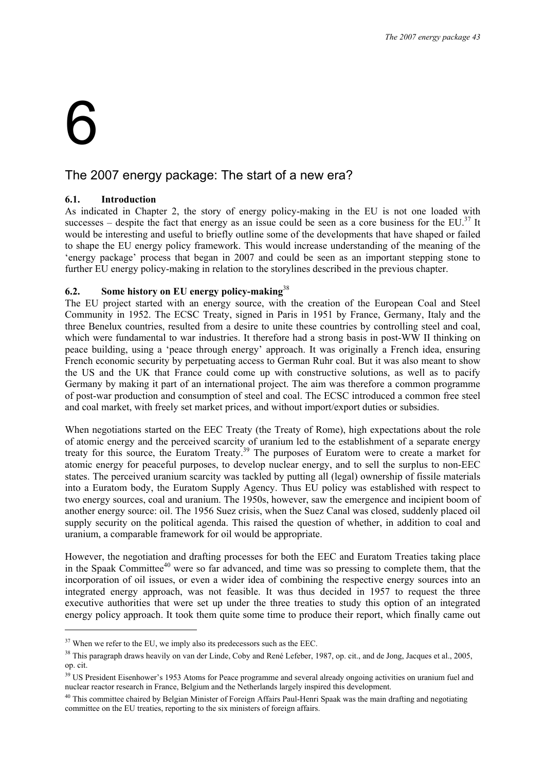# 6

## The 2007 energy package: The start of a new era?

### 6.1. Introduction

As indicated in Chapter 2, the story of energy policy-making in the EU is not one loaded with successes – despite the fact that energy as an issue could be seen as a core business for the EU.[37] It would be interesting and useful to briefly outline some of the developments that have shaped or failed to shape the EU energy policy framework. This would increase understanding of the meaning of the 'energy package' process that began in 2007 and could be seen as an important stepping stone to further EU energy policy-making in relation to the storylines described in the previous chapter.

### 6.2. Some history on EU energy policy-making[38]

The EU project started with an energy source, with the creation of the European Coal and Steel Community in 1952. The ECSC Treaty, signed in Paris in 1951 by France, Germany, Italy and the three Benelux countries, resulted from a desire to unite these countries by controlling steel and coal, which were fundamental to war industries. It therefore had a strong basis in post-WW II thinking on peace building, using a 'peace through energy' approach. It was originally a French idea, ensuring French economic security by perpetuating access to German Ruhr coal. But it was also meant to show the US and the UK that France could come up with constructive solutions, as well as to pacify Germany by making it part of an international project. The aim was therefore a common programme of post-war production and consumption of steel and coal. The ECSC introduced a common free steel and coal market, with freely set market prices, and without import/export duties or subsidies.

When negotiations started on the EEC Treaty (the Treaty of Rome), high expectations about the role of atomic energy and the perceived scarcity of uranium led to the establishment of a separate energy treaty for this source, the Euratom Treaty.[39] The purposes of Euratom were to create a market for atomic energy for peaceful purposes, to develop nuclear energy, and to sell the surplus to non-EEC states. The perceived uranium scarcity was tackled by putting all (legal) ownership of fissile materials into a Euratom body, the Euratom Supply Agency. Thus EU policy was established with respect to two energy sources, coal and uranium. The 1950s, however, saw the emergence and incipient boom of another energy source: oil. The 1956 Suez crisis, when the Suez Canal was closed, suddenly placed oil supply security on the political agenda. This raised the question of whether, in addition to coal and uranium, a comparable framework for oil would be appropriate.

However, the negotiation and drafting processes for both the EEC and Euratom Treaties taking place in the Spaak Committee[40] were so far advanced, and time was so pressing to complete them, that the incorporation of oil issues, or even a wider idea of combining the respective energy sources into an integrated energy approach, was not feasible. It was thus decided in 1957 to request the three executive authorities that were set up under the three treaties to study this option of an integrated energy policy approach. It took them quite some time to produce their report, which finally came out

---

[37] When we refer to the EU, we imply also its predecessors such as the EEC.

[38] This paragraph draws heavily on van der Linde, Coby and René Lefeber, 1987, op. cit., and de Jong, Jacques et al., 2005, op. cit.

[39] US President Eisenhower's 1953 Atoms for Peace programme and several already ongoing activities on uranium fuel and nuclear reactor research in France, Belgium and the Netherlands largely inspired this development.

[40] This committee chaired by Belgian Minister of Foreign Affairs Paul-Henri Spaak was the main drafting and negotiating committee on the EU treaties, reporting to the six ministers of foreign affairs.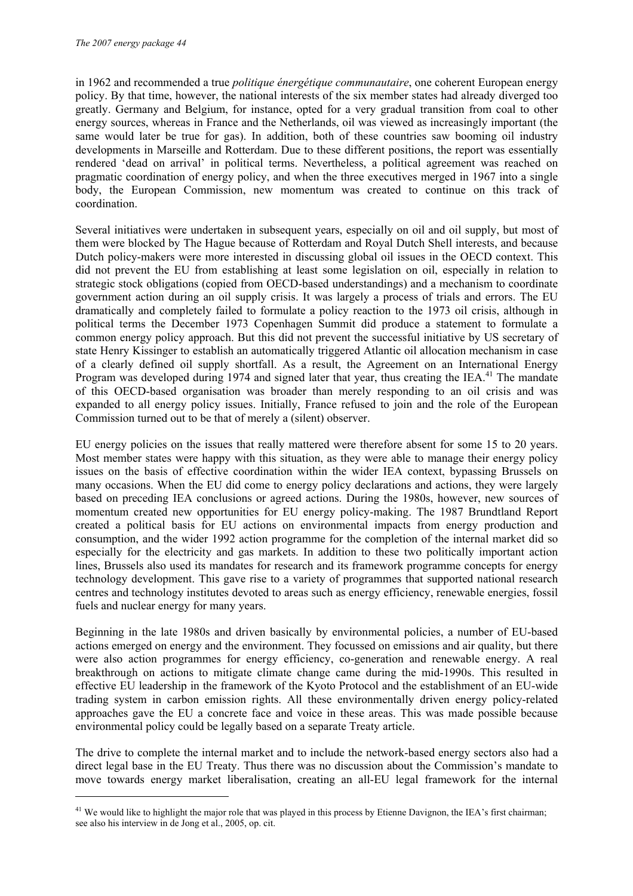in 1962 and recommended a true *politique énergétique communautaire*, one coherent European energy policy. By that time, however, the national interests of the six member states had already diverged too greatly. Germany and Belgium, for instance, opted for a very gradual transition from coal to other energy sources, whereas in France and the Netherlands, oil was viewed as increasingly important (the same would later be true for gas). In addition, both of these countries saw booming oil industry developments in Marseille and Rotterdam. Due to these different positions, the report was essentially rendered 'dead on arrival' in political terms. Nevertheless, a political agreement was reached on pragmatic coordination of energy policy, and when the three executives merged in 1967 into a single body, the European Commission, new momentum was created to continue on this track of coordination.

Several initiatives were undertaken in subsequent years, especially on oil and oil supply, but most of them were blocked by The Hague because of Rotterdam and Royal Dutch Shell interests, and because Dutch policy-makers were more interested in discussing global oil issues in the OECD context. This did not prevent the EU from establishing at least some legislation on oil, especially in relation to strategic stock obligations (copied from OECD-based understandings) and a mechanism to coordinate government action during an oil supply crisis. It was largely a process of trials and errors. The EU dramatically and completely failed to formulate a policy reaction to the 1973 oil crisis, although in political terms the December 1973 Copenhagen Summit did produce a statement to formulate a common energy policy approach. But this did not prevent the successful initiative by US secretary of state Henry Kissinger to establish an automatically triggered Atlantic oil allocation mechanism in case of a clearly defined oil supply shortfall. As a result, the Agreement on an International Energy Program was developed during 1974 and signed later that year, thus creating the IEA.[41] The mandate of this OECD-based organisation was broader than merely responding to an oil crisis and was expanded to all energy policy issues. Initially, France refused to join and the role of the European Commission turned out to be that of merely a (silent) observer.

EU energy policies on the issues that really mattered were therefore absent for some 15 to 20 years. Most member states were happy with this situation, as they were able to manage their energy policy issues on the basis of effective coordination within the wider IEA context, bypassing Brussels on many occasions. When the EU did come to energy policy declarations and actions, they were largely based on preceding IEA conclusions or agreed actions. During the 1980s, however, new sources of momentum created new opportunities for EU energy policy-making. The 1987 Brundtland Report created a political basis for EU actions on environmental impacts from energy production and consumption, and the wider 1992 action programme for the completion of the internal market did so especially for the electricity and gas markets. In addition to these two politically important action lines, Brussels also used its mandates for research and its framework programme concepts for energy technology development. This gave rise to a variety of programmes that supported national research centres and technology institutes devoted to areas such as energy efficiency, renewable energies, fossil fuels and nuclear energy for many years.

Beginning in the late 1980s and driven basically by environmental policies, a number of EU-based actions emerged on energy and the environment. They focussed on emissions and air quality, but there were also action programmes for energy efficiency, co-generation and renewable energy. A real breakthrough on actions to mitigate climate change came during the mid-1990s. This resulted in effective EU leadership in the framework of the Kyoto Protocol and the establishment of an EU-wide trading system in carbon emission rights. All these environmentally driven energy policy-related approaches gave the EU a concrete face and voice in these areas. This was made possible because environmental policy could be legally based on a separate Treaty article.

The drive to complete the internal market and to include the network-based energy sectors also had a direct legal base in the EU Treaty. Thus there was no discussion about the Commission's mandate to move towards energy market liberalisation, creating an all-EU legal framework for the internal

---

[41] We would like to highlight the major role that was played in this process by Etienne Davignon, the IEA's first chairman; see also his interview in de Jong et al., 2005, op. cit.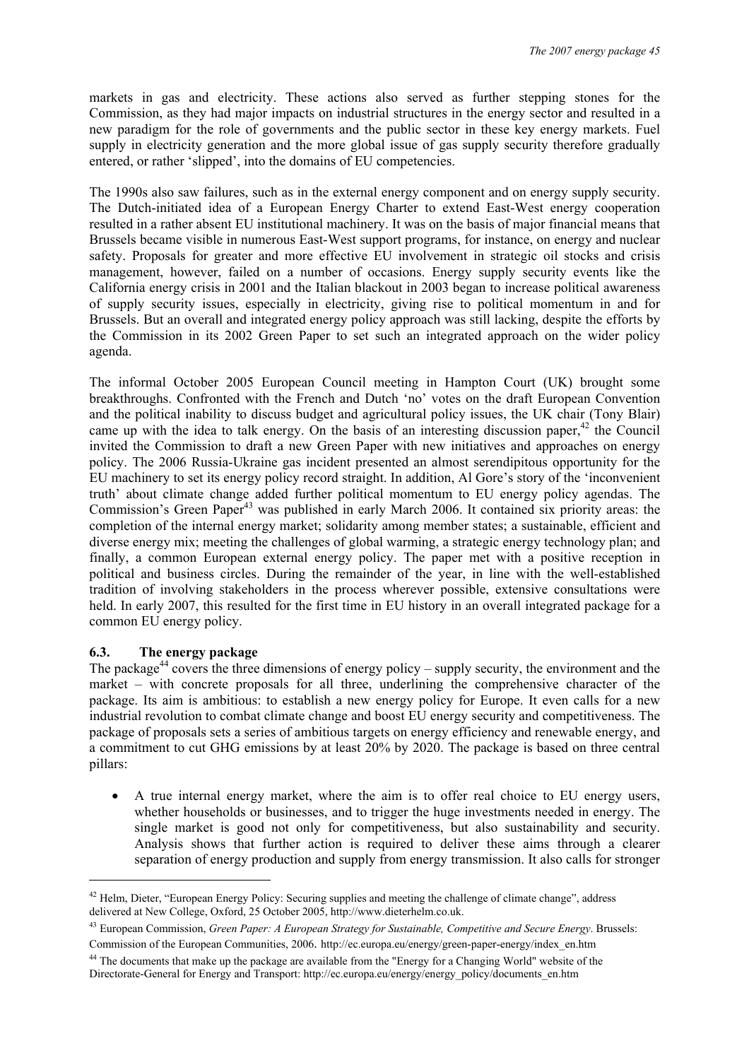markets in gas and electricity. These actions also served as further stepping stones for the Commission, as they had major impacts on industrial structures in the energy sector and resulted in a new paradigm for the role of governments and the public sector in these key energy markets. Fuel supply in electricity generation and the more global issue of gas supply security therefore gradually entered, or rather 'slipped', into the domains of EU competencies.

The 1990s also saw failures, such as in the external energy component and on energy supply security. The Dutch-initiated idea of a European Energy Charter to extend East-West energy cooperation resulted in a rather absent EU institutional machinery. It was on the basis of major financial means that Brussels became visible in numerous East-West support programs, for instance, on energy and nuclear safety. Proposals for greater and more effective EU involvement in strategic oil stocks and crisis management, however, failed on a number of occasions. Energy supply security events like the California energy crisis in 2001 and the Italian blackout in 2003 began to increase political awareness of supply security issues, especially in electricity, giving rise to political momentum in and for Brussels. But an overall and integrated energy policy approach was still lacking, despite the efforts by the Commission in its 2002 Green Paper to set such an integrated approach on the wider policy agenda.

The informal October 2005 European Council meeting in Hampton Court (UK) brought some breakthroughs. Confronted with the French and Dutch 'no' votes on the draft European Convention and the political inability to discuss budget and agricultural policy issues, the UK chair (Tony Blair) came up with the idea to talk energy. On the basis of an interesting discussion paper,[42] the Council invited the Commission to draft a new Green Paper with new initiatives and approaches on energy policy. The 2006 Russia-Ukraine gas incident presented an almost serendipitous opportunity for the EU machinery to set its energy policy record straight. In addition, Al Gore's story of the 'inconvenient truth' about climate change added further political momentum to EU energy policy agendas. The Commission's Green Paper[43] was published in early March 2006. It contained six priority areas: the completion of the internal energy market; solidarity among member states; a sustainable, efficient and diverse energy mix; meeting the challenges of global warming, a strategic energy technology plan; and finally, a common European external energy policy. The paper met with a positive reception in political and business circles. During the remainder of the year, in line with the well-established tradition of involving stakeholders in the process wherever possible, extensive consultations were held. In early 2007, this resulted for the first time in EU history in an overall integrated package for a common EU energy policy.

### 6.3. The energy package

The package[44] covers the three dimensions of energy policy – supply security, the environment and the market – with concrete proposals for all three, underlining the comprehensive character of the package. Its aim is ambitious: to establish a new energy policy for Europe. It even calls for a new industrial revolution to combat climate change and boost EU energy security and competitiveness. The package of proposals sets a series of ambitious targets on energy efficiency and renewable energy, and a commitment to cut GHG emissions by at least 20% by 2020. The package is based on three central pillars:

- A true internal energy market, where the aim is to offer real choice to EU energy users, whether households or businesses, and to trigger the huge investments needed in energy. The single market is good not only for competitiveness, but also sustainability and security. Analysis shows that further action is required to deliver these aims through a clearer separation of energy production and supply from energy transmission. It also calls for stronger

---

[42] Helm, Dieter, "European Energy Policy: Securing supplies and meeting the challenge of climate change", address delivered at New College, Oxford, 25 October 2005, http://www.dieterhelm.co.uk.

[43] European Commission, *Green Paper: A European Strategy for Sustainable, Competitive and Secure Energy*. Brussels: Commission of the European Communities, 2006. http://ec.europa.eu/energy/green-paper-energy/index_en.htm

[44] The documents that make up the package are available from the "Energy for a Changing World" website of the Directorate-General for Energy and Transport: http://ec.europa.eu/energy/energy_policy/documents_en.htm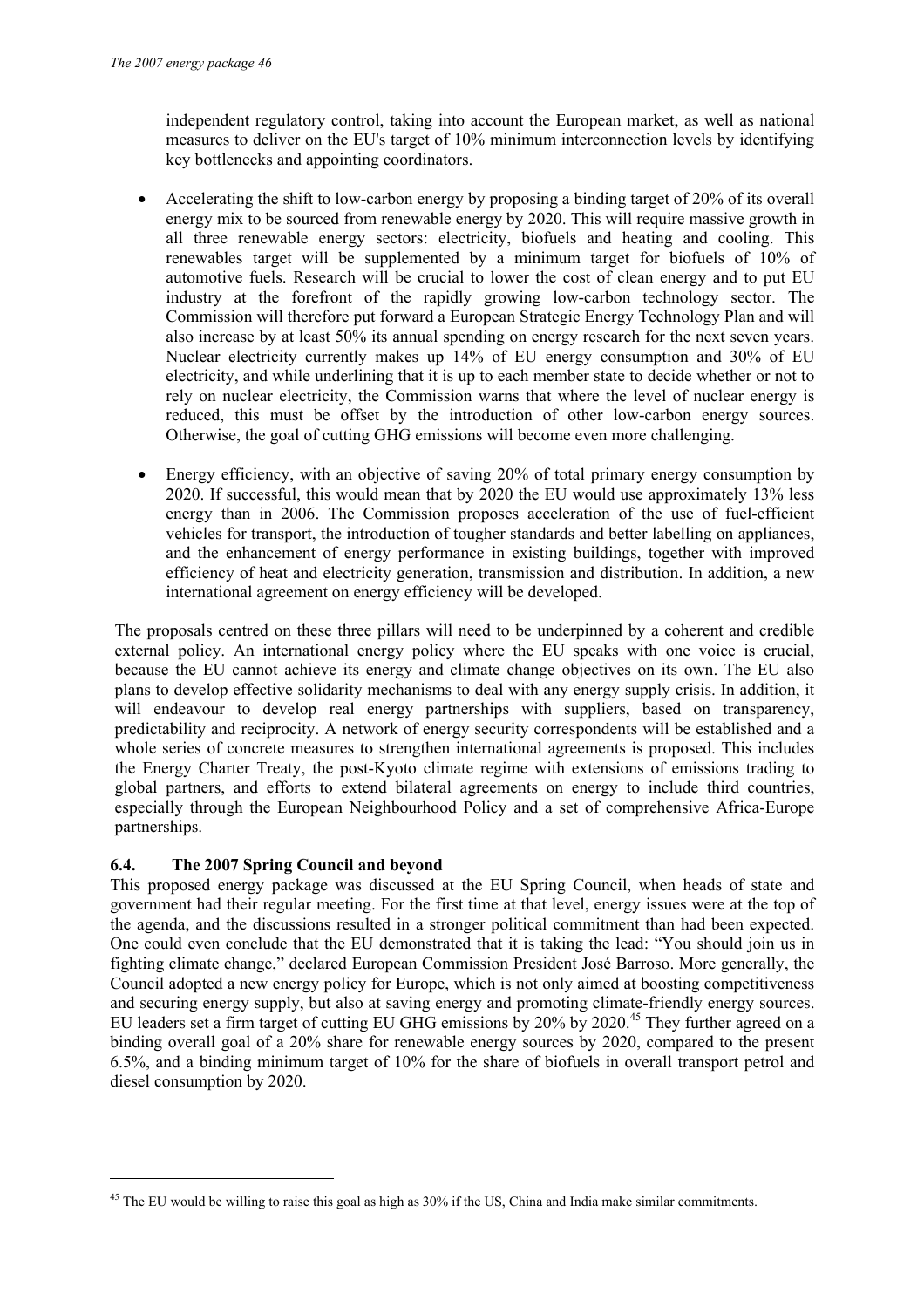independent regulatory control, taking into account the European market, as well as national measures to deliver on the EU's target of 10% minimum interconnection levels by identifying key bottlenecks and appointing coordinators.

- Accelerating the shift to low-carbon energy by proposing a binding target of 20% of its overall energy mix to be sourced from renewable energy by 2020. This will require massive growth in all three renewable energy sectors: electricity, biofuels and heating and cooling. This renewables target will be supplemented by a minimum target for biofuels of 10% of automotive fuels. Research will be crucial to lower the cost of clean energy and to put EU industry at the forefront of the rapidly growing low-carbon technology sector. The Commission will therefore put forward a European Strategic Energy Technology Plan and will also increase by at least 50% its annual spending on energy research for the next seven years. Nuclear electricity currently makes up 14% of EU energy consumption and 30% of EU electricity, and while underlining that it is up to each member state to decide whether or not to rely on nuclear electricity, the Commission warns that where the level of nuclear energy is reduced, this must be offset by the introduction of other low-carbon energy sources. Otherwise, the goal of cutting GHG emissions will become even more challenging.

- Energy efficiency, with an objective of saving 20% of total primary energy consumption by 2020. If successful, this would mean that by 2020 the EU would use approximately 13% less energy than in 2006. The Commission proposes acceleration of the use of fuel-efficient vehicles for transport, the introduction of tougher standards and better labelling on appliances, and the enhancement of energy performance in existing buildings, together with improved efficiency of heat and electricity generation, transmission and distribution. In addition, a new international agreement on energy efficiency will be developed.

The proposals centred on these three pillars will need to be underpinned by a coherent and credible external policy. An international energy policy where the EU speaks with one voice is crucial, because the EU cannot achieve its energy and climate change objectives on its own. The EU also plans to develop effective solidarity mechanisms to deal with any energy supply crisis. In addition, it will endeavour to develop real energy partnerships with suppliers, based on transparency, predictability and reciprocity. A network of energy security correspondents will be established and a whole series of concrete measures to strengthen international agreements is proposed. This includes the Energy Charter Treaty, the post-Kyoto climate regime with extensions of emissions trading to global partners, and efforts to extend bilateral agreements on energy to include third countries, especially through the European Neighbourhood Policy and a set of comprehensive Africa-Europe partnerships.

### 6.4. The 2007 Spring Council and beyond

This proposed energy package was discussed at the EU Spring Council, when heads of state and government had their regular meeting. For the first time at that level, energy issues were at the top of the agenda, and the discussions resulted in a stronger political commitment than had been expected. One could even conclude that the EU demonstrated that it is taking the lead: "You should join us in fighting climate change," declared European Commission President José Barroso. More generally, the Council adopted a new energy policy for Europe, which is not only aimed at boosting competitiveness and securing energy supply, but also at saving energy and promoting climate-friendly energy sources. EU leaders set a firm target of cutting EU GHG emissions by 20% by 2020.[45] They further agreed on a binding overall goal of a 20% share for renewable energy sources by 2020, compared to the present 6.5%, and a binding minimum target of 10% for the share of biofuels in overall transport petrol and diesel consumption by 2020.

---

[45] The EU would be willing to raise this goal as high as 30% if the US, China and India make similar commitments.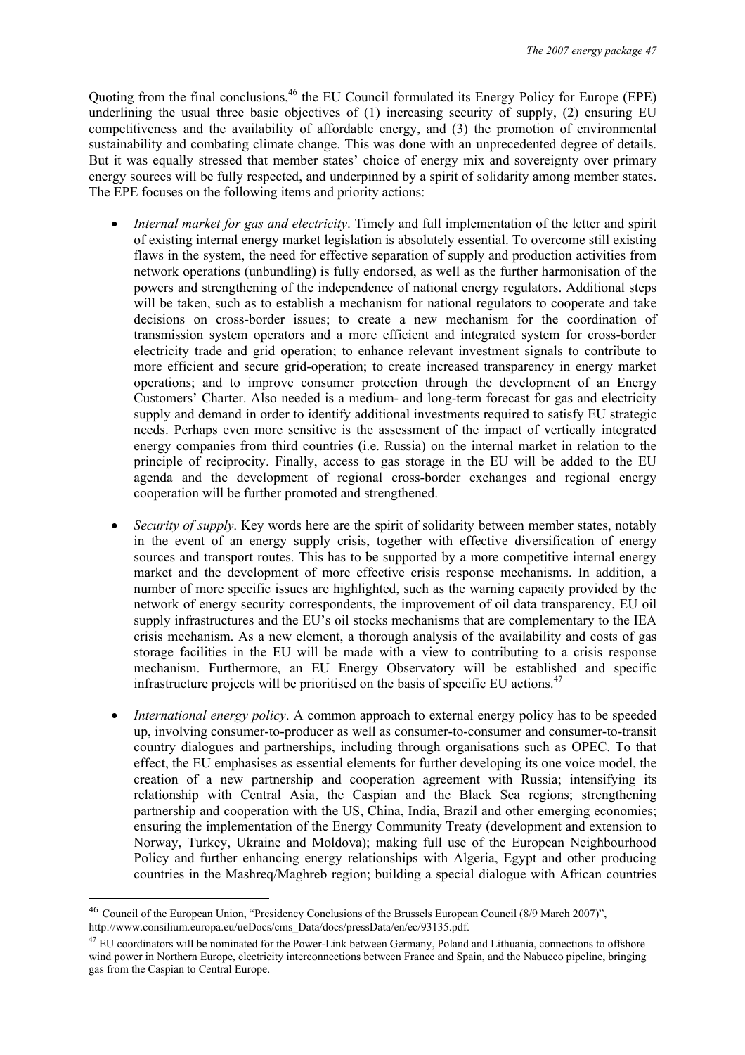Quoting from the final conclusions,[46] the EU Council formulated its Energy Policy for Europe (EPE) underlining the usual three basic objectives of (1) increasing security of supply, (2) ensuring EU competitiveness and the availability of affordable energy, and (3) the promotion of environmental sustainability and combating climate change. This was done with an unprecedented degree of details. But it was equally stressed that member states' choice of energy mix and sovereignty over primary energy sources will be fully respected, and underpinned by a spirit of solidarity among member states. The EPE focuses on the following items and priority actions:

- *Internal market for gas and electricity*. Timely and full implementation of the letter and spirit of existing internal energy market legislation is absolutely essential. To overcome still existing flaws in the system, the need for effective separation of supply and production activities from network operations (unbundling) is fully endorsed, as well as the further harmonisation of the powers and strengthening of the independence of national energy regulators. Additional steps will be taken, such as to establish a mechanism for national regulators to cooperate and take decisions on cross-border issues; to create a new mechanism for the coordination of transmission system operators and a more efficient and integrated system for cross-border electricity trade and grid operation; to enhance relevant investment signals to contribute to more efficient and secure grid-operation; to create increased transparency in energy market operations; and to improve consumer protection through the development of an Energy Customers' Charter. Also needed is a medium- and long-term forecast for gas and electricity supply and demand in order to identify additional investments required to satisfy EU strategic needs. Perhaps even more sensitive is the assessment of the impact of vertically integrated energy companies from third countries (i.e. Russia) on the internal market in relation to the principle of reciprocity. Finally, access to gas storage in the EU will be added to the EU agenda and the development of regional cross-border exchanges and regional energy cooperation will be further promoted and strengthened.

- *Security of supply*. Key words here are the spirit of solidarity between member states, notably in the event of an energy supply crisis, together with effective diversification of energy sources and transport routes. This has to be supported by a more competitive internal energy market and the development of more effective crisis response mechanisms. In addition, a number of more specific issues are highlighted, such as the warning capacity provided by the network of energy security correspondents, the improvement of oil data transparency, EU oil supply infrastructures and the EU's oil stocks mechanisms that are complementary to the IEA crisis mechanism. As a new element, a thorough analysis of the availability and costs of gas storage facilities in the EU will be made with a view to contributing to a crisis response mechanism. Furthermore, an EU Energy Observatory will be established and specific infrastructure projects will be prioritised on the basis of specific EU actions.[47]

- *International energy policy*. A common approach to external energy policy has to be speeded up, involving consumer-to-producer as well as consumer-to-consumer and consumer-to-transit country dialogues and partnerships, including through organisations such as OPEC. To that effect, the EU emphasises as essential elements for further developing its one voice model, the creation of a new partnership and cooperation agreement with Russia; intensifying its relationship with Central Asia, the Caspian and the Black Sea regions; strengthening partnership and cooperation with the US, China, India, Brazil and other emerging economies; ensuring the implementation of the Energy Community Treaty (development and extension to Norway, Turkey, Ukraine and Moldova); making full use of the European Neighbourhood Policy and further enhancing energy relationships with Algeria, Egypt and other producing countries in the Mashreq/Maghreb region; building a special dialogue with African countries

---

[46] Council of the European Union, "Presidency Conclusions of the Brussels European Council (8/9 March 2007)", http://www.consilium.europa.eu/ueDocs/cms_Data/docs/pressData/en/ec/93135.pdf.

[47] EU coordinators will be nominated for the Power-Link between Germany, Poland and Lithuania, connections to offshore wind power in Northern Europe, electricity interconnections between France and Spain, and the Nabucco pipeline, bringing gas from the Caspian to Central Europe.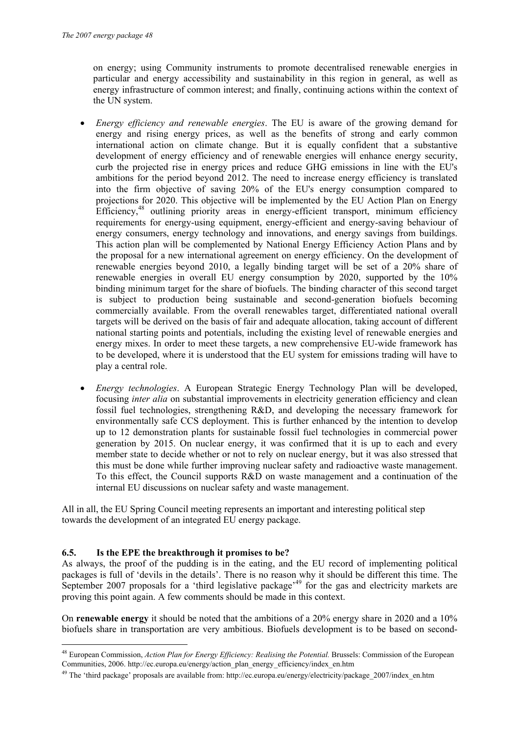on energy; using Community instruments to promote decentralised renewable energies in particular and energy accessibility and sustainability in this region in general, as well as energy infrastructure of common interest; and finally, continuing actions within the context of the UN system.

- *Energy efficiency and renewable energies*. The EU is aware of the growing demand for energy and rising energy prices, as well as the benefits of strong and early common international action on climate change. But it is equally confident that a substantive development of energy efficiency and of renewable energies will enhance energy security, curb the projected rise in energy prices and reduce GHG emissions in line with the EU's ambitions for the period beyond 2012. The need to increase energy efficiency is translated into the firm objective of saving 20% of the EU's energy consumption compared to projections for 2020. This objective will be implemented by the EU Action Plan on Energy Efficiency,[48] outlining priority areas in energy-efficient transport, minimum efficiency requirements for energy-using equipment, energy-efficient and energy-saving behaviour of energy consumers, energy technology and innovations, and energy savings from buildings. This action plan will be complemented by National Energy Efficiency Action Plans and by the proposal for a new international agreement on energy efficiency. On the development of renewable energies beyond 2010, a legally binding target will be set of a 20% share of renewable energies in overall EU energy consumption by 2020, supported by the 10% binding minimum target for the share of biofuels. The binding character of this second target is subject to production being sustainable and second-generation biofuels becoming commercially available. From the overall renewables target, differentiated national overall targets will be derived on the basis of fair and adequate allocation, taking account of different national starting points and potentials, including the existing level of renewable energies and energy mixes. In order to meet these targets, a new comprehensive EU-wide framework has to be developed, where it is understood that the EU system for emissions trading will have to play a central role.

- *Energy technologies*. A European Strategic Energy Technology Plan will be developed, focusing *inter alia* on substantial improvements in electricity generation efficiency and clean fossil fuel technologies, strengthening R&D, and developing the necessary framework for environmentally safe CCS deployment. This is further enhanced by the intention to develop up to 12 demonstration plants for sustainable fossil fuel technologies in commercial power generation by 2015. On nuclear energy, it was confirmed that it is up to each and every member state to decide whether or not to rely on nuclear energy, but it was also stressed that this must be done while further improving nuclear safety and radioactive waste management. To this effect, the Council supports R&D on waste management and a continuation of the internal EU discussions on nuclear safety and waste management.

All in all, the EU Spring Council meeting represents an important and interesting political step towards the development of an integrated EU energy package.

### 6.5. Is the EPE the breakthrough it promises to be?

As always, the proof of the pudding is in the eating, and the EU record of implementing political packages is full of 'devils in the details'. There is no reason why it should be different this time. The September 2007 proposals for a 'third legislative package'[49] for the gas and electricity markets are proving this point again. A few comments should be made in this context.

On **renewable energy** it should be noted that the ambitions of a 20% energy share in 2020 and a 10% biofuels share in transportation are very ambitious. Biofuels development is to be based on second-

---

[48] European Commission, *Action Plan for Energy Efficiency: Realising the Potential.* Brussels: Commission of the European Communities, 2006. http://ec.europa.eu/energy/action_plan_energy_efficiency/index_en.htm

[49] The 'third package' proposals are available from: http://ec.europa.eu/energy/electricity/package_2007/index_en.htm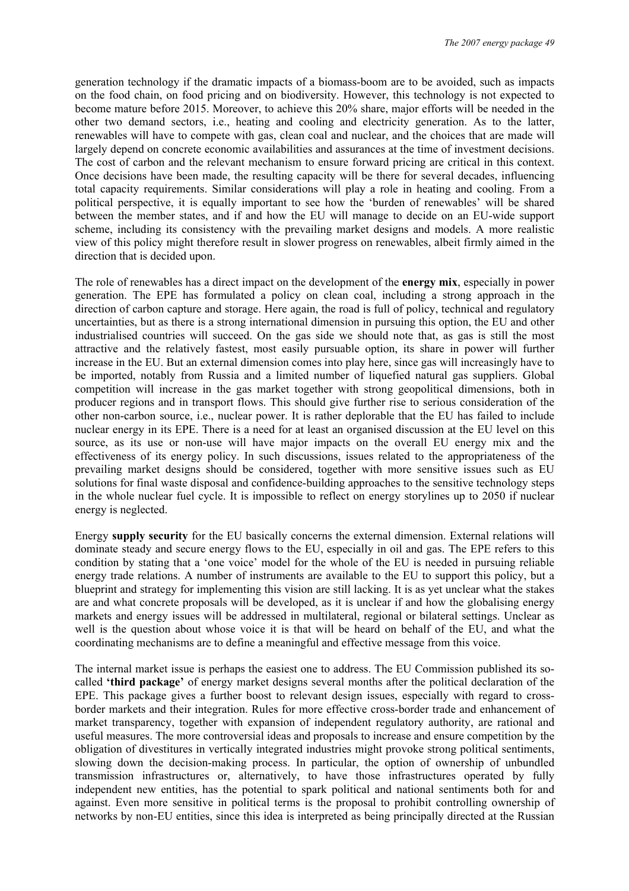generation technology if the dramatic impacts of a biomass-boom are to be avoided, such as impacts on the food chain, on food pricing and on biodiversity. However, this technology is not expected to become mature before 2015. Moreover, to achieve this 20% share, major efforts will be needed in the other two demand sectors, i.e., heating and cooling and electricity generation. As to the latter, renewables will have to compete with gas, clean coal and nuclear, and the choices that are made will largely depend on concrete economic availabilities and assurances at the time of investment decisions. The cost of carbon and the relevant mechanism to ensure forward pricing are critical in this context. Once decisions have been made, the resulting capacity will be there for several decades, influencing total capacity requirements. Similar considerations will play a role in heating and cooling. From a political perspective, it is equally important to see how the 'burden of renewables' will be shared between the member states, and if and how the EU will manage to decide on an EU-wide support scheme, including its consistency with the prevailing market designs and models. A more realistic view of this policy might therefore result in slower progress on renewables, albeit firmly aimed in the direction that is decided upon.

The role of renewables has a direct impact on the development of the **energy mix**, especially in power generation. The EPE has formulated a policy on clean coal, including a strong approach in the direction of carbon capture and storage. Here again, the road is full of policy, technical and regulatory uncertainties, but as there is a strong international dimension in pursuing this option, the EU and other industrialised countries will succeed. On the gas side we should note that, as gas is still the most attractive and the relatively fastest, most easily pursuable option, its share in power will further increase in the EU. But an external dimension comes into play here, since gas will increasingly have to be imported, notably from Russia and a limited number of liquefied natural gas suppliers. Global competition will increase in the gas market together with strong geopolitical dimensions, both in producer regions and in transport flows. This should give further rise to serious consideration of the other non-carbon source, i.e., nuclear power. It is rather deplorable that the EU has failed to include nuclear energy in its EPE. There is a need for at least an organised discussion at the EU level on this source, as its use or non-use will have major impacts on the overall EU energy mix and the effectiveness of its energy policy. In such discussions, issues related to the appropriateness of the prevailing market designs should be considered, together with more sensitive issues such as EU solutions for final waste disposal and confidence-building approaches to the sensitive technology steps in the whole nuclear fuel cycle. It is impossible to reflect on energy storylines up to 2050 if nuclear energy is neglected.

Energy **supply security** for the EU basically concerns the external dimension. External relations will dominate steady and secure energy flows to the EU, especially in oil and gas. The EPE refers to this condition by stating that a 'one voice' model for the whole of the EU is needed in pursuing reliable energy trade relations. A number of instruments are available to the EU to support this policy, but a blueprint and strategy for implementing this vision are still lacking. It is as yet unclear what the stakes are and what concrete proposals will be developed, as it is unclear if and how the globalising energy markets and energy issues will be addressed in multilateral, regional or bilateral settings. Unclear as well is the question about whose voice it is that will be heard on behalf of the EU, and what the coordinating mechanisms are to define a meaningful and effective message from this voice.

The internal market issue is perhaps the easiest one to address. The EU Commission published its so-called **'third package'** of energy market designs several months after the political declaration of the EPE. This package gives a further boost to relevant design issues, especially with regard to cross-border markets and their integration. Rules for more effective cross-border trade and enhancement of market transparency, together with expansion of independent regulatory authority, are rational and useful measures. The more controversial ideas and proposals to increase and ensure competition by the obligation of divestitures in vertically integrated industries might provoke strong political sentiments, slowing down the decision-making process. In particular, the option of ownership of unbundled transmission infrastructures or, alternatively, to have those infrastructures operated by fully independent new entities, has the potential to spark political and national sentiments both for and against. Even more sensitive in political terms is the proposal to prohibit controlling ownership of networks by non-EU entities, since this idea is interpreted as being principally directed at the Russian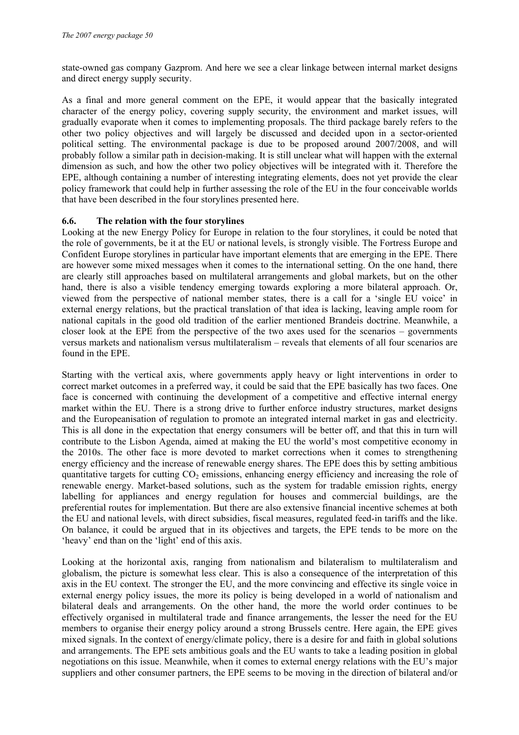state-owned gas company Gazprom. And here we see a clear linkage between internal market designs and direct energy supply security.

As a final and more general comment on the EPE, it would appear that the basically integrated character of the energy policy, covering supply security, the environment and market issues, will gradually evaporate when it comes to implementing proposals. The third package barely refers to the other two policy objectives and will largely be discussed and decided upon in a sector-oriented political setting. The environmental package is due to be proposed around 2007/2008, and will probably follow a similar path in decision-making. It is still unclear what will happen with the external dimension as such, and how the other two policy objectives will be integrated with it. Therefore the EPE, although containing a number of interesting integrating elements, does not yet provide the clear policy framework that could help in further assessing the role of the EU in the four conceivable worlds that have been described in the four storylines presented here.

### 6.6. The relation with the four storylines

Looking at the new Energy Policy for Europe in relation to the four storylines, it could be noted that the role of governments, be it at the EU or national levels, is strongly visible. The Fortress Europe and Confident Europe storylines in particular have important elements that are emerging in the EPE. There are however some mixed messages when it comes to the international setting. On the one hand, there are clearly still approaches based on multilateral arrangements and global markets, but on the other hand, there is also a visible tendency emerging towards exploring a more bilateral approach. Or, viewed from the perspective of national member states, there is a call for a 'single EU voice' in external energy relations, but the practical translation of that idea is lacking, leaving ample room for national capitals in the good old tradition of the earlier mentioned Brandeis doctrine. Meanwhile, a closer look at the EPE from the perspective of the two axes used for the scenarios – governments versus markets and nationalism versus multilateralism – reveals that elements of all four scenarios are found in the EPE.

Starting with the vertical axis, where governments apply heavy or light interventions in order to correct market outcomes in a preferred way, it could be said that the EPE basically has two faces. One face is concerned with continuing the development of a competitive and effective internal energy market within the EU. There is a strong drive to further enforce industry structures, market designs and the Europeanisation of regulation to promote an integrated internal market in gas and electricity. This is all done in the expectation that energy consumers will be better off, and that this in turn will contribute to the Lisbon Agenda, aimed at making the EU the world's most competitive economy in the 2010s. The other face is more devoted to market corrections when it comes to strengthening energy efficiency and the increase of renewable energy shares. The EPE does this by setting ambitious quantitative targets for cutting $CO_2$ emissions, enhancing energy efficiency and increasing the role of renewable energy. Market-based solutions, such as the system for tradable emission rights, energy labelling for appliances and energy regulation for houses and commercial buildings, are the preferential routes for implementation. But there are also extensive financial incentive schemes at both the EU and national levels, with direct subsidies, fiscal measures, regulated feed-in tariffs and the like. On balance, it could be argued that in its objectives and targets, the EPE tends to be more on the 'heavy' end than on the 'light' end of this axis.

Looking at the horizontal axis, ranging from nationalism and bilateralism to multilateralism and globalism, the picture is somewhat less clear. This is also a consequence of the interpretation of this axis in the EU context. The stronger the EU, and the more convincing and effective its single voice in external energy policy issues, the more its policy is being developed in a world of nationalism and bilateral deals and arrangements. On the other hand, the more the world order continues to be effectively organised in multilateral trade and finance arrangements, the lesser the need for the EU members to organise their energy policy around a strong Brussels centre. Here again, the EPE gives mixed signals. In the context of energy/climate policy, there is a desire for and faith in global solutions and arrangements. The EPE sets ambitious goals and the EU wants to take a leading position in global negotiations on this issue. Meanwhile, when it comes to external energy relations with the EU's major suppliers and other consumer partners, the EPE seems to be moving in the direction of bilateral and/or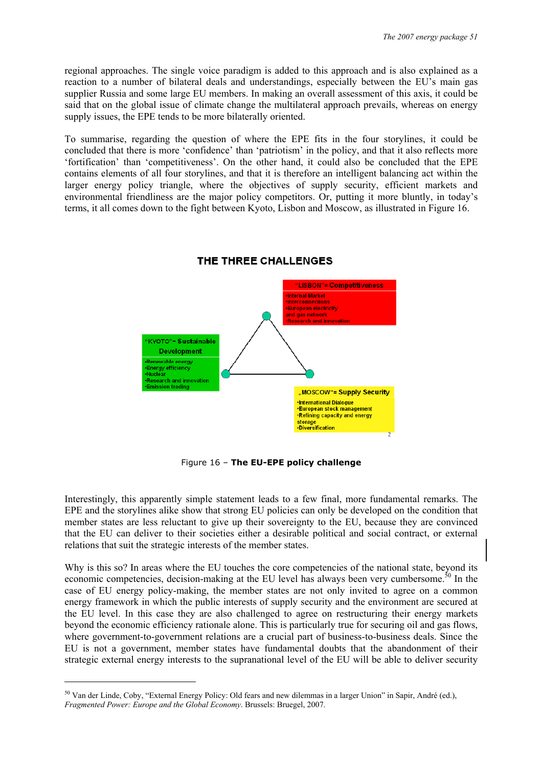regional approaches. The single voice paradigm is added to this approach and is also explained as a reaction to a number of bilateral deals and understandings, especially between the EU's main gas supplier Russia and some large EU members. In making an overall assessment of this axis, it could be said that on the global issue of climate change the multilateral approach prevails, whereas on energy supply issues, the EPE tends to be more bilaterally oriented.

To summarise, regarding the question of where the EPE fits in the four storylines, it could be concluded that there is more 'confidence' than 'patriotism' in the policy, and that it also reflects more 'fortification' than 'competitiveness'. On the other hand, it could also be concluded that the EPE contains elements of all four storylines, and that it is therefore an intelligent balancing act within the larger energy policy triangle, where the objectives of supply security, efficient markets and environmental friendliness are the major policy competitors. Or, putting it more bluntly, in today's terms, it all comes down to the fight between Kyoto, Lisbon and Moscow, as illustrated in Figure 16.

**THE THREE CHALLENGES**

"LISBON" = Competitiveness
- Internal Market
- Interconnections
- European electricity and gas network
- Research and innovation

"KYOTO" = Sustainable Development
- Renewable energy
- Energy efficiency
- Nuclear
- Research and innovation
- Emission trading

„MOSCOW" = Supply Security
- International Dialogue
- European stock management
- Refining capacity and energy storage
- Diversification

Figure 16 – **The EU-EPE policy challenge**

Interestingly, this apparently simple statement leads to a few final, more fundamental remarks. The EPE and the storylines alike show that strong EU policies can only be developed on the condition that member states are less reluctant to give up their sovereignty to the EU, because they are convinced that the EU can deliver to their societies either a desirable political and social contract, or external relations that suit the strategic interests of the member states.

Why is this so? In areas where the EU touches the core competencies of the national state, beyond its economic competencies, decision-making at the EU level has always been very cumbersome.[50] In the case of EU energy policy-making, the member states are not only invited to agree on a common energy framework in which the public interests of supply security and the environment are secured at the EU level. In this case they are also challenged to agree on restructuring their energy markets beyond the economic efficiency rationale alone. This is particularly true for securing oil and gas flows, where government-to-government relations are a crucial part of business-to-business deals. Since the EU is not a government, member states have fundamental doubts that the abandonment of their strategic external energy interests to the supranational level of the EU will be able to deliver security

[50] Van der Linde, Coby, "External Energy Policy: Old fears and new dilemmas in a larger Union" in Sapir, André (ed.), *Fragmented Power: Europe and the Global Economy*. Brussels: Bruegel, 2007.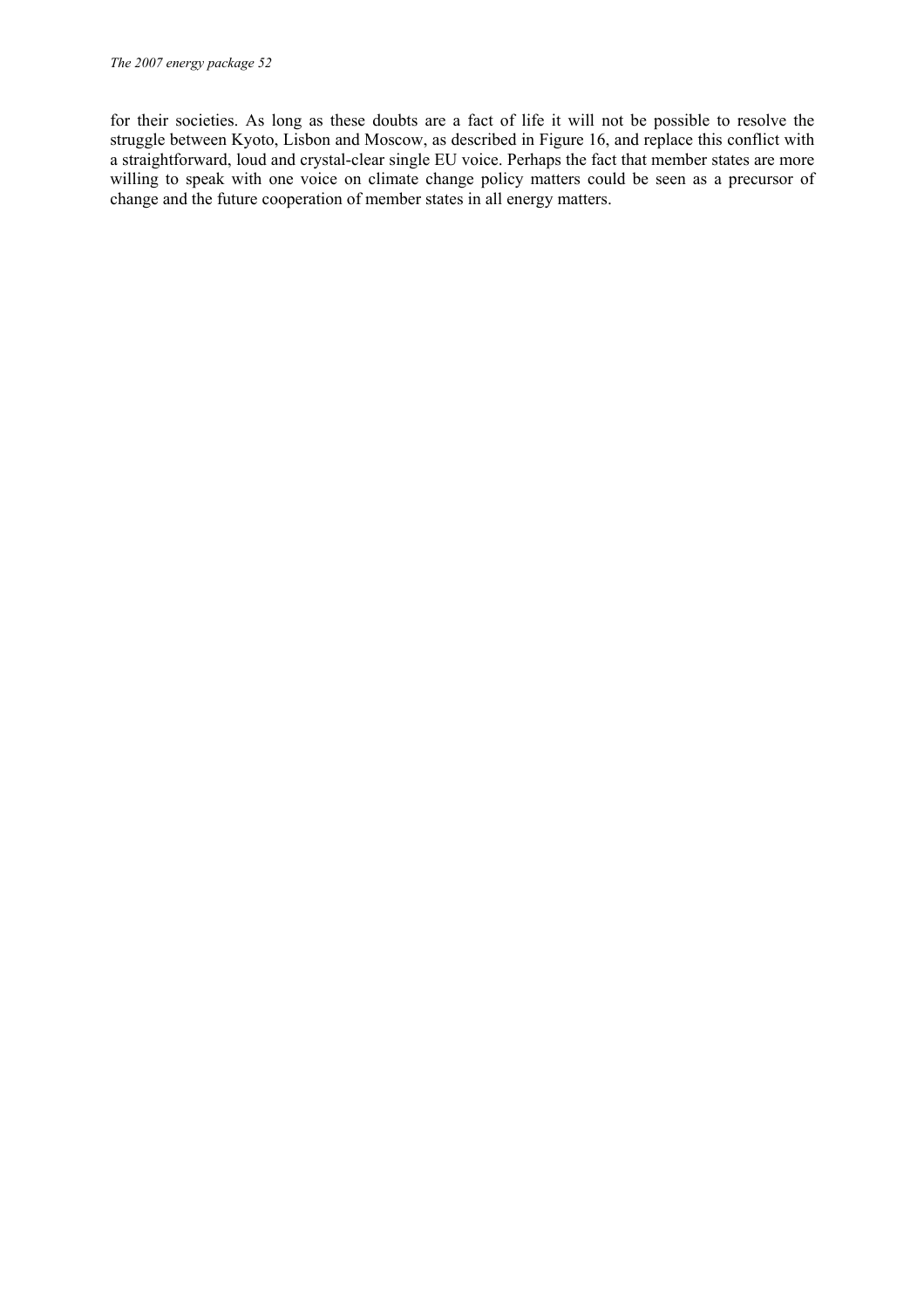for their societies. As long as these doubts are a fact of life it will not be possible to resolve the struggle between Kyoto, Lisbon and Moscow, as described in Figure 16, and replace this conflict with a straightforward, loud and crystal-clear single EU voice. Perhaps the fact that member states are more willing to speak with one voice on climate change policy matters could be seen as a precursor of change and the future cooperation of member states in all energy matters.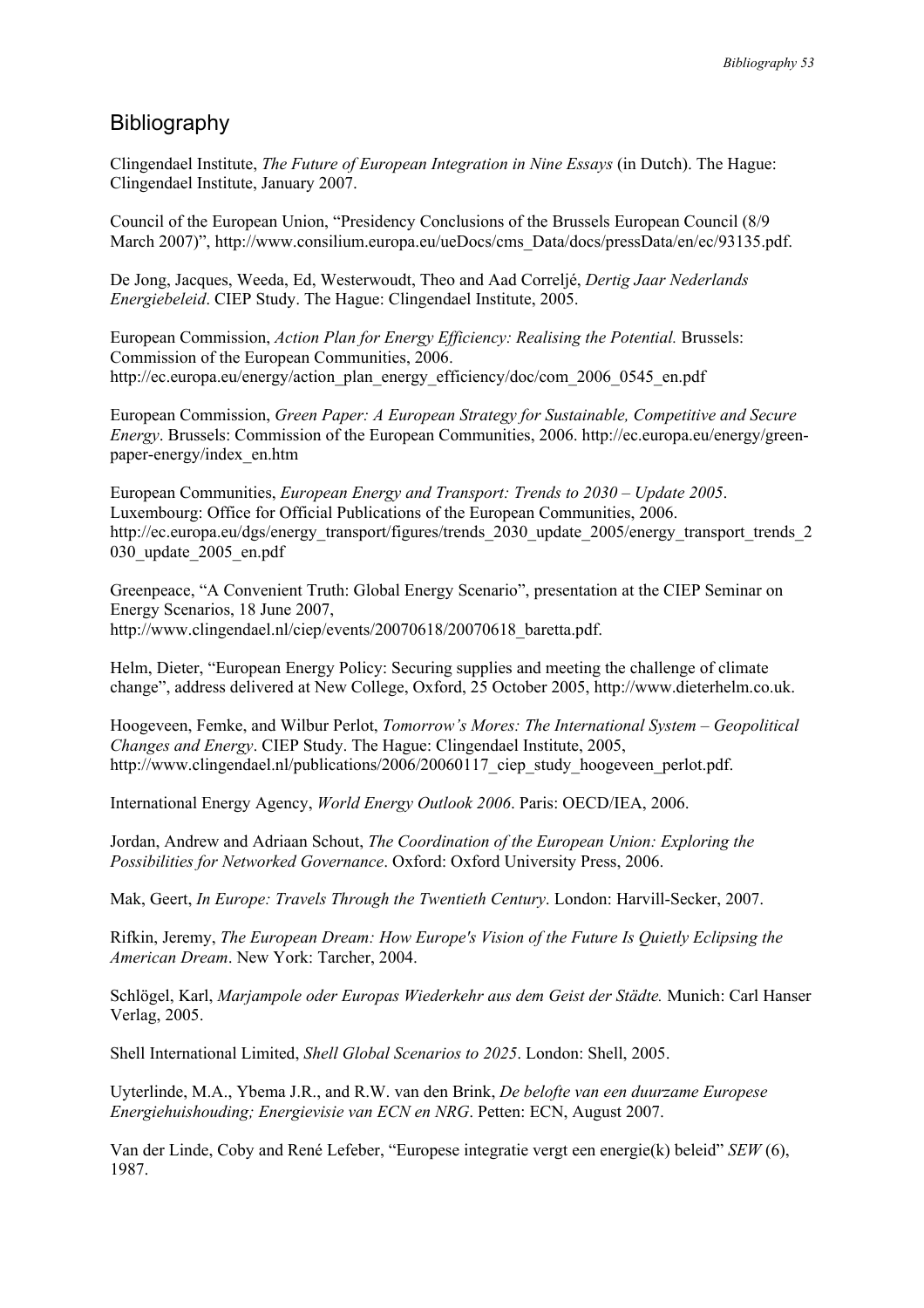# Bibliography

Clingendael Institute, *The Future of European Integration in Nine Essays* (in Dutch). The Hague: Clingendael Institute, January 2007.

Council of the European Union, "Presidency Conclusions of the Brussels European Council (8/9 March 2007)", http://www.consilium.europa.eu/ueDocs/cms_Data/docs/pressData/en/ec/93135.pdf.

De Jong, Jacques, Weeda, Ed, Westerwoudt, Theo and Aad Correljé, *Dertig Jaar Nederlands Energiebeleid*. CIEP Study. The Hague: Clingendael Institute, 2005.

European Commission, *Action Plan for Energy Efficiency: Realising the Potential.* Brussels: Commission of the European Communities, 2006. http://ec.europa.eu/energy/action_plan_energy_efficiency/doc/com_2006_0545_en.pdf

European Commission, *Green Paper: A European Strategy for Sustainable, Competitive and Secure Energy*. Brussels: Commission of the European Communities, 2006. http://ec.europa.eu/energy/green-paper-energy/index_en.htm

European Communities, *European Energy and Transport: Trends to 2030 – Update 2005*. Luxembourg: Office for Official Publications of the European Communities, 2006. http://ec.europa.eu/dgs/energy_transport/figures/trends_2030_update_2005/energy_transport_trends_2030_update_2005_en.pdf

Greenpeace, "A Convenient Truth: Global Energy Scenario", presentation at the CIEP Seminar on Energy Scenarios, 18 June 2007, http://www.clingendael.nl/ciep/events/20070618/20070618_baretta.pdf.

Helm, Dieter, "European Energy Policy: Securing supplies and meeting the challenge of climate change", address delivered at New College, Oxford, 25 October 2005, http://www.dieterhelm.co.uk.

Hoogeveen, Femke, and Wilbur Perlot, *Tomorrow's Mores: The International System – Geopolitical Changes and Energy*. CIEP Study. The Hague: Clingendael Institute, 2005, http://www.clingendael.nl/publications/2006/20060117_ciep_study_hoogeveen_perlot.pdf.

International Energy Agency, *World Energy Outlook 2006*. Paris: OECD/IEA, 2006.

Jordan, Andrew and Adriaan Schout, *The Coordination of the European Union: Exploring the Possibilities for Networked Governance*. Oxford: Oxford University Press, 2006.

Mak, Geert, *In Europe: Travels Through the Twentieth Century*. London: Harvill-Secker, 2007.

Rifkin, Jeremy, *The European Dream: How Europe's Vision of the Future Is Quietly Eclipsing the American Dream*. New York: Tarcher, 2004.

Schlögel, Karl, *Marjampole oder Europas Wiederkehr aus dem Geist der Städte.* Munich: Carl Hanser Verlag, 2005.

Shell International Limited, *Shell Global Scenarios to 2025*. London: Shell, 2005.

Uyterlinde, M.A., Ybema J.R., and R.W. van den Brink, *De belofte van een duurzame Europese Energiehuishouding; Energievisie van ECN en NRG*. Petten: ECN, August 2007.

Van der Linde, Coby and René Lefeber, "Europese integratie vergt een energie(k) beleid" *SEW* (6), 1987.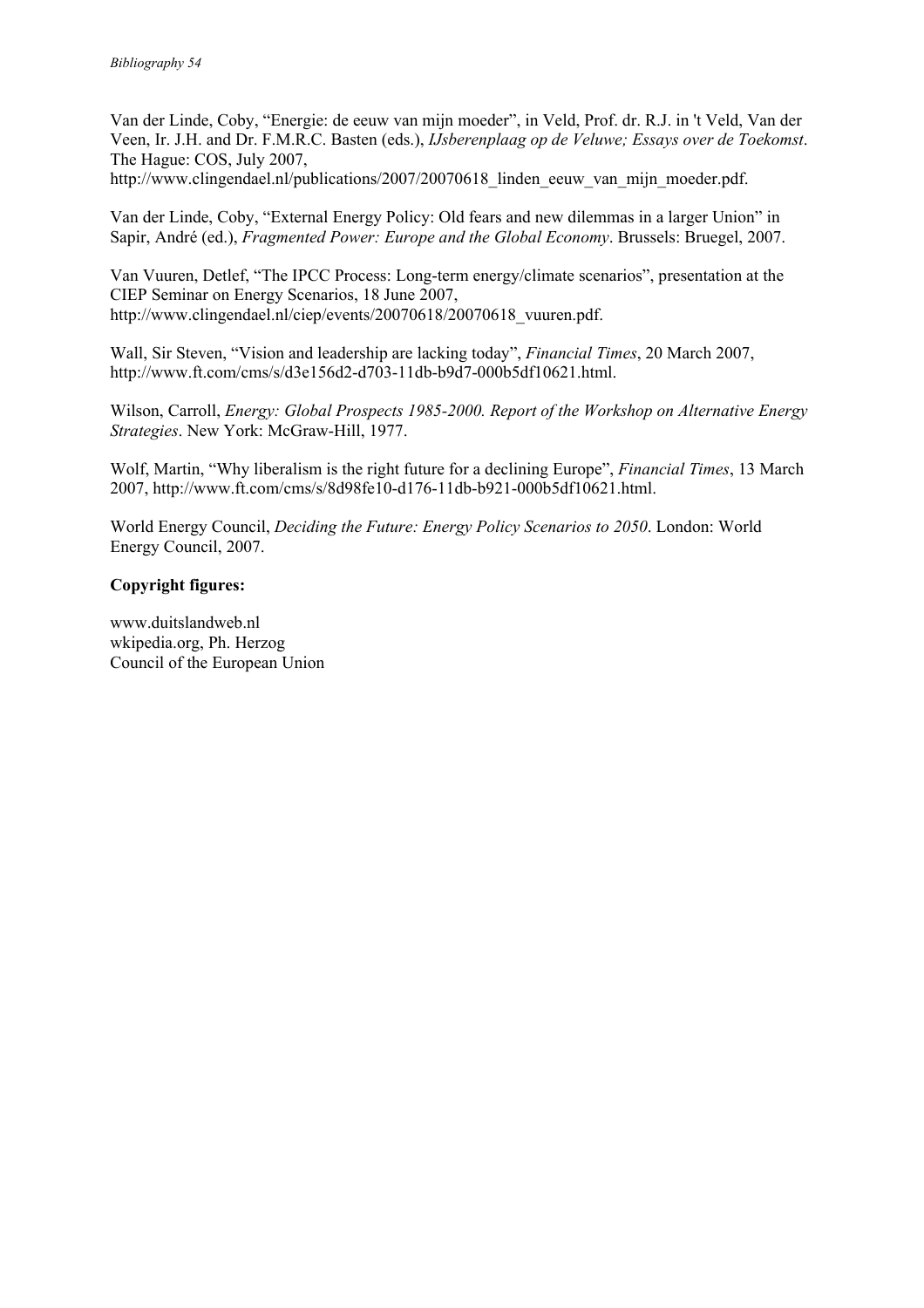Van der Linde, Coby, “Energie: de eeuw van mijn moeder”, in Veld, Prof. dr. R.J. in 't Veld, Van der Veen, Ir. J.H. and Dr. F.M.R.C. Basten (eds.), *IJsberenplaag op de Veluwe; Essays over de Toekomst*. The Hague: COS, July 2007, http://www.clingendael.nl/publications/2007/20070618_linden_eeuw_van_mijn_moeder.pdf.

Van der Linde, Coby, “External Energy Policy: Old fears and new dilemmas in a larger Union” in Sapir, André (ed.), *Fragmented Power: Europe and the Global Economy*. Brussels: Bruegel, 2007.

Van Vuuren, Detlef, “The IPCC Process: Long-term energy/climate scenarios”, presentation at the CIEP Seminar on Energy Scenarios, 18 June 2007, http://www.clingendael.nl/ciep/events/20070618/20070618_vuuren.pdf.

Wall, Sir Steven, “Vision and leadership are lacking today”, *Financial Times*, 20 March 2007, http://www.ft.com/cms/s/d3e156d2-d703-11db-b9d7-000b5df10621.html.

Wilson, Carroll, *Energy: Global Prospects 1985-2000. Report of the Workshop on Alternative Energy Strategies*. New York: McGraw-Hill, 1977.

Wolf, Martin, “Why liberalism is the right future for a declining Europe”, *Financial Times*, 13 March 2007, http://www.ft.com/cms/s/8d98fe10-d176-11db-b921-000b5df10621.html.

World Energy Council, *Deciding the Future: Energy Policy Scenarios to 2050*. London: World Energy Council, 2007.

**Copyright figures:**

www.duitslandweb.nl
wkipedia.org, Ph. Herzog
Council of the European Union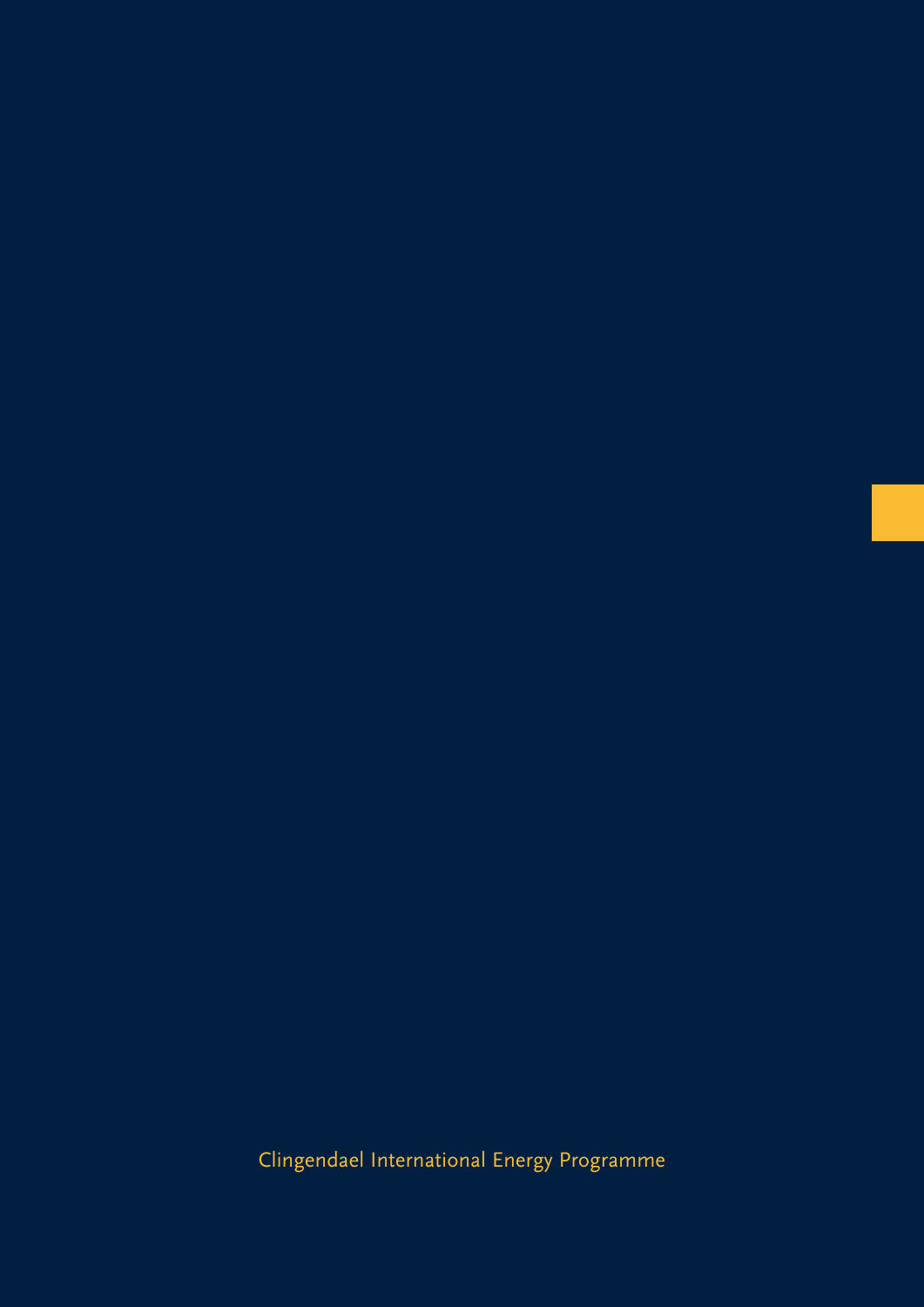Clingendael International Energy Programme